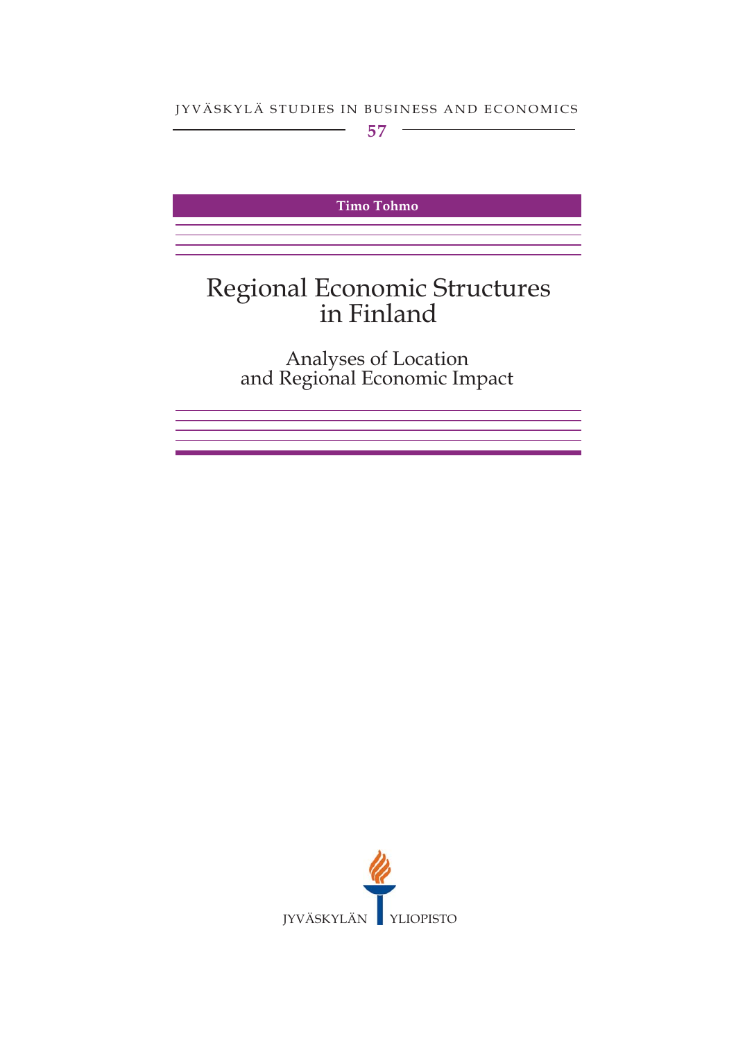JYVÄSKYLÄ STUDIES IN BUSINESS AND ECONOMICS

57

**Timo Tohmo**

# Regional Economic Structures in Finland

## Analyses of Location and Regional Economic Impact

JYVÄSKYLÄN YLIOPISTO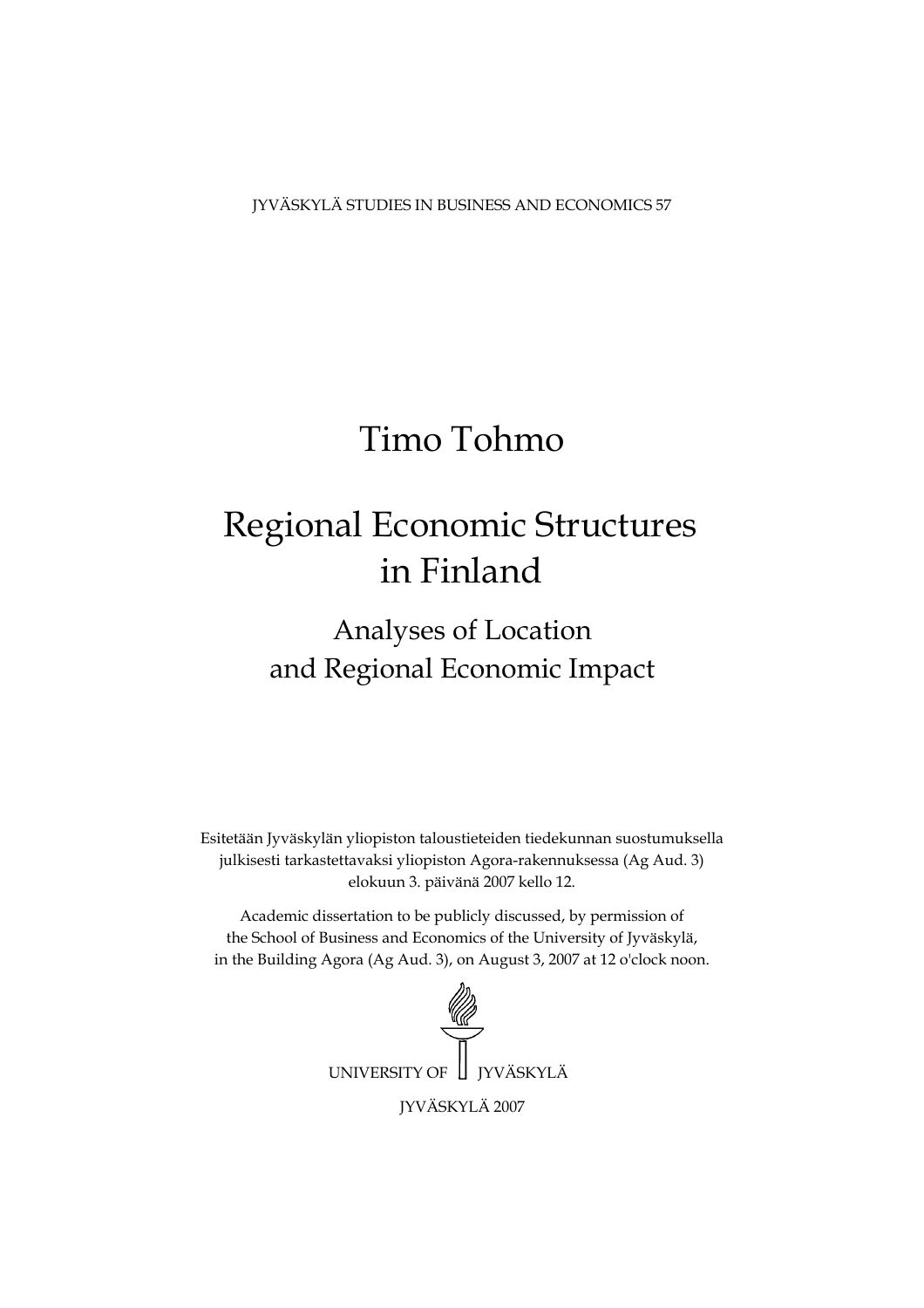JYVÄSKYLÄ STUDIES IN BUSINESS AND ECONOMICS 57

# Timo Tohmo

# Regional Economic Structures in Finland

## Analyses of Location and Regional Economic Impact

Esitetään Jyväskylän yliopiston taloustieteiden tiedekunnan suostumuksella julkisesti tarkastettavaksi yliopiston Agora-rakennuksessa (Ag Aud. 3) elokuun 3. päivänä 2007 kello 12.

Academic dissertation to be publicly discussed, by permission of the School of Business and Economics of the University of Jyväskylä, in the Building Agora (Ag Aud. 3), on August 3, 2007 at 12 o'clock noon.

UNIVERSITY OF JYVÄSKYLÄ

JYVÄSKYLÄ 2007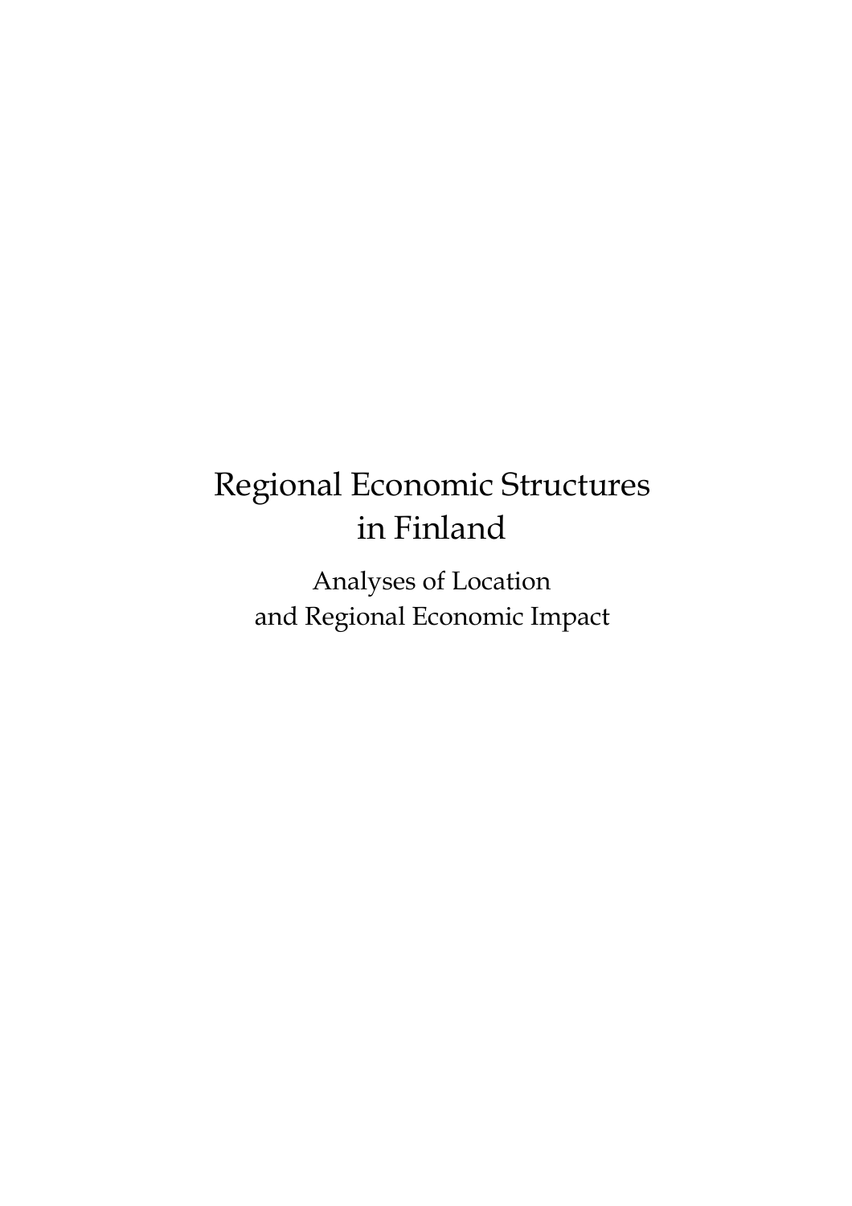# Regional Economic Structures in Finland

## Analyses of Location and Regional Economic Impact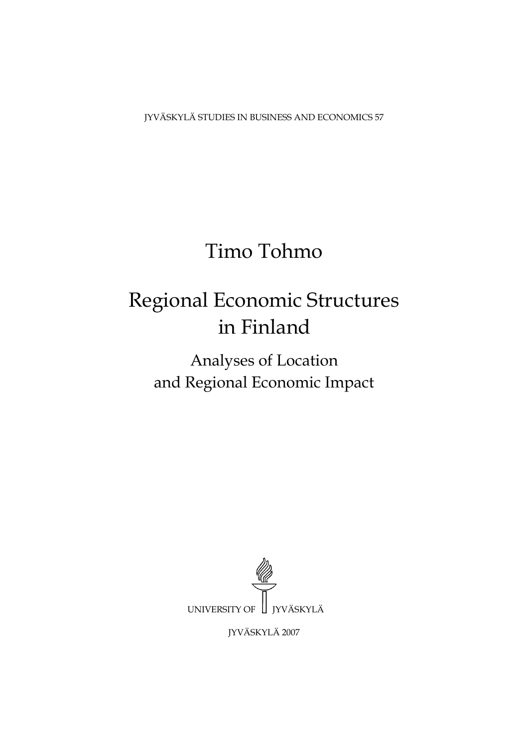JYVÄSKYLÄ STUDIES IN BUSINESS AND ECONOMICS 57

# Timo Tohmo

# Regional Economic Structures in Finland

## Analyses of Location and Regional Economic Impact

UNIVERSITY OF JYVÄSKYLÄ

JYVÄSKYLÄ 2007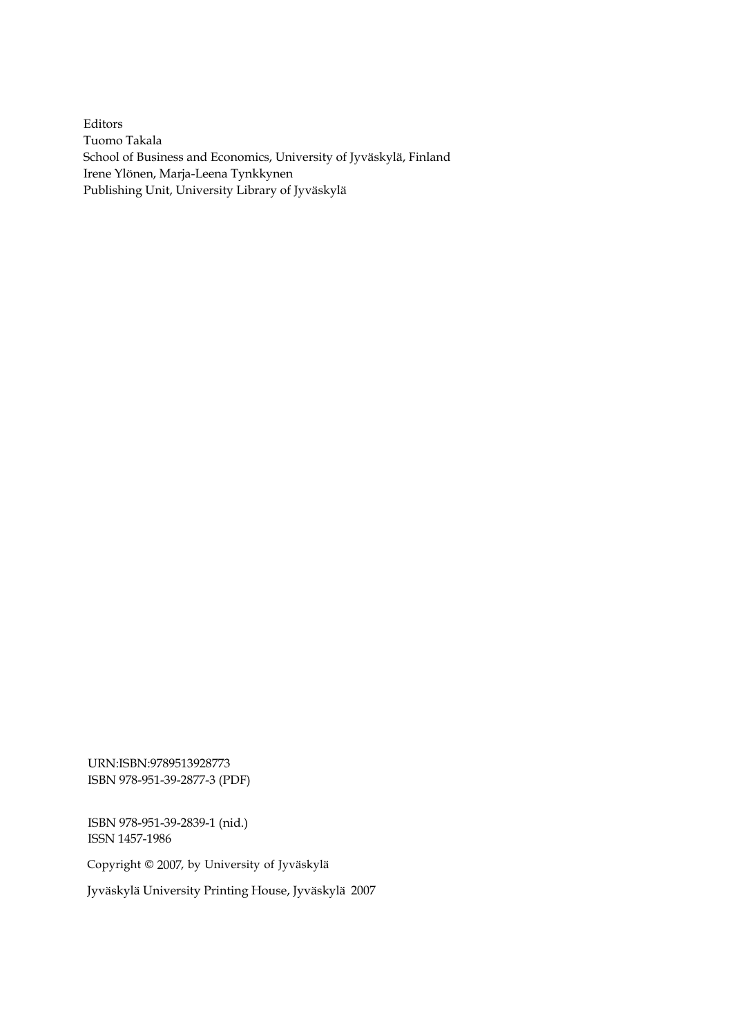Editors
Tuomo Takala
School of Business and Economics, University of Jyväskylä, Finland
Irene Ylönen, Marja-Leena Tynkkynen
Publishing Unit, University Library of Jyväskylä

URN:ISBN:9789513928773
ISBN 978-951-39-2877-3 (PDF)

ISBN 978-951-39-2839-1 (nid.)
ISSN 1457-1986

Copyright © 2007, by University of Jyväskylä

Jyväskylä University Printing House, Jyväskylä 2007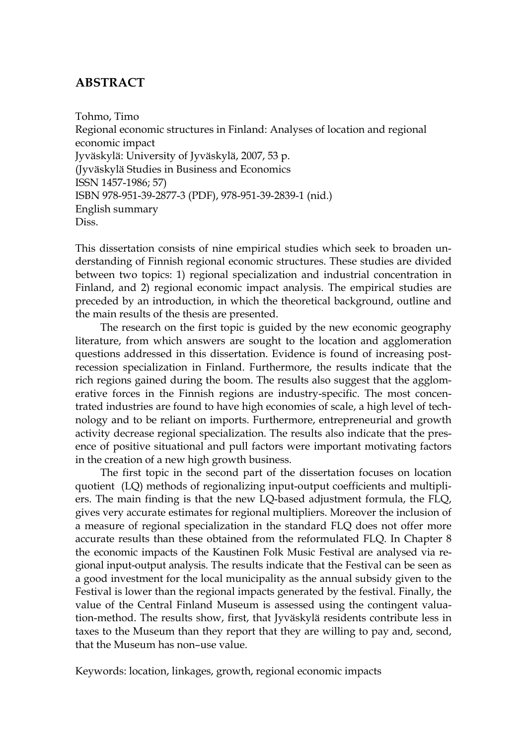# ABSTRACT

Tohmo, Timo
Regional economic structures in Finland: Analyses of location and regional economic impact
Jyväskylä: University of Jyväskylä, 2007, 53 p.
(Jyväskylä Studies in Business and Economics
ISSN 1457-1986; 57)
ISBN 978-951-39-2877-3 (PDF), 978-951-39-2839-1 (nid.)
English summary
Diss.

This dissertation consists of nine empirical studies which seek to broaden understanding of Finnish regional economic structures. These studies are divided between two topics: 1) regional specialization and industrial concentration in Finland, and 2) regional economic impact analysis. The empirical studies are preceded by an introduction, in which the theoretical background, outline and the main results of the thesis are presented.

The research on the first topic is guided by the new economic geography literature, from which answers are sought to the location and agglomeration questions addressed in this dissertation. Evidence is found of increasing post-recession specialization in Finland. Furthermore, the results indicate that the rich regions gained during the boom. The results also suggest that the agglomerative forces in the Finnish regions are industry-specific. The most concentrated industries are found to have high economies of scale, a high level of technology and to be reliant on imports. Furthermore, entrepreneurial and growth activity decrease regional specialization. The results also indicate that the presence of positive situational and pull factors were important motivating factors in the creation of a new high growth business.

The first topic in the second part of the dissertation focuses on location quotient (LQ) methods of regionalizing input-output coefficients and multipliers. The main finding is that the new LQ-based adjustment formula, the FLQ, gives very accurate estimates for regional multipliers. Moreover the inclusion of a measure of regional specialization in the standard FLQ does not offer more accurate results than these obtained from the reformulated FLQ. In Chapter 8 the economic impacts of the Kaustinen Folk Music Festival are analysed via regional input-output analysis. The results indicate that the Festival can be seen as a good investment for the local municipality as the annual subsidy given to the Festival is lower than the regional impacts generated by the festival. Finally, the value of the Central Finland Museum is assessed using the contingent valuation-method. The results show, first, that Jyväskylä residents contribute less in taxes to the Museum than they report that they are willing to pay and, second, that the Museum has non–use value.

Keywords: location, linkages, growth, regional economic impacts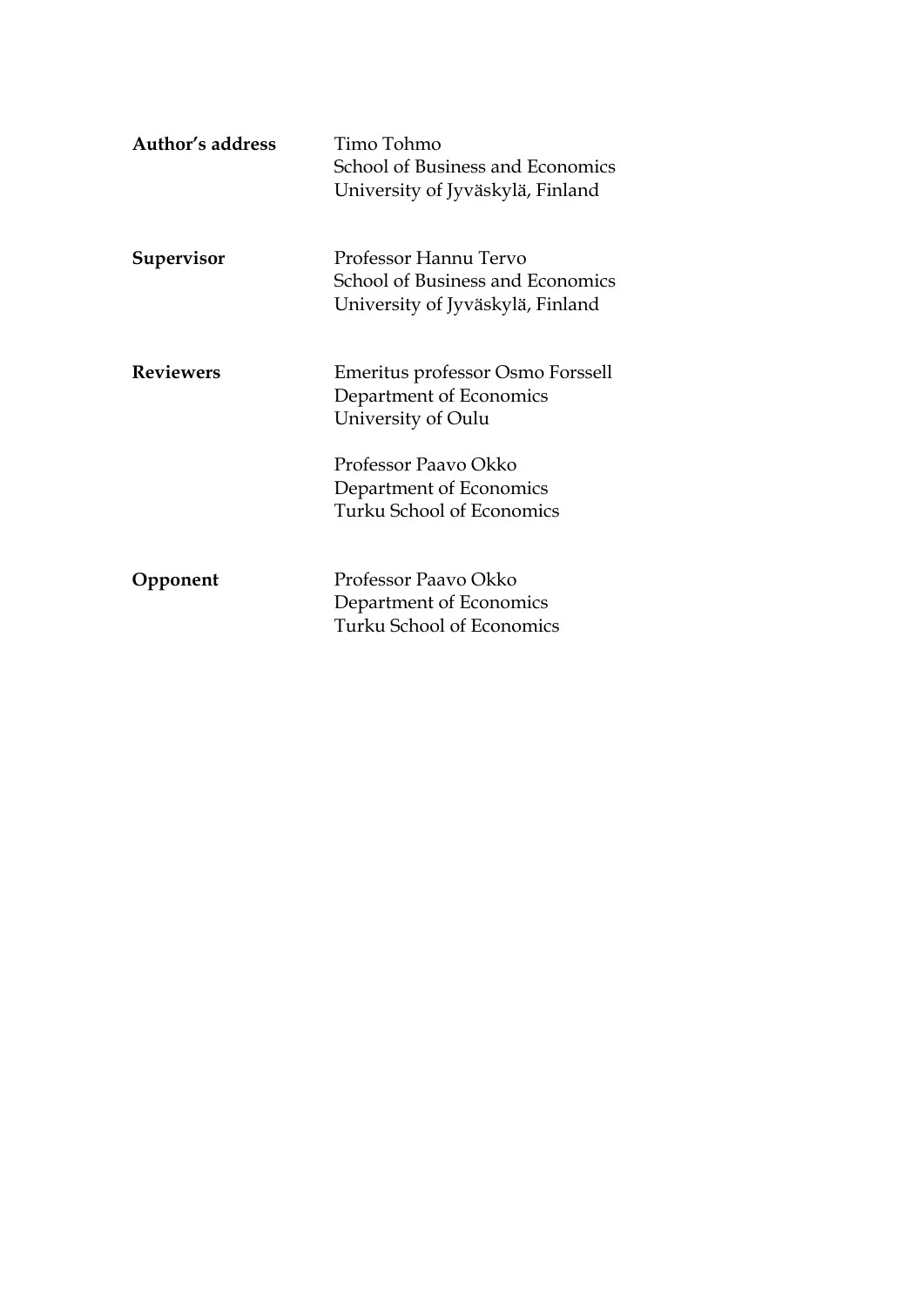**Author's address** Timo Tohmo
School of Business and Economics
University of Jyväskylä, Finland

**Supervisor** Professor Hannu Tervo
School of Business and Economics
University of Jyväskylä, Finland

**Reviewers** Emeritus professor Osmo Forssell
Department of Economics
University of Oulu

Professor Paavo Okko
Department of Economics
Turku School of Economics

**Opponent** Professor Paavo Okko
Department of Economics
Turku School of Economics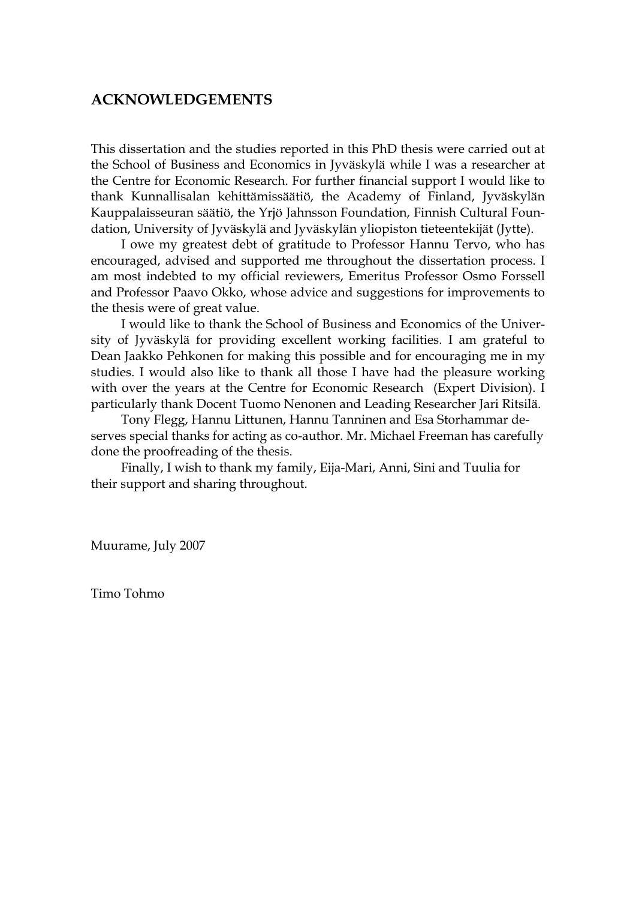## ACKNOWLEDGEMENTS

This dissertation and the studies reported in this PhD thesis were carried out at the School of Business and Economics in Jyväskylä while I was a researcher at the Centre for Economic Research. For further financial support I would like to thank Kunnallisalan kehittämissäätiö, the Academy of Finland, Jyväskylän Kauppalaisseuran säätiö, the Yrjö Jahnsson Foundation, Finnish Cultural Foundation, University of Jyväskylä and Jyväskylän yliopiston tieteentekijät (Jytte).

I owe my greatest debt of gratitude to Professor Hannu Tervo, who has encouraged, advised and supported me throughout the dissertation process. I am most indebted to my official reviewers, Emeritus Professor Osmo Forssell and Professor Paavo Okko, whose advice and suggestions for improvements to the thesis were of great value.

I would like to thank the School of Business and Economics of the University of Jyväskylä for providing excellent working facilities. I am grateful to Dean Jaakko Pehkonen for making this possible and for encouraging me in my studies. I would also like to thank all those I have had the pleasure working with over the years at the Centre for Economic Research (Expert Division). I particularly thank Docent Tuomo Nenonen and Leading Researcher Jari Ritsilä.

Tony Flegg, Hannu Littunen, Hannu Tanninen and Esa Storhammar deserves special thanks for acting as co-author. Mr. Michael Freeman has carefully done the proofreading of the thesis.

Finally, I wish to thank my family, Eija-Mari, Anni, Sini and Tuulia for their support and sharing throughout.

Muurame, July 2007

Timo Tohmo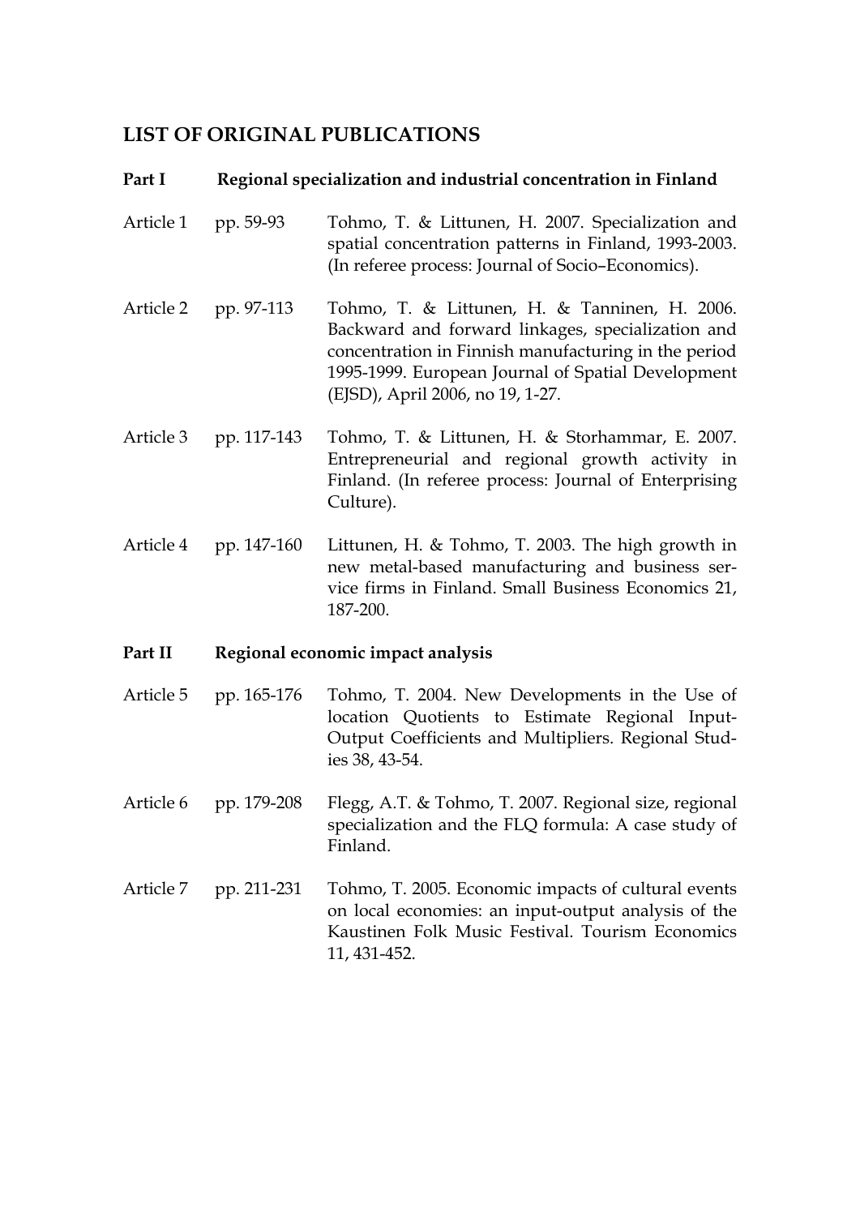## LIST OF ORIGINAL PUBLICATIONS

**Part I Regional specialization and industrial concentration in Finland**

Article 1 pp. 59-93 Tohmo, T. & Littunen, H. 2007. Specialization and spatial concentration patterns in Finland, 1993-2003. (In referee process: Journal of Socio–Economics).

Article 2 pp. 97-113 Tohmo, T. & Littunen, H. & Tanninen, H. 2006. Backward and forward linkages, specialization and concentration in Finnish manufacturing in the period 1995-1999. European Journal of Spatial Development (EJSD), April 2006, no 19, 1-27.

Article 3 pp. 117-143 Tohmo, T. & Littunen, H. & Storhammar, E. 2007. Entrepreneurial and regional growth activity in Finland. (In referee process: Journal of Enterprising Culture).

Article 4 pp. 147-160 Littunen, H. & Tohmo, T. 2003. The high growth in new metal-based manufacturing and business service firms in Finland. Small Business Economics 21, 187-200.

**Part II Regional economic impact analysis**

Article 5 pp. 165-176 Tohmo, T. 2004. New Developments in the Use of location Quotients to Estimate Regional Input-Output Coefficients and Multipliers. Regional Studies 38, 43-54.

Article 6 pp. 179-208 Flegg, A.T. & Tohmo, T. 2007. Regional size, regional specialization and the FLQ formula: A case study of Finland.

Article 7 pp. 211-231 Tohmo, T. 2005. Economic impacts of cultural events on local economies: an input-output analysis of the Kaustinen Folk Music Festival. Tourism Economics 11, 431-452.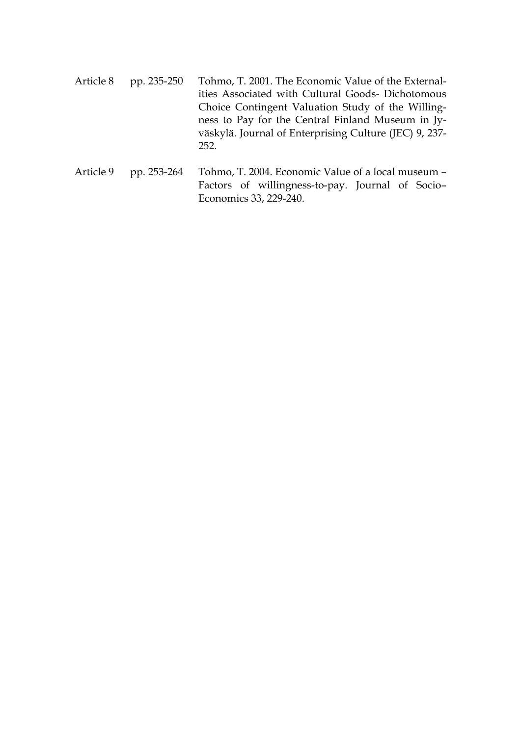| | | |
|---|---|---|
| Article 8 | pp. 235-250 | Tohmo, T. 2001. The Economic Value of the Externalities Associated with Cultural Goods- Dichotomous Choice Contingent Valuation Study of the Willingness to Pay for the Central Finland Museum in Jyväskylä. Journal of Enterprising Culture (JEC) 9, 237-252. |
| Article 9 | pp. 253-264 | Tohmo, T. 2004. Economic Value of a local museum – Factors of willingness-to-pay. Journal of Socio–Economics 33, 229-240. |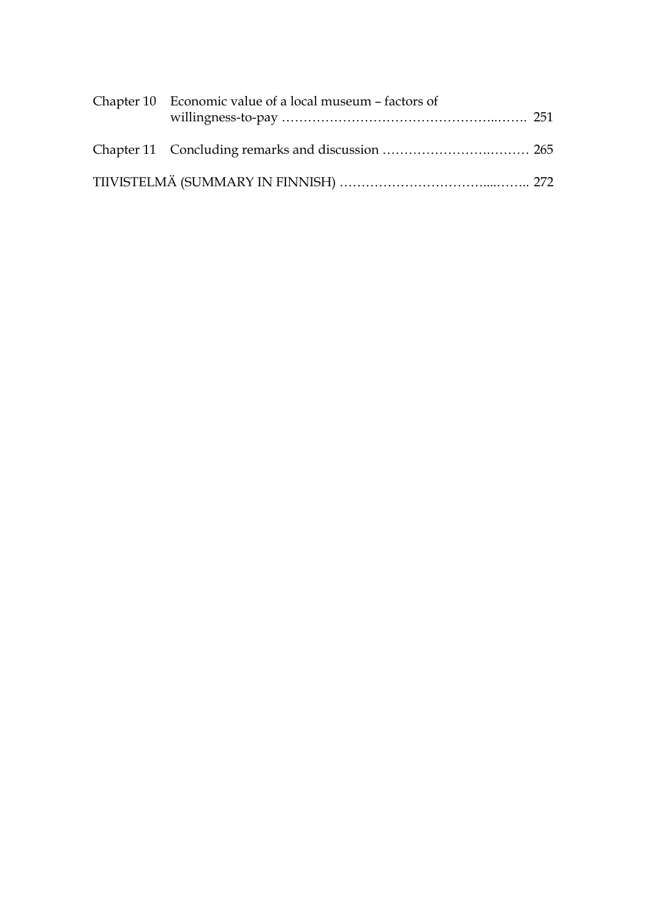| | | |
|---|---|---|
| Chapter 10 | Economic value of a local museum – factors of willingness-to-pay …………………………………………..……. | 251 |
| Chapter 11 | Concluding remarks and discussion ……………………..……… | 265 |

TIIVISTELMÄ (SUMMARY IN FINNISH) ……………………………....…….. 272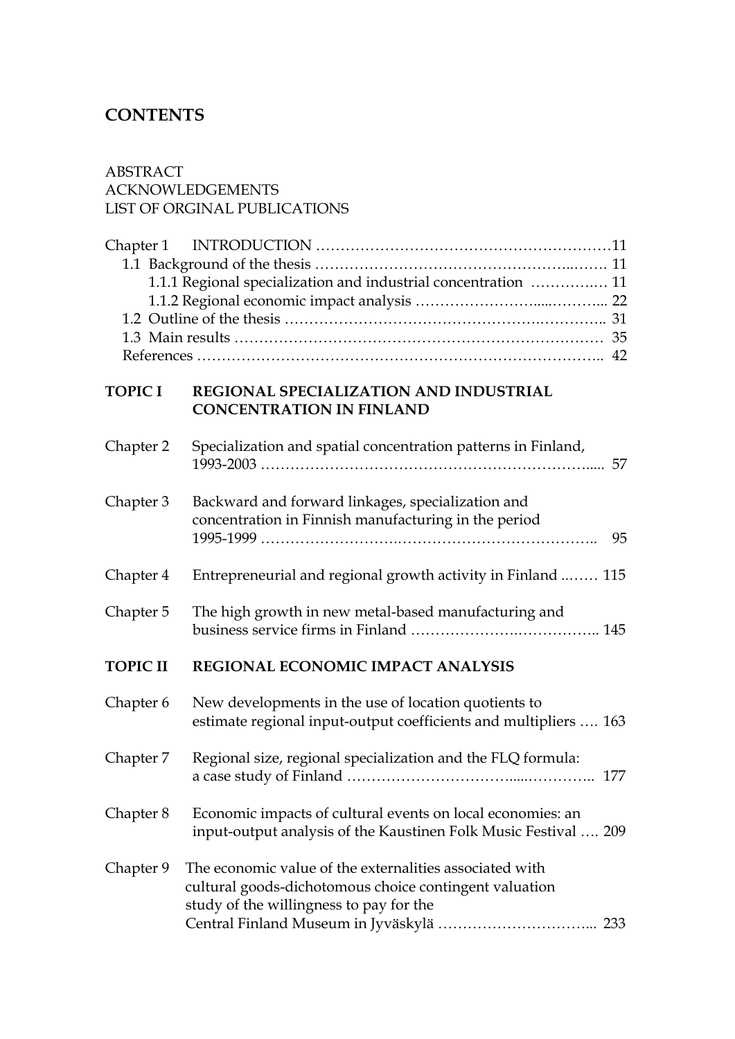# CONTENTS

ABSTRACT
ACKNOWLEDGEMENTS
LIST OF ORGINAL PUBLICATIONS

Chapter 1 INTRODUCTION …………………………………………………… 11
- 1.1 Background of the thesis …………………………………………………. 11
  - 1.1.1 Regional specialization and industrial concentration …………… 11
  - 1.1.2 Regional economic impact analysis ……………………………… 22
- 1.2 Outline of the thesis ……………………………………………………… 31
- 1.3 Main results ……………………………………………………………… 35
- References ……………………………………………………………………… 42

**TOPIC I REGIONAL SPECIALIZATION AND INDUSTRIAL CONCENTRATION IN FINLAND**

Chapter 2 Specialization and spatial concentration patterns in Finland, 1993-2003 ……………………………………………………… 57

Chapter 3 Backward and forward linkages, specialization and concentration in Finnish manufacturing in the period 1995-1999 ……………………………………………………… 95

Chapter 4 Entrepreneurial and regional growth activity in Finland ……… 115

Chapter 5 The high growth in new metal-based manufacturing and business service firms in Finland ……………………………… 145

**TOPIC II REGIONAL ECONOMIC IMPACT ANALYSIS**

Chapter 6 New developments in the use of location quotients to estimate regional input-output coefficients and multipliers …. 163

Chapter 7 Regional size, regional specialization and the FLQ formula: a case study of Finland ……………………………………… 177

Chapter 8 Economic impacts of cultural events on local economies: an input-output analysis of the Kaustinen Folk Music Festival …. 209

Chapter 9 The economic value of the externalities associated with cultural goods-dichotomous choice contingent valuation study of the willingness to pay for the Central Finland Museum in Jyväskylä ……………………………… 233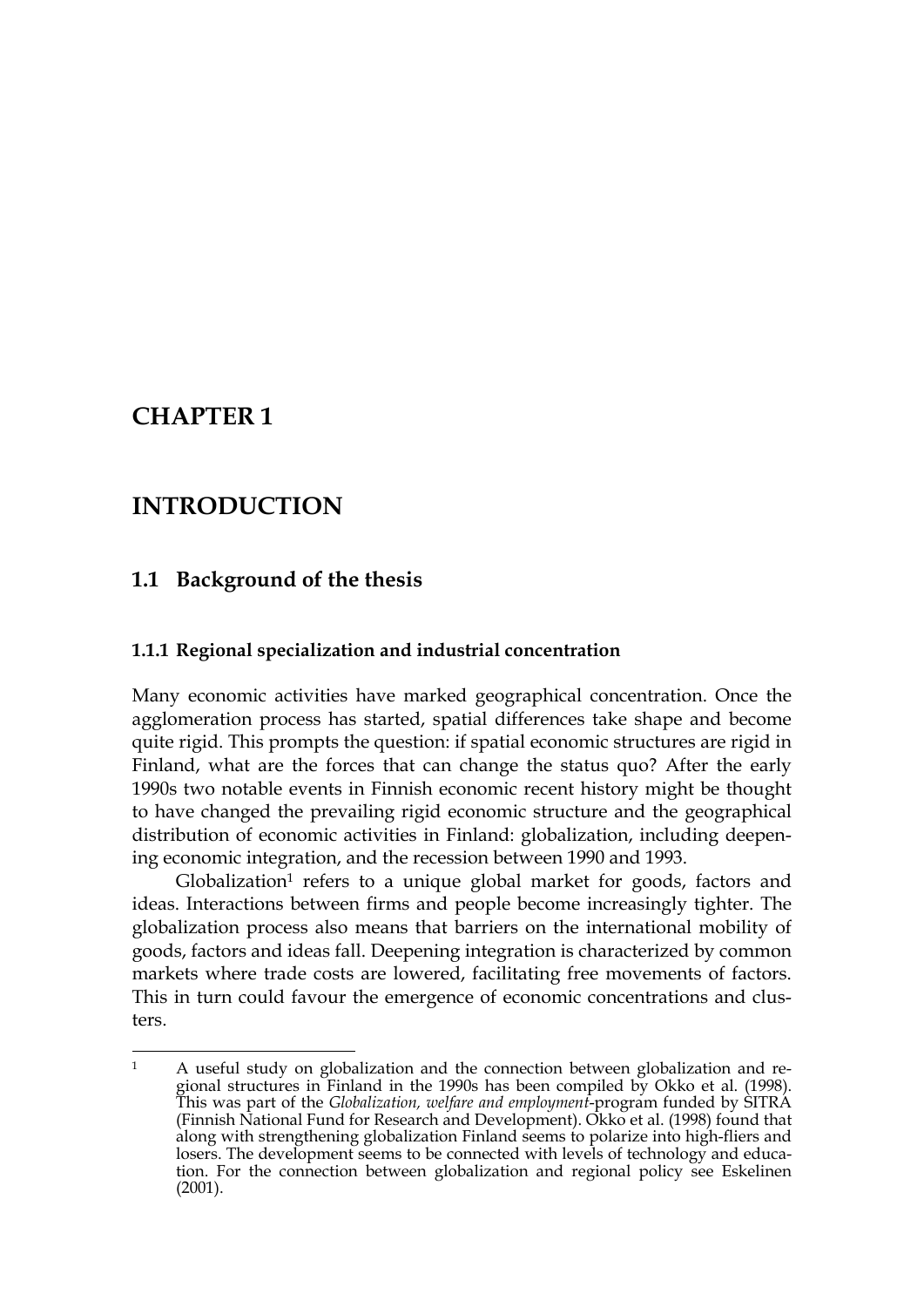# CHAPTER 1

# INTRODUCTION

## 1.1 Background of the thesis

### 1.1.1 Regional specialization and industrial concentration

Many economic activities have marked geographical concentration. Once the agglomeration process has started, spatial differences take shape and become quite rigid. This prompts the question: if spatial economic structures are rigid in Finland, what are the forces that can change the status quo? After the early 1990s two notable events in Finnish economic recent history might be thought to have changed the prevailing rigid economic structure and the geographical distribution of economic activities in Finland: globalization, including deepening economic integration, and the recession between 1990 and 1993.

Globalization[1] refers to a unique global market for goods, factors and ideas. Interactions between firms and people become increasingly tighter. The globalization process also means that barriers on the international mobility of goods, factors and ideas fall. Deepening integration is characterized by common markets where trade costs are lowered, facilitating free movements of factors. This in turn could favour the emergence of economic concentrations and clusters.

---

[1] A useful study on globalization and the connection between globalization and regional structures in Finland in the 1990s has been compiled by Okko et al. (1998). This was part of the *Globalization, welfare and employment*-program funded by SITRA (Finnish National Fund for Research and Development). Okko et al. (1998) found that along with strengthening globalization Finland seems to polarize into high-fliers and losers. The development seems to be connected with levels of technology and education. For the connection between globalization and regional policy see Eskelinen (2001).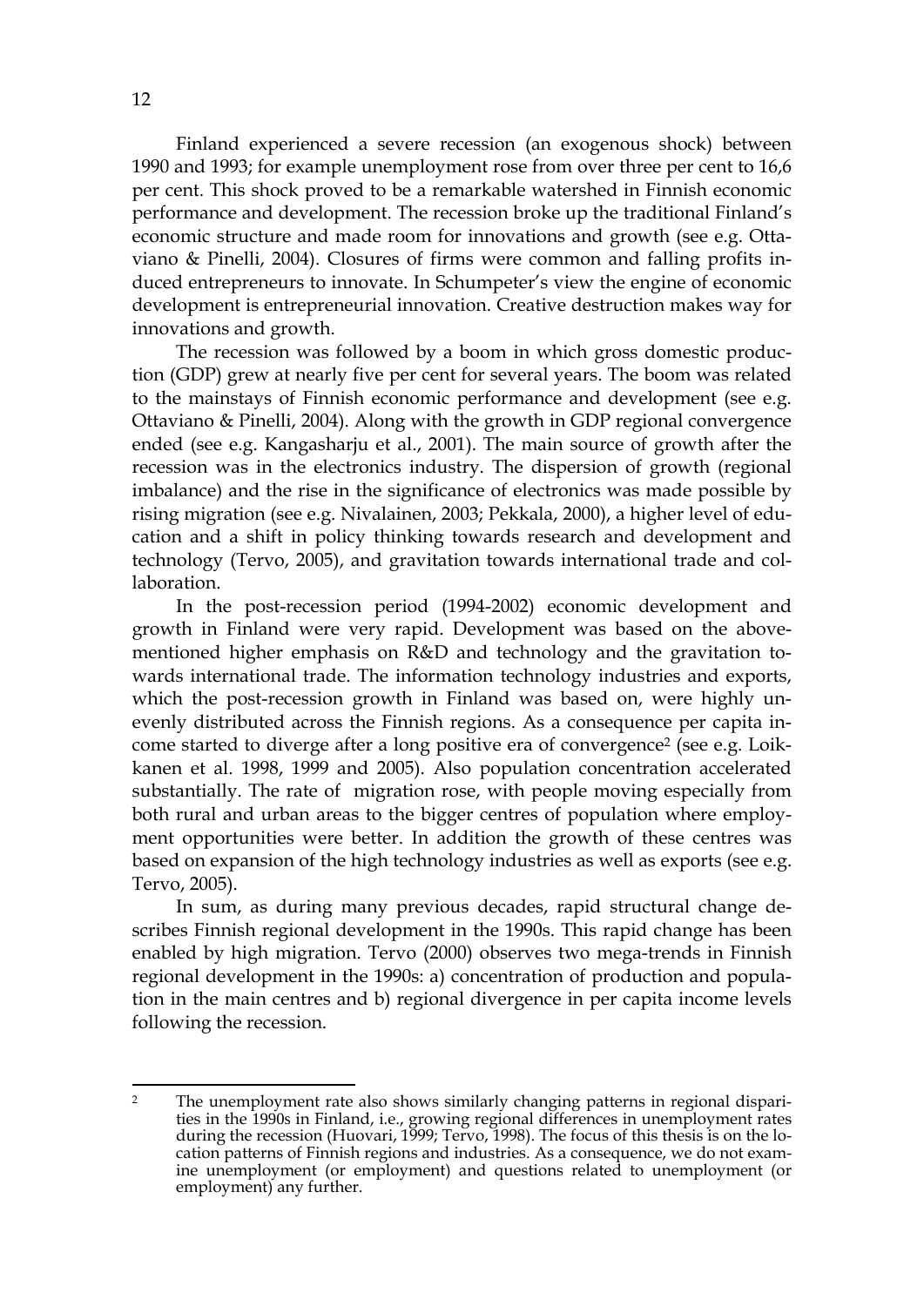Finland experienced a severe recession (an exogenous shock) between 1990 and 1993; for example unemployment rose from over three per cent to 16,6 per cent. This shock proved to be a remarkable watershed in Finnish economic performance and development. The recession broke up the traditional Finland's economic structure and made room for innovations and growth (see e.g. Ottaviano & Pinelli, 2004). Closures of firms were common and falling profits induced entrepreneurs to innovate. In Schumpeter's view the engine of economic development is entrepreneurial innovation. Creative destruction makes way for innovations and growth.

The recession was followed by a boom in which gross domestic production (GDP) grew at nearly five per cent for several years. The boom was related to the mainstays of Finnish economic performance and development (see e.g. Ottaviano & Pinelli, 2004). Along with the growth in GDP regional convergence ended (see e.g. Kangasharju et al., 2001). The main source of growth after the recession was in the electronics industry. The dispersion of growth (regional imbalance) and the rise in the significance of electronics was made possible by rising migration (see e.g. Nivalainen, 2003; Pekkala, 2000), a higher level of education and a shift in policy thinking towards research and development and technology (Tervo, 2005), and gravitation towards international trade and collaboration.

In the post-recession period (1994-2002) economic development and growth in Finland were very rapid. Development was based on the above-mentioned higher emphasis on R&D and technology and the gravitation towards international trade. The information technology industries and exports, which the post-recession growth in Finland was based on, were highly unevenly distributed across the Finnish regions. As a consequence per capita income started to diverge after a long positive era of convergence[2] (see e.g. Loikkanen et al. 1998, 1999 and 2005). Also population concentration accelerated substantially. The rate of migration rose, with people moving especially from both rural and urban areas to the bigger centres of population where employment opportunities were better. In addition the growth of these centres was based on expansion of the high technology industries as well as exports (see e.g. Tervo, 2005).

In sum, as during many previous decades, rapid structural change describes Finnish regional development in the 1990s. This rapid change has been enabled by high migration. Tervo (2000) observes two mega-trends in Finnish regional development in the 1990s: a) concentration of production and population in the main centres and b) regional divergence in per capita income levels following the recession.

[2] The unemployment rate also shows similarly changing patterns in regional disparities in the 1990s in Finland, i.e., growing regional differences in unemployment rates during the recession (Huovari, 1999; Tervo, 1998). The focus of this thesis is on the location patterns of Finnish regions and industries. As a consequence, we do not examine unemployment (or employment) and questions related to unemployment (or employment) any further.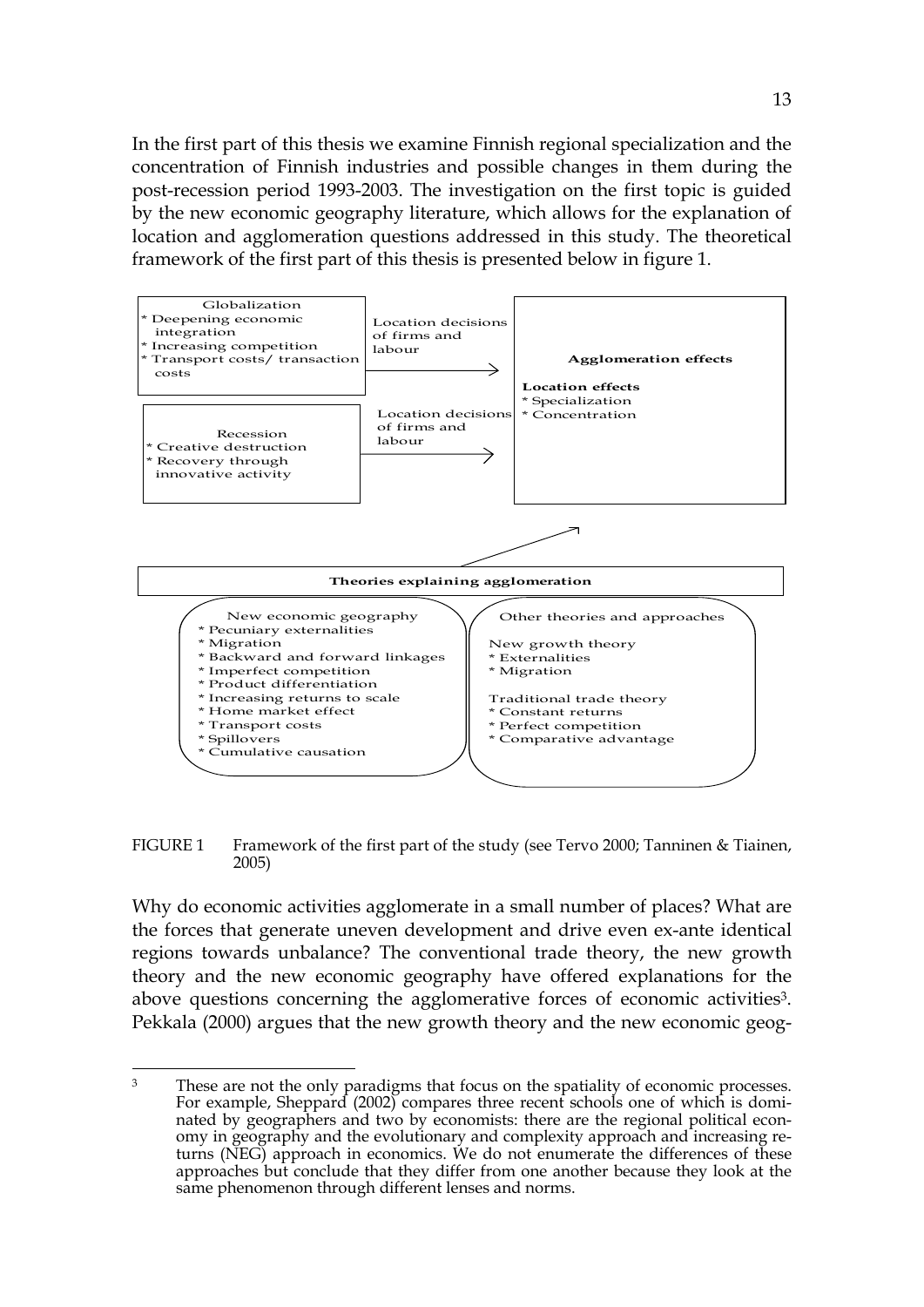In the first part of this thesis we examine Finnish regional specialization and the concentration of Finnish industries and possible changes in them during the post-recession period 1993-2003. The investigation on the first topic is guided by the new economic geography literature, which allows for the explanation of location and agglomeration questions addressed in this study. The theoretical framework of the first part of this thesis is presented below in figure 1.

Globalization
* Deepening economic integration
* Increasing competition
* Transport costs/ transaction costs

Location decisions of firms and labour

Recession
* Creative destruction
* Recovery through innovative activity

Location decisions of firms and labour

**Agglomeration effects**

**Location effects**
* Specialization
* Concentration

**Theories explaining agglomeration**

New economic geography
* Pecuniary externalities
* Migration
* Backward and forward linkages
* Imperfect competition
* Product differentiation
* Increasing returns to scale
* Home market effect
* Transport costs
* Spillovers
* Cumulative causation

Other theories and approaches

New growth theory
* Externalities
* Migration

Traditional trade theory
* Constant returns
* Perfect competition
* Comparative advantage

FIGURE 1 Framework of the first part of the study (see Tervo 2000; Tanninen & Tiainen, 2005)

Why do economic activities agglomerate in a small number of places? What are the forces that generate uneven development and drive even ex-ante identical regions towards unbalance? The conventional trade theory, the new growth theory and the new economic geography have offered explanations for the above questions concerning the agglomerative forces of economic activities[3]. Pekkala (2000) argues that the new growth theory and the new economic geog-

[3] These are not the only paradigms that focus on the spatiality of economic processes. For example, Sheppard (2002) compares three recent schools one of which is dominated by geographers and two by economists: there are the regional political economy in geography and the evolutionary and complexity approach and increasing returns (NEG) approach in economics. We do not enumerate the differences of these approaches but conclude that they differ from one another because they look at the same phenomenon through different lenses and norms.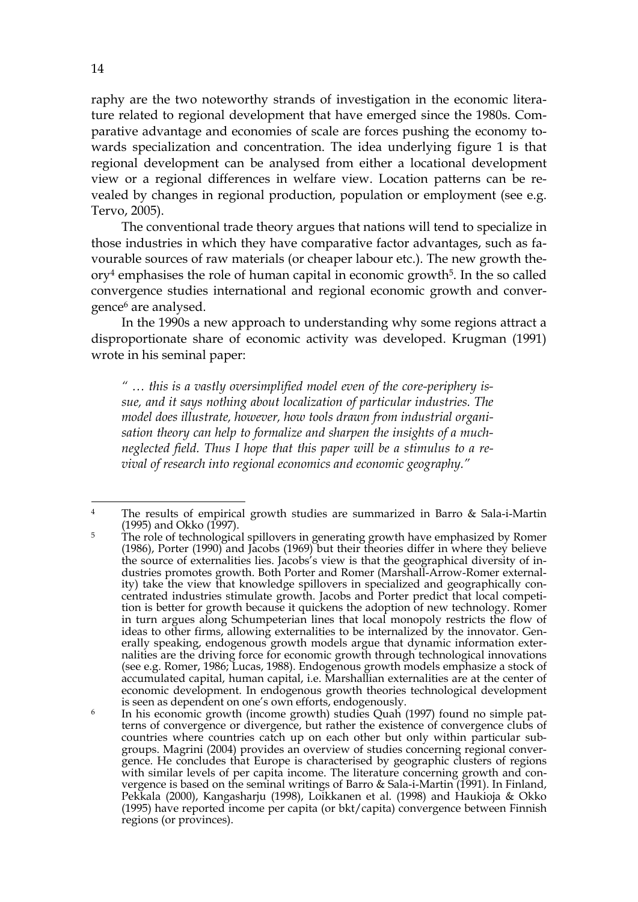raphy are the two noteworthy strands of investigation in the economic literature related to regional development that have emerged since the 1980s. Comparative advantage and economies of scale are forces pushing the economy towards specialization and concentration. The idea underlying figure 1 is that regional development can be analysed from either a locational development view or a regional differences in welfare view. Location patterns can be revealed by changes in regional production, population or employment (see e.g. Tervo, 2005).

The conventional trade theory argues that nations will tend to specialize in those industries in which they have comparative factor advantages, such as favourable sources of raw materials (or cheaper labour etc.). The new growth theory[4] emphasises the role of human capital in economic growth[5]. In the so called convergence studies international and regional economic growth and convergence[6] are analysed.

In the 1990s a new approach to understanding why some regions attract a disproportionate share of economic activity was developed. Krugman (1991) wrote in his seminal paper:

> *" … this is a vastly oversimplified model even of the core-periphery issue, and it says nothing about localization of particular industries. The model does illustrate, however, how tools drawn from industrial organisation theory can help to formalize and sharpen the insights of a much-neglected field. Thus I hope that this paper will be a stimulus to a revival of research into regional economics and economic geography."*

---

[4] The results of empirical growth studies are summarized in Barro & Sala-i-Martin (1995) and Okko (1997).

[5] The role of technological spillovers in generating growth have emphasized by Romer (1986), Porter (1990) and Jacobs (1969) but their theories differ in where they believe the source of externalities lies. Jacobs's view is that the geographical diversity of industries promotes growth. Both Porter and Romer (Marshall-Arrow-Romer externality) take the view that knowledge spillovers in specialized and geographically concentrated industries stimulate growth. Jacobs and Porter predict that local competition is better for growth because it quickens the adoption of new technology. Romer in turn argues along Schumpeterian lines that local monopoly restricts the flow of ideas to other firms, allowing externalities to be internalized by the innovator. Generally speaking, endogenous growth models argue that dynamic information externalities are the driving force for economic growth through technological innovations (see e.g. Romer, 1986; Lucas, 1988). Endogenous growth models emphasize a stock of accumulated capital, human capital, i.e. Marshallian externalities are at the center of economic development. In endogenous growth theories technological development is seen as dependent on one's own efforts, endogenously.

[6] In his economic growth (income growth) studies Quah (1997) found no simple patterns of convergence or divergence, but rather the existence of convergence clubs of countries where countries catch up on each other but only within particular subgroups. Magrini (2004) provides an overview of studies concerning regional convergence. He concludes that Europe is characterised by geographic clusters of regions with similar levels of per capita income. The literature concerning growth and convergence is based on the seminal writings of Barro & Sala-i-Martin (1991). In Finland, Pekkala (2000), Kangasharju (1998), Loikkanen et al. (1998) and Haukioja & Okko (1995) have reported income per capita (or bkt/capita) convergence between Finnish regions (or provinces).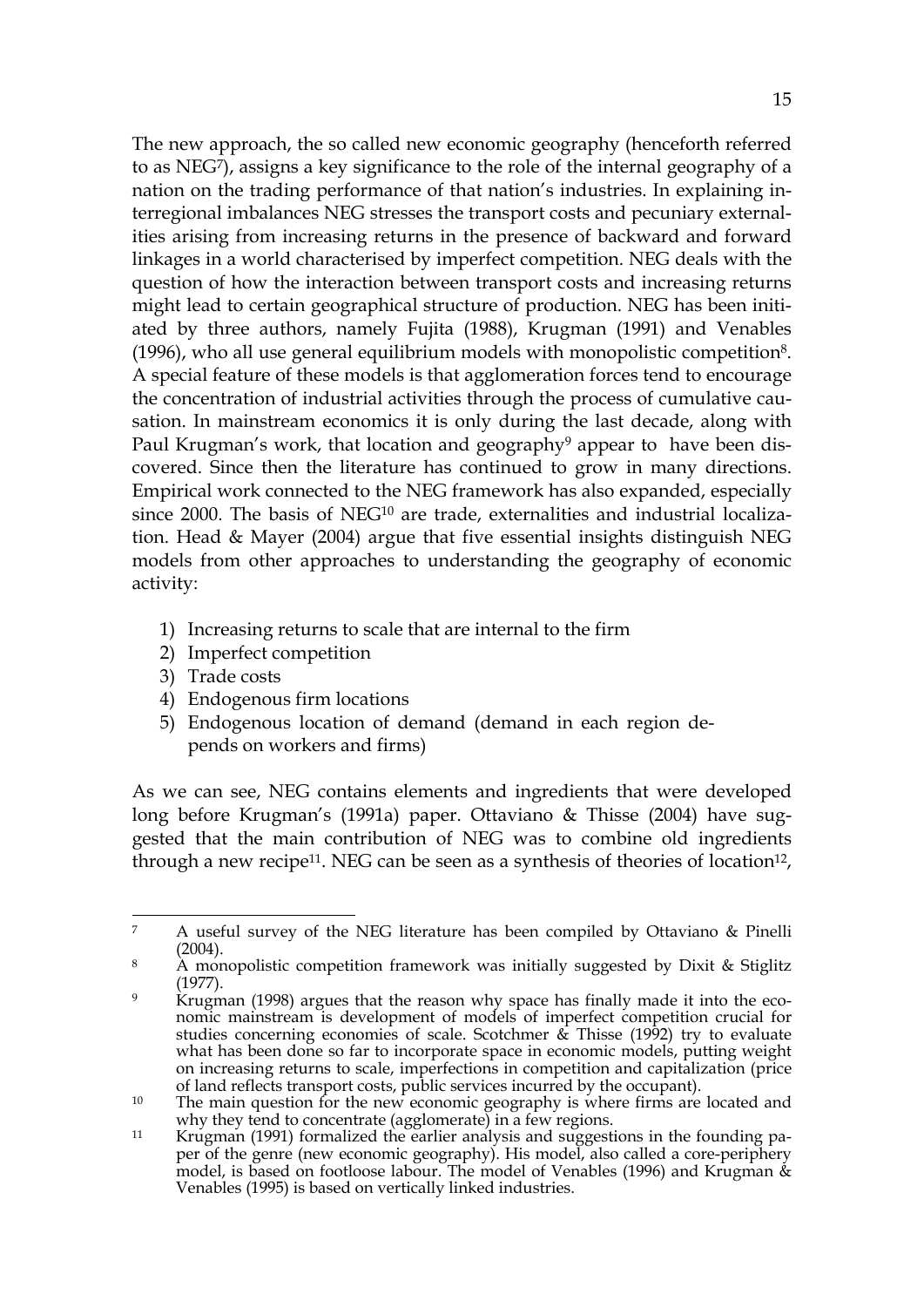The new approach, the so called new economic geography (henceforth referred to as NEG[7]), assigns a key significance to the role of the internal geography of a nation on the trading performance of that nation's industries. In explaining interregional imbalances NEG stresses the transport costs and pecuniary externalities arising from increasing returns in the presence of backward and forward linkages in a world characterised by imperfect competition. NEG deals with the question of how the interaction between transport costs and increasing returns might lead to certain geographical structure of production. NEG has been initiated by three authors, namely Fujita (1988), Krugman (1991) and Venables (1996), who all use general equilibrium models with monopolistic competition[8]. A special feature of these models is that agglomeration forces tend to encourage the concentration of industrial activities through the process of cumulative causation. In mainstream economics it is only during the last decade, along with Paul Krugman's work, that location and geography[9] appear to have been discovered. Since then the literature has continued to grow in many directions. Empirical work connected to the NEG framework has also expanded, especially since 2000. The basis of NEG[10] are trade, externalities and industrial localization. Head & Mayer (2004) argue that five essential insights distinguish NEG models from other approaches to understanding the geography of economic activity:

1) Increasing returns to scale that are internal to the firm
2) Imperfect competition
3) Trade costs
4) Endogenous firm locations
5) Endogenous location of demand (demand in each region depends on workers and firms)

As we can see, NEG contains elements and ingredients that were developed long before Krugman's (1991a) paper. Ottaviano & Thisse (2004) have suggested that the main contribution of NEG was to combine old ingredients through a new recipe[11]. NEG can be seen as a synthesis of theories of location[12],

---

[7] A useful survey of the NEG literature has been compiled by Ottaviano & Pinelli (2004).

[8] A monopolistic competition framework was initially suggested by Dixit & Stiglitz (1977).

[9] Krugman (1998) argues that the reason why space has finally made it into the economic mainstream is development of models of imperfect competition crucial for studies concerning economies of scale. Scotchmer & Thisse (1992) try to evaluate what has been done so far to incorporate space in economic models, putting weight on increasing returns to scale, imperfections in competition and capitalization (price of land reflects transport costs, public services incurred by the occupant).

[10] The main question for the new economic geography is where firms are located and why they tend to concentrate (agglomerate) in a few regions.

[11] Krugman (1991) formalized the earlier analysis and suggestions in the founding paper of the genre (new economic geography). His model, also called a core-periphery model, is based on footloose labour. The model of Venables (1996) and Krugman & Venables (1995) is based on vertically linked industries.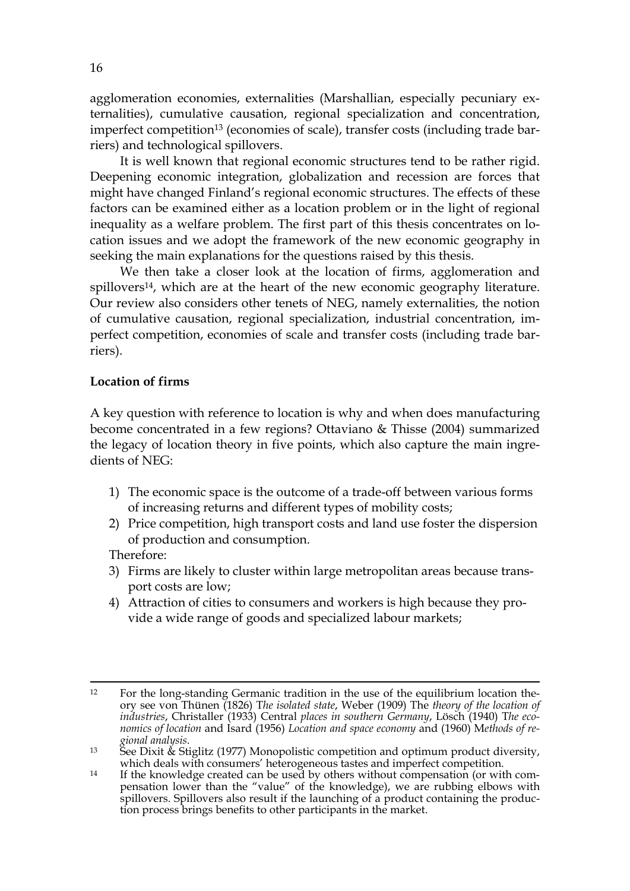agglomeration economies, externalities (Marshallian, especially pecuniary externalities), cumulative causation, regional specialization and concentration, imperfect competition[13] (economies of scale), transfer costs (including trade barriers) and technological spillovers.

It is well known that regional economic structures tend to be rather rigid. Deepening economic integration, globalization and recession are forces that might have changed Finland's regional economic structures. The effects of these factors can be examined either as a location problem or in the light of regional inequality as a welfare problem. The first part of this thesis concentrates on location issues and we adopt the framework of the new economic geography in seeking the main explanations for the questions raised by this thesis.

We then take a closer look at the location of firms, agglomeration and spillovers[14], which are at the heart of the new economic geography literature. Our review also considers other tenets of NEG, namely externalities, the notion of cumulative causation, regional specialization, industrial concentration, imperfect competition, economies of scale and transfer costs (including trade barriers).

**Location of firms**

A key question with reference to location is why and when does manufacturing become concentrated in a few regions? Ottaviano & Thisse (2004) summarized the legacy of location theory in five points, which also capture the main ingredients of NEG:

1) The economic space is the outcome of a trade-off between various forms of increasing returns and different types of mobility costs;
2) Price competition, high transport costs and land use foster the dispersion of production and consumption.

Therefore:

3) Firms are likely to cluster within large metropolitan areas because transport costs are low;
4) Attraction of cities to consumers and workers is high because they provide a wide range of goods and specialized labour markets;

---

[12] For the long-standing Germanic tradition in the use of the equilibrium location theory see von Thünen (1826) T*he isolated state*, Weber (1909) The *theory of the location of industries*, Christaller (1933) Central *places in southern Germany*, Lösch (1940) T*he economics of location* and Isard (1956) *Location and space economy* and (1960) M*ethods of regional analysis*.

[13] See Dixit & Stiglitz (1977) Monopolistic competition and optimum product diversity, which deals with consumers' heterogeneous tastes and imperfect competition.

[14] If the knowledge created can be used by others without compensation (or with compensation lower than the "value" of the knowledge), we are rubbing elbows with spillovers. Spillovers also result if the launching of a product containing the production process brings benefits to other participants in the market.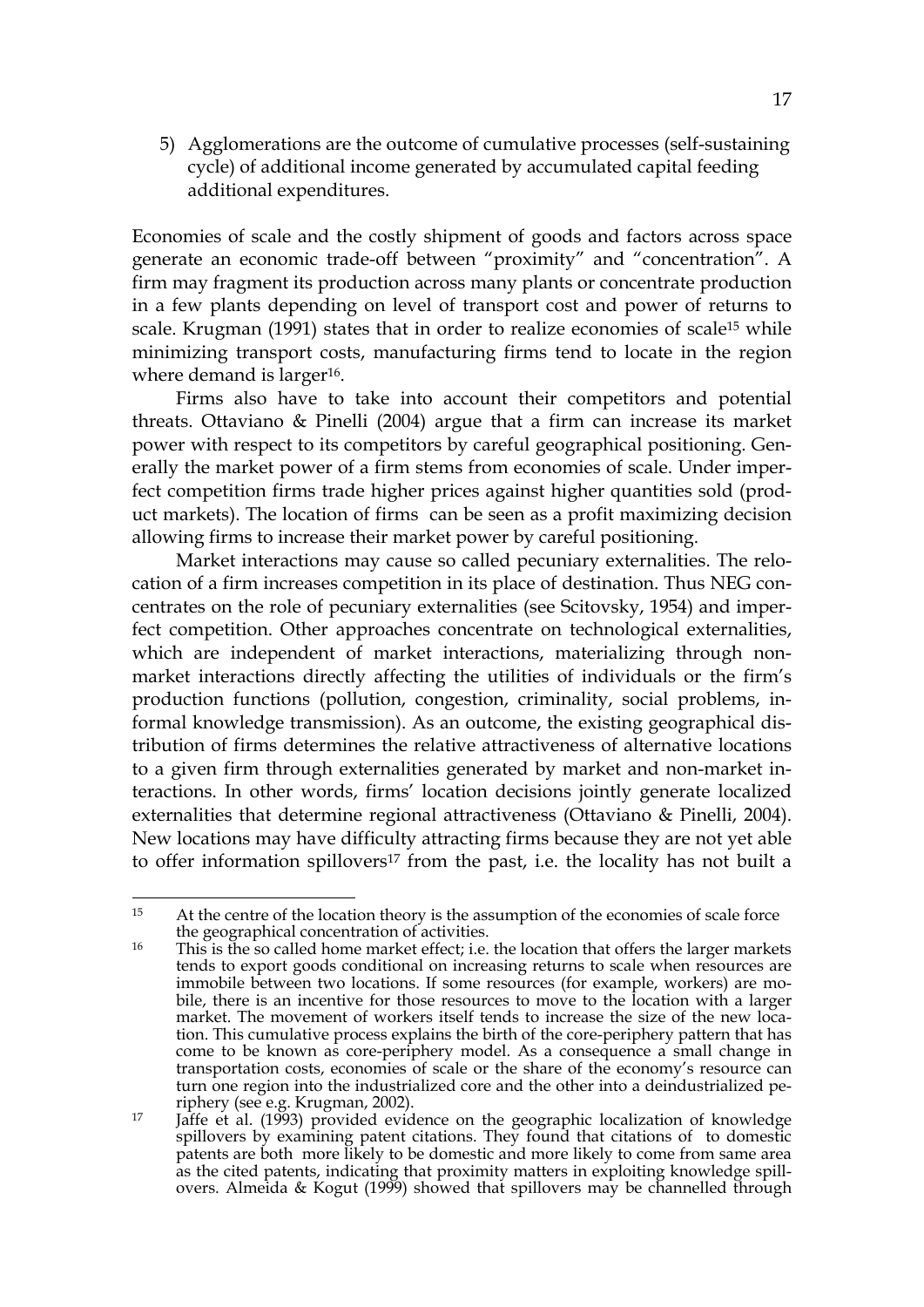5) Agglomerations are the outcome of cumulative processes (self-sustaining cycle) of additional income generated by accumulated capital feeding additional expenditures.

Economies of scale and the costly shipment of goods and factors across space generate an economic trade-off between "proximity" and "concentration". A firm may fragment its production across many plants or concentrate production in a few plants depending on level of transport cost and power of returns to scale. Krugman (1991) states that in order to realize economies of scale[15] while minimizing transport costs, manufacturing firms tend to locate in the region where demand is larger[16].

Firms also have to take into account their competitors and potential threats. Ottaviano & Pinelli (2004) argue that a firm can increase its market power with respect to its competitors by careful geographical positioning. Generally the market power of a firm stems from economies of scale. Under imperfect competition firms trade higher prices against higher quantities sold (product markets). The location of firms can be seen as a profit maximizing decision allowing firms to increase their market power by careful positioning.

Market interactions may cause so called pecuniary externalities. The relocation of a firm increases competition in its place of destination. Thus NEG concentrates on the role of pecuniary externalities (see Scitovsky, 1954) and imperfect competition. Other approaches concentrate on technological externalities, which are independent of market interactions, materializing through non-market interactions directly affecting the utilities of individuals or the firm's production functions (pollution, congestion, criminality, social problems, informal knowledge transmission). As an outcome, the existing geographical distribution of firms determines the relative attractiveness of alternative locations to a given firm through externalities generated by market and non-market interactions. In other words, firms' location decisions jointly generate localized externalities that determine regional attractiveness (Ottaviano & Pinelli, 2004). New locations may have difficulty attracting firms because they are not yet able to offer information spillovers[17] from the past, i.e. the locality has not built a

---

[15] At the centre of the location theory is the assumption of the economies of scale force the geographical concentration of activities.

[16] This is the so called home market effect; i.e. the location that offers the larger markets tends to export goods conditional on increasing returns to scale when resources are immobile between two locations. If some resources (for example, workers) are mobile, there is an incentive for those resources to move to the location with a larger market. The movement of workers itself tends to increase the size of the new location. This cumulative process explains the birth of the core-periphery pattern that has come to be known as core-periphery model. As a consequence a small change in transportation costs, economies of scale or the share of the economy's resource can turn one region into the industrialized core and the other into a deindustrialized periphery (see e.g. Krugman, 2002).

[17] Jaffe et al. (1993) provided evidence on the geographic localization of knowledge spillovers by examining patent citations. They found that citations of to domestic patents are both more likely to be domestic and more likely to come from same area as the cited patents, indicating that proximity matters in exploiting knowledge spillovers. Almeida & Kogut (1999) showed that spillovers may be channelled through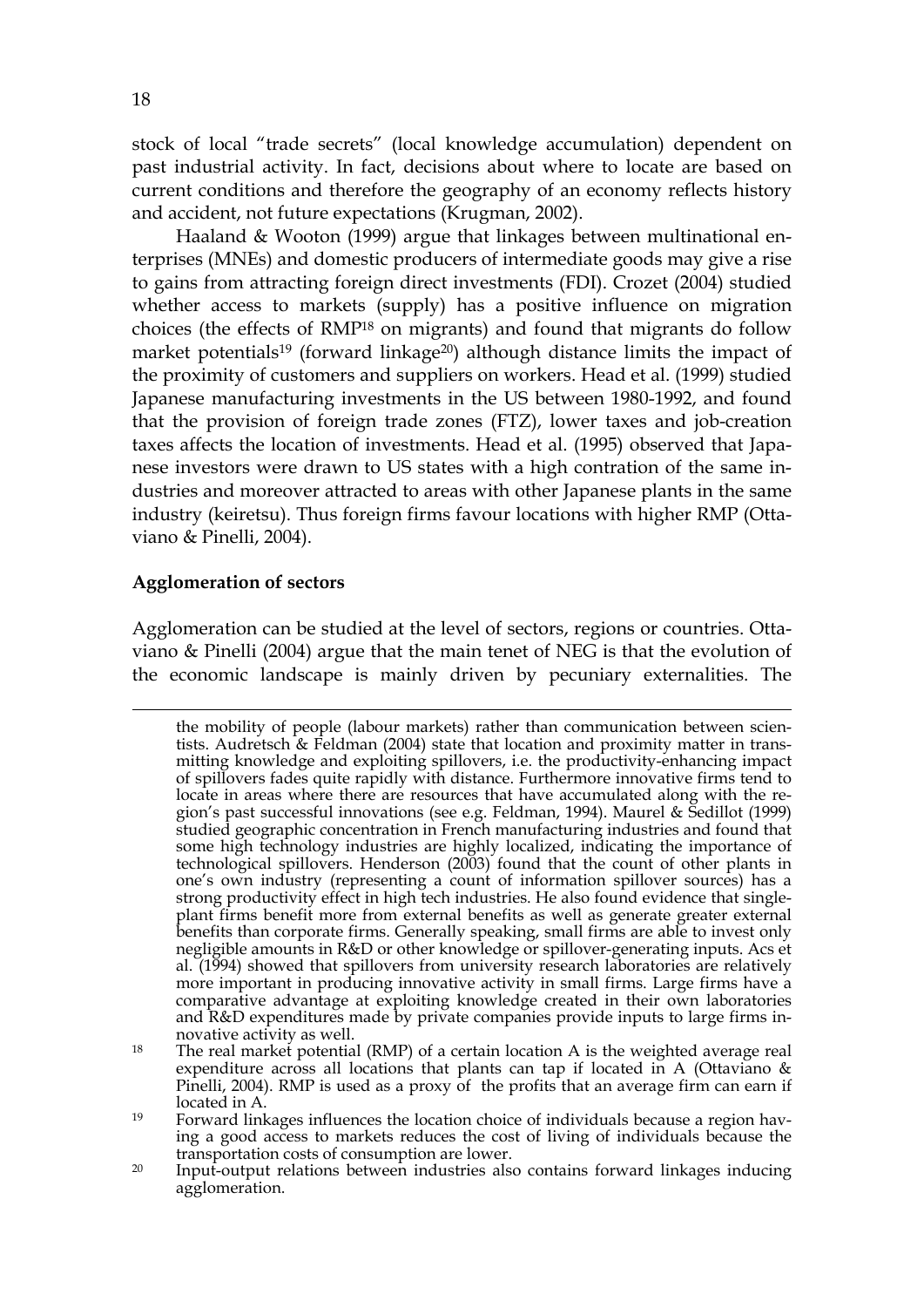stock of local "trade secrets" (local knowledge accumulation) dependent on past industrial activity. In fact, decisions about where to locate are based on current conditions and therefore the geography of an economy reflects history and accident, not future expectations (Krugman, 2002).

Haaland & Wooton (1999) argue that linkages between multinational enterprises (MNEs) and domestic producers of intermediate goods may give a rise to gains from attracting foreign direct investments (FDI). Crozet (2004) studied whether access to markets (supply) has a positive influence on migration choices (the effects of RMP[18] on migrants) and found that migrants do follow market potentials[19] (forward linkage[20]) although distance limits the impact of the proximity of customers and suppliers on workers. Head et al. (1999) studied Japanese manufacturing investments in the US between 1980-1992, and found that the provision of foreign trade zones (FTZ), lower taxes and job-creation taxes affects the location of investments. Head et al. (1995) observed that Japanese investors were drawn to US states with a high contration of the same industries and moreover attracted to areas with other Japanese plants in the same industry (keiretsu). Thus foreign firms favour locations with higher RMP (Ottaviano & Pinelli, 2004).

**Agglomeration of sectors**

Agglomeration can be studied at the level of sectors, regions or countries. Ottaviano & Pinelli (2004) argue that the main tenet of NEG is that the evolution of the economic landscape is mainly driven by pecuniary externalities. The

---

the mobility of people (labour markets) rather than communication between scientists. Audretsch & Feldman (2004) state that location and proximity matter in transmitting knowledge and exploiting spillovers, i.e. the productivity-enhancing impact of spillovers fades quite rapidly with distance. Furthermore innovative firms tend to locate in areas where there are resources that have accumulated along with the region's past successful innovations (see e.g. Feldman, 1994). Maurel & Sedillot (1999) studied geographic concentration in French manufacturing industries and found that some high technology industries are highly localized, indicating the importance of technological spillovers. Henderson (2003) found that the count of other plants in one's own industry (representing a count of information spillover sources) has a strong productivity effect in high tech industries. He also found evidence that single-plant firms benefit more from external benefits as well as generate greater external benefits than corporate firms. Generally speaking, small firms are able to invest only negligible amounts in R&D or other knowledge or spillover-generating inputs. Acs et al. (1994) showed that spillovers from university research laboratories are relatively more important in producing innovative activity in small firms. Large firms have a comparative advantage at exploiting knowledge created in their own laboratories and R&D expenditures made by private companies provide inputs to large firms innovative activity as well.

[18] The real market potential (RMP) of a certain location A is the weighted average real expenditure across all locations that plants can tap if located in A (Ottaviano & Pinelli, 2004). RMP is used as a proxy of the profits that an average firm can earn if located in A.

[19] Forward linkages influences the location choice of individuals because a region having a good access to markets reduces the cost of living of individuals because the transportation costs of consumption are lower.

[20] Input-output relations between industries also contains forward linkages inducing agglomeration.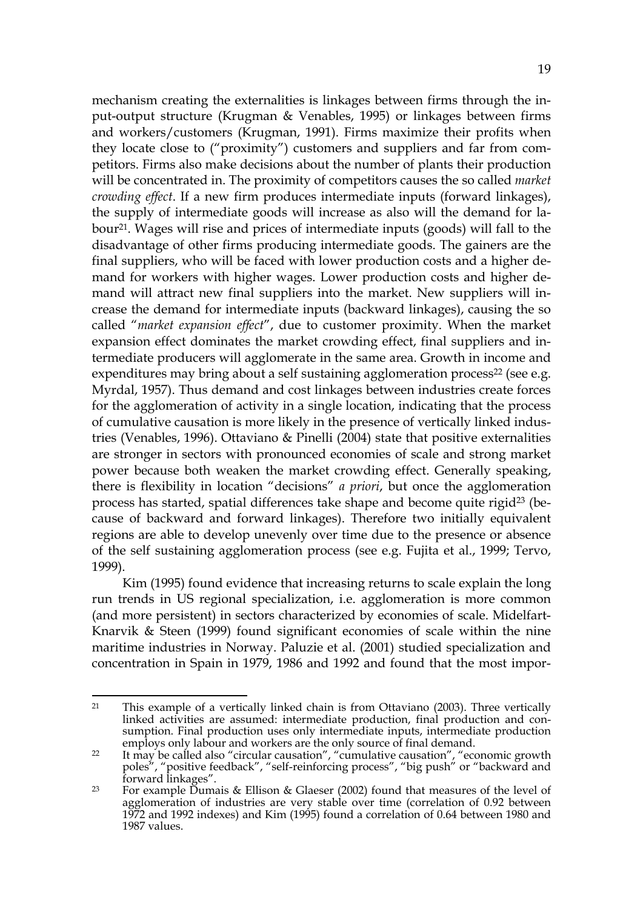mechanism creating the externalities is linkages between firms through the input-output structure (Krugman & Venables, 1995) or linkages between firms and workers/customers (Krugman, 1991). Firms maximize their profits when they locate close to ("proximity") customers and suppliers and far from competitors. Firms also make decisions about the number of plants their production will be concentrated in. The proximity of competitors causes the so called *market crowding effect*. If a new firm produces intermediate inputs (forward linkages), the supply of intermediate goods will increase as also will the demand for labour[21]. Wages will rise and prices of intermediate inputs (goods) will fall to the disadvantage of other firms producing intermediate goods. The gainers are the final suppliers, who will be faced with lower production costs and a higher demand for workers with higher wages. Lower production costs and higher demand will attract new final suppliers into the market. New suppliers will increase the demand for intermediate inputs (backward linkages), causing the so called "*market expansion effect*", due to customer proximity. When the market expansion effect dominates the market crowding effect, final suppliers and intermediate producers will agglomerate in the same area. Growth in income and expenditures may bring about a self sustaining agglomeration process[22] (see e.g. Myrdal, 1957). Thus demand and cost linkages between industries create forces for the agglomeration of activity in a single location, indicating that the process of cumulative causation is more likely in the presence of vertically linked industries (Venables, 1996). Ottaviano & Pinelli (2004) state that positive externalities are stronger in sectors with pronounced economies of scale and strong market power because both weaken the market crowding effect. Generally speaking, there is flexibility in location "decisions" *a priori*, but once the agglomeration process has started, spatial differences take shape and become quite rigid[23] (because of backward and forward linkages). Therefore two initially equivalent regions are able to develop unevenly over time due to the presence or absence of the self sustaining agglomeration process (see e.g. Fujita et al., 1999; Tervo, 1999).

Kim (1995) found evidence that increasing returns to scale explain the long run trends in US regional specialization, i.e. agglomeration is more common (and more persistent) in sectors characterized by economies of scale. Midelfart-Knarvik & Steen (1999) found significant economies of scale within the nine maritime industries in Norway. Paluzie et al. (2001) studied specialization and concentration in Spain in 1979, 1986 and 1992 and found that the most impor-

---

[21] This example of a vertically linked chain is from Ottaviano (2003). Three vertically linked activities are assumed: intermediate production, final production and consumption. Final production uses only intermediate inputs, intermediate production employs only labour and workers are the only source of final demand.

[22] It may be called also "circular causation", "cumulative causation", "economic growth poles", "positive feedback", "self-reinforcing process", "big push" or "backward and forward linkages".

[23] For example Dumais & Ellison & Glaeser (2002) found that measures of the level of agglomeration of industries are very stable over time (correlation of 0.92 between 1972 and 1992 indexes) and Kim (1995) found a correlation of 0.64 between 1980 and 1987 values.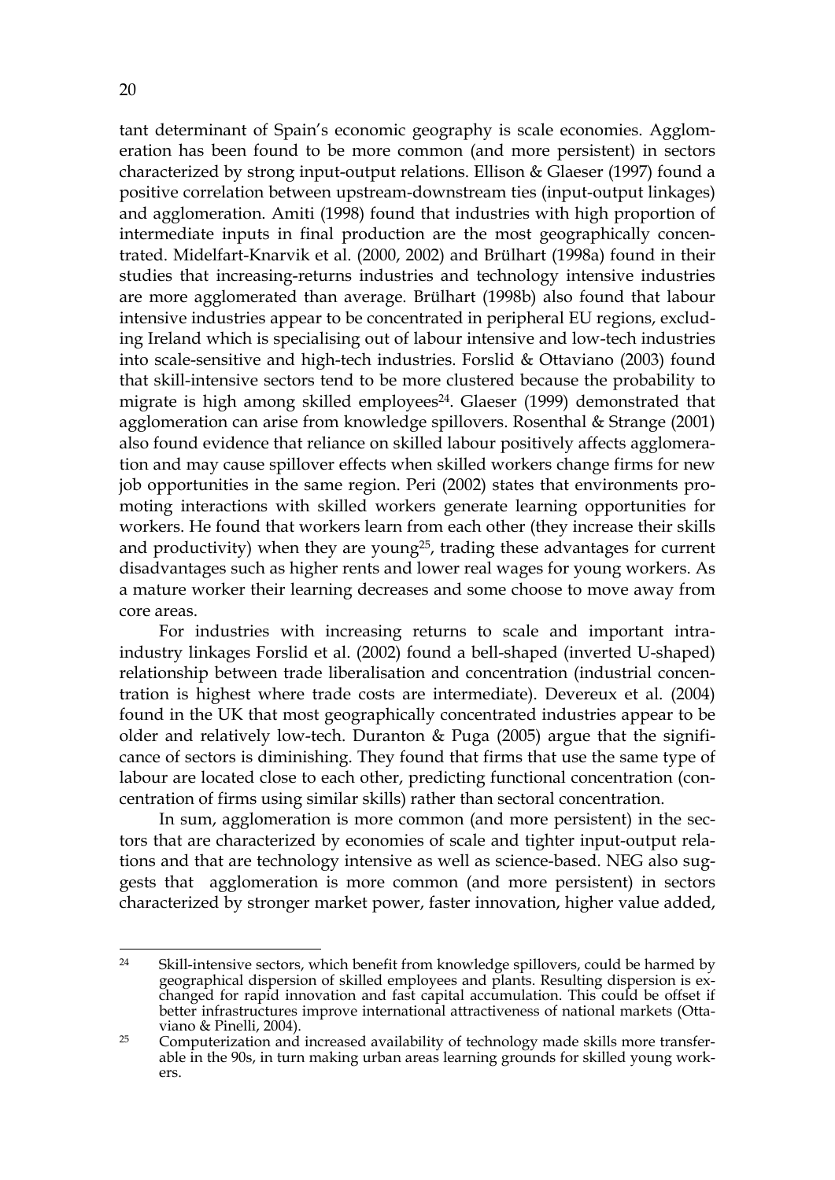tant determinant of Spain's economic geography is scale economies. Agglomeration has been found to be more common (and more persistent) in sectors characterized by strong input-output relations. Ellison & Glaeser (1997) found a positive correlation between upstream-downstream ties (input-output linkages) and agglomeration. Amiti (1998) found that industries with high proportion of intermediate inputs in final production are the most geographically concentrated. Midelfart-Knarvik et al. (2000, 2002) and Brülhart (1998a) found in their studies that increasing-returns industries and technology intensive industries are more agglomerated than average. Brülhart (1998b) also found that labour intensive industries appear to be concentrated in peripheral EU regions, excluding Ireland which is specialising out of labour intensive and low-tech industries into scale-sensitive and high-tech industries. Forslid & Ottaviano (2003) found that skill-intensive sectors tend to be more clustered because the probability to migrate is high among skilled employees[24]. Glaeser (1999) demonstrated that agglomeration can arise from knowledge spillovers. Rosenthal & Strange (2001) also found evidence that reliance on skilled labour positively affects agglomeration and may cause spillover effects when skilled workers change firms for new job opportunities in the same region. Peri (2002) states that environments promoting interactions with skilled workers generate learning opportunities for workers. He found that workers learn from each other (they increase their skills and productivity) when they are young[25], trading these advantages for current disadvantages such as higher rents and lower real wages for young workers. As a mature worker their learning decreases and some choose to move away from core areas.

For industries with increasing returns to scale and important intra-industry linkages Forslid et al. (2002) found a bell-shaped (inverted U-shaped) relationship between trade liberalisation and concentration (industrial concentration is highest where trade costs are intermediate). Devereux et al. (2004) found in the UK that most geographically concentrated industries appear to be older and relatively low-tech. Duranton & Puga (2005) argue that the significance of sectors is diminishing. They found that firms that use the same type of labour are located close to each other, predicting functional concentration (concentration of firms using similar skills) rather than sectoral concentration.

In sum, agglomeration is more common (and more persistent) in the sectors that are characterized by economies of scale and tighter input-output relations and that are technology intensive as well as science-based. NEG also suggests that agglomeration is more common (and more persistent) in sectors characterized by stronger market power, faster innovation, higher value added,

---

[24] Skill-intensive sectors, which benefit from knowledge spillovers, could be harmed by geographical dispersion of skilled employees and plants. Resulting dispersion is exchanged for rapid innovation and fast capital accumulation. This could be offset if better infrastructures improve international attractiveness of national markets (Ottaviano & Pinelli, 2004).

[25] Computerization and increased availability of technology made skills more transferable in the 90s, in turn making urban areas learning grounds for skilled young workers.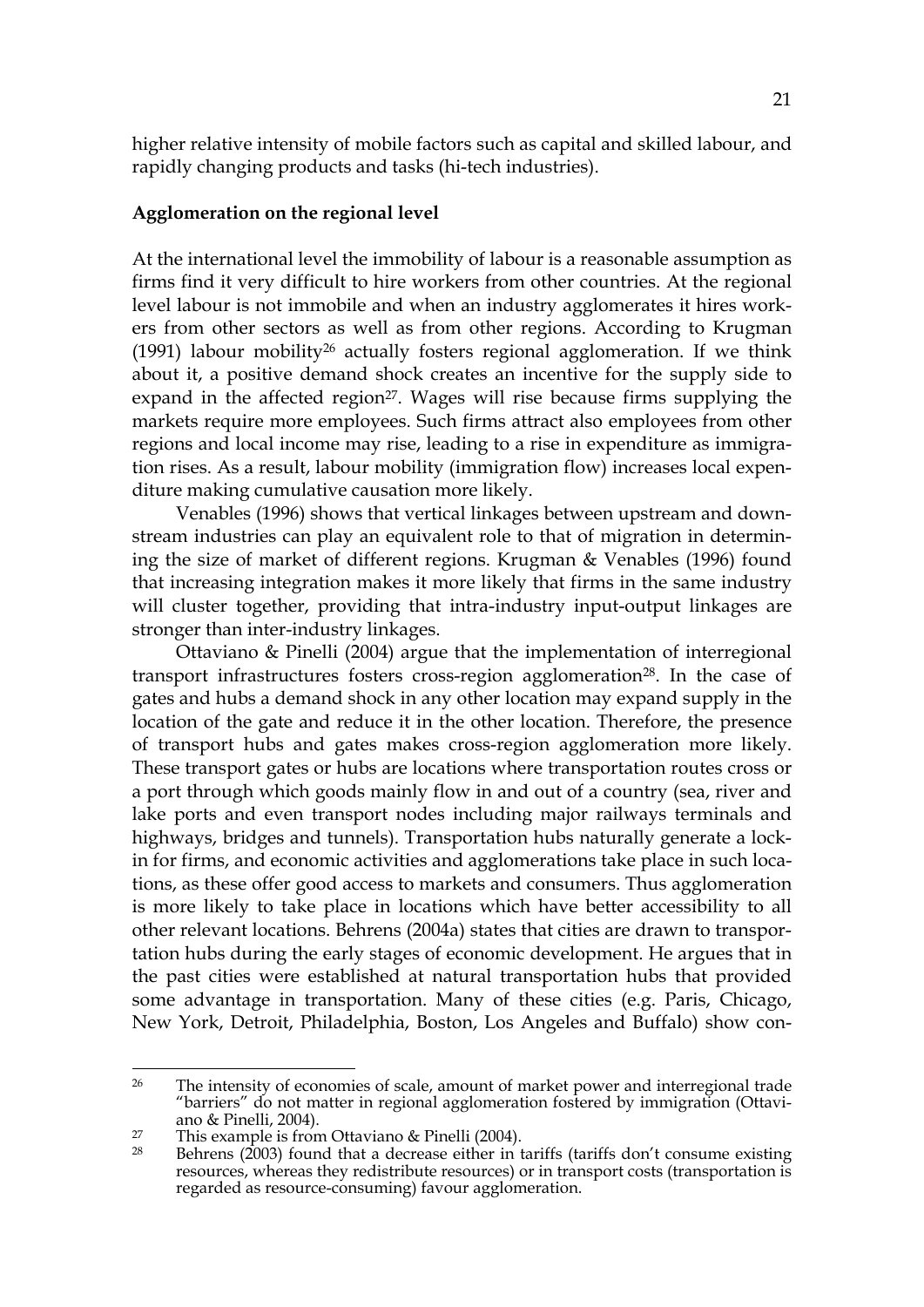higher relative intensity of mobile factors such as capital and skilled labour, and rapidly changing products and tasks (hi-tech industries).

**Agglomeration on the regional level**

At the international level the immobility of labour is a reasonable assumption as firms find it very difficult to hire workers from other countries. At the regional level labour is not immobile and when an industry agglomerates it hires workers from other sectors as well as from other regions. According to Krugman (1991) labour mobility[26] actually fosters regional agglomeration. If we think about it, a positive demand shock creates an incentive for the supply side to expand in the affected region[27]. Wages will rise because firms supplying the markets require more employees. Such firms attract also employees from other regions and local income may rise, leading to a rise in expenditure as immigration rises. As a result, labour mobility (immigration flow) increases local expenditure making cumulative causation more likely.

Venables (1996) shows that vertical linkages between upstream and downstream industries can play an equivalent role to that of migration in determining the size of market of different regions. Krugman & Venables (1996) found that increasing integration makes it more likely that firms in the same industry will cluster together, providing that intra-industry input-output linkages are stronger than inter-industry linkages.

Ottaviano & Pinelli (2004) argue that the implementation of interregional transport infrastructures fosters cross-region agglomeration[28]. In the case of gates and hubs a demand shock in any other location may expand supply in the location of the gate and reduce it in the other location. Therefore, the presence of transport hubs and gates makes cross-region agglomeration more likely. These transport gates or hubs are locations where transportation routes cross or a port through which goods mainly flow in and out of a country (sea, river and lake ports and even transport nodes including major railways terminals and highways, bridges and tunnels). Transportation hubs naturally generate a lock-in for firms, and economic activities and agglomerations take place in such locations, as these offer good access to markets and consumers. Thus agglomeration is more likely to take place in locations which have better accessibility to all other relevant locations. Behrens (2004a) states that cities are drawn to transportation hubs during the early stages of economic development. He argues that in the past cities were established at natural transportation hubs that provided some advantage in transportation. Many of these cities (e.g. Paris, Chicago, New York, Detroit, Philadelphia, Boston, Los Angeles and Buffalo) show con-

---

[26] The intensity of economies of scale, amount of market power and interregional trade "barriers" do not matter in regional agglomeration fostered by immigration (Ottaviano & Pinelli, 2004).

[27] This example is from Ottaviano & Pinelli (2004).

[28] Behrens (2003) found that a decrease either in tariffs (tariffs don't consume existing resources, whereas they redistribute resources) or in transport costs (transportation is regarded as resource-consuming) favour agglomeration.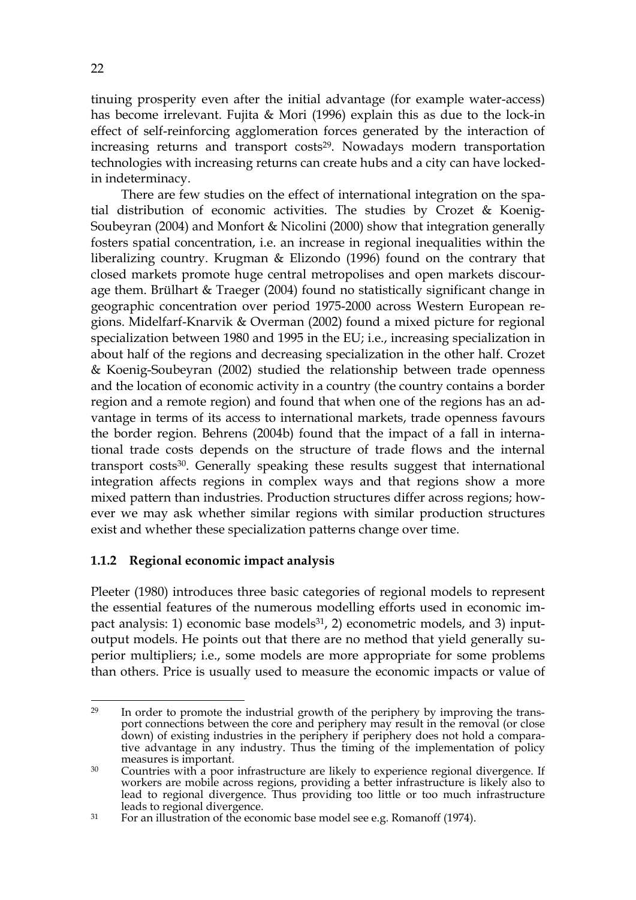tinuing prosperity even after the initial advantage (for example water-access) has become irrelevant. Fujita & Mori (1996) explain this as due to the lock-in effect of self-reinforcing agglomeration forces generated by the interaction of increasing returns and transport costs[29]. Nowadays modern transportation technologies with increasing returns can create hubs and a city can have locked-in indeterminacy.

There are few studies on the effect of international integration on the spatial distribution of economic activities. The studies by Crozet & Koenig-Soubeyran (2004) and Monfort & Nicolini (2000) show that integration generally fosters spatial concentration, i.e. an increase in regional inequalities within the liberalizing country. Krugman & Elizondo (1996) found on the contrary that closed markets promote huge central metropolises and open markets discourage them. Brülhart & Traeger (2004) found no statistically significant change in geographic concentration over period 1975-2000 across Western European regions. Midelfarf-Knarvik & Overman (2002) found a mixed picture for regional specialization between 1980 and 1995 in the EU; i.e., increasing specialization in about half of the regions and decreasing specialization in the other half. Crozet & Koenig-Soubeyran (2002) studied the relationship between trade openness and the location of economic activity in a country (the country contains a border region and a remote region) and found that when one of the regions has an advantage in terms of its access to international markets, trade openness favours the border region. Behrens (2004b) found that the impact of a fall in international trade costs depends on the structure of trade flows and the internal transport costs[30]. Generally speaking these results suggest that international integration affects regions in complex ways and that regions show a more mixed pattern than industries. Production structures differ across regions; however we may ask whether similar regions with similar production structures exist and whether these specialization patterns change over time.

### 1.1.2 Regional economic impact analysis

Pleeter (1980) introduces three basic categories of regional models to represent the essential features of the numerous modelling efforts used in economic impact analysis: 1) economic base models[31], 2) econometric models, and 3) input-output models. He points out that there are no method that yield generally superior multipliers; i.e., some models are more appropriate for some problems than others. Price is usually used to measure the economic impacts or value of

---

[29] In order to promote the industrial growth of the periphery by improving the transport connections between the core and periphery may result in the removal (or close down) of existing industries in the periphery if periphery does not hold a comparative advantage in any industry. Thus the timing of the implementation of policy measures is important.

[30] Countries with a poor infrastructure are likely to experience regional divergence. If workers are mobile across regions, providing a better infrastructure is likely also to lead to regional divergence. Thus providing too little or too much infrastructure leads to regional divergence.

[31] For an illustration of the economic base model see e.g. Romanoff (1974).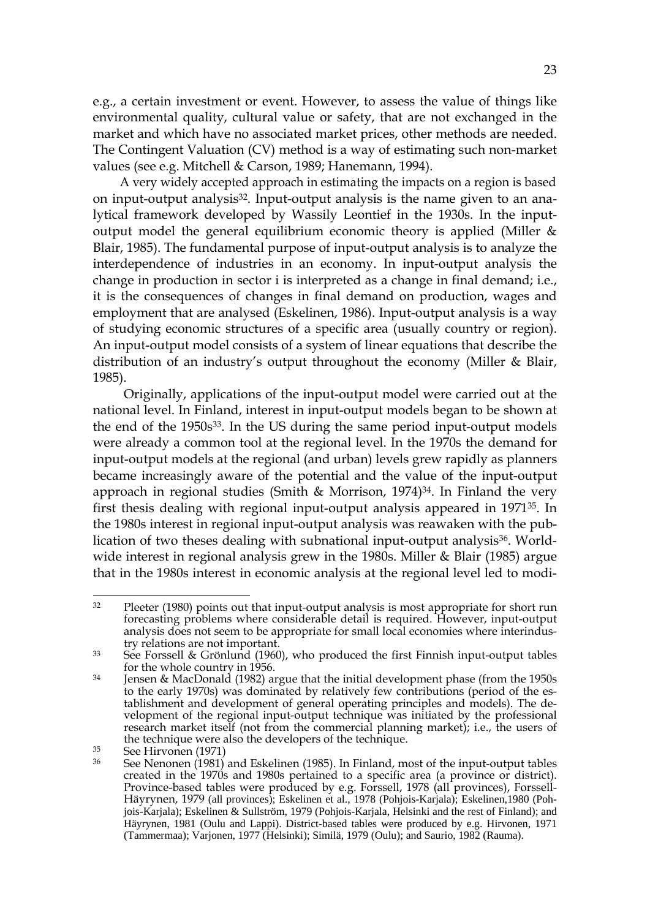e.g., a certain investment or event. However, to assess the value of things like environmental quality, cultural value or safety, that are not exchanged in the market and which have no associated market prices, other methods are needed. The Contingent Valuation (CV) method is a way of estimating such non-market values (see e.g. Mitchell & Carson, 1989; Hanemann, 1994).

A very widely accepted approach in estimating the impacts on a region is based on input-output analysis[32]. Input-output analysis is the name given to an analytical framework developed by Wassily Leontief in the 1930s. In the input-output model the general equilibrium economic theory is applied (Miller & Blair, 1985). The fundamental purpose of input-output analysis is to analyze the interdependence of industries in an economy. In input-output analysis the change in production in sector i is interpreted as a change in final demand; i.e., it is the consequences of changes in final demand on production, wages and employment that are analysed (Eskelinen, 1986). Input-output analysis is a way of studying economic structures of a specific area (usually country or region). An input-output model consists of a system of linear equations that describe the distribution of an industry's output throughout the economy (Miller & Blair, 1985).

Originally, applications of the input-output model were carried out at the national level. In Finland, interest in input-output models began to be shown at the end of the 1950s[33]. In the US during the same period input-output models were already a common tool at the regional level. In the 1970s the demand for input-output models at the regional (and urban) levels grew rapidly as planners became increasingly aware of the potential and the value of the input-output approach in regional studies (Smith & Morrison, 1974)[34]. In Finland the very first thesis dealing with regional input-output analysis appeared in 1971[35]. In the 1980s interest in regional input-output analysis was reawaken with the publication of two theses dealing with subnational input-output analysis[36]. Worldwide interest in regional analysis grew in the 1980s. Miller & Blair (1985) argue that in the 1980s interest in economic analysis at the regional level led to modi-

---

[32] Pleeter (1980) points out that input-output analysis is most appropriate for short run forecasting problems where considerable detail is required. However, input-output analysis does not seem to be appropriate for small local economies where interindustry relations are not important.

[33] See Forssell & Grönlund (1960), who produced the first Finnish input-output tables for the whole country in 1956.

[34] Jensen & MacDonald (1982) argue that the initial development phase (from the 1950s to the early 1970s) was dominated by relatively few contributions (period of the establishment and development of general operating principles and models). The development of the regional input-output technique was initiated by the professional research market itself (not from the commercial planning market); i.e., the users of the technique were also the developers of the technique.

[35] See Hirvonen (1971)

[36] See Nenonen (1981) and Eskelinen (1985). In Finland, most of the input-output tables created in the 1970s and 1980s pertained to a specific area (a province or district). Province-based tables were produced by e.g. Forssell, 1978 (all provinces), Forssell-Häyrynen, 1979 (all provinces); Eskelinen et al., 1978 (Pohjois-Karjala); Eskelinen,1980 (Pohjois-Karjala); Eskelinen & Sullström, 1979 (Pohjois-Karjala, Helsinki and the rest of Finland); and Häyrynen, 1981 (Oulu and Lappi). District-based tables were produced by e.g. Hirvonen, 1971 (Tammermaa); Varjonen, 1977 (Helsinki); Similä, 1979 (Oulu); and Saurio, 1982 (Rauma).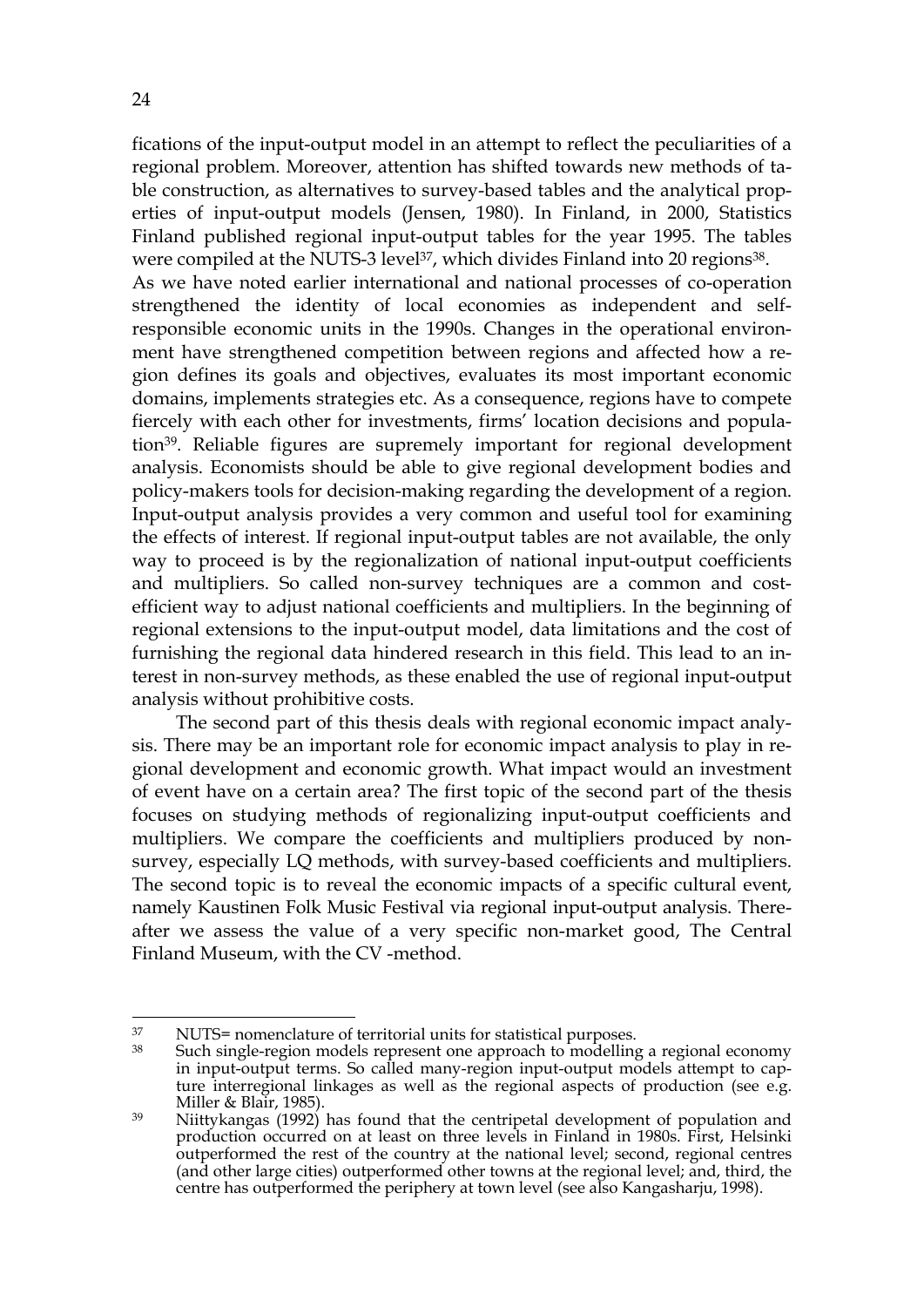fications of the input-output model in an attempt to reflect the peculiarities of a regional problem. Moreover, attention has shifted towards new methods of table construction, as alternatives to survey-based tables and the analytical properties of input-output models (Jensen, 1980). In Finland, in 2000, Statistics Finland published regional input-output tables for the year 1995. The tables were compiled at the NUTS-3 level[37], which divides Finland into 20 regions[38]. As we have noted earlier international and national processes of co-operation strengthened the identity of local economies as independent and self-responsible economic units in the 1990s. Changes in the operational environment have strengthened competition between regions and affected how a region defines its goals and objectives, evaluates its most important economic domains, implements strategies etc. As a consequence, regions have to compete fiercely with each other for investments, firms' location decisions and population[39]. Reliable figures are supremely important for regional development analysis. Economists should be able to give regional development bodies and policy-makers tools for decision-making regarding the development of a region. Input-output analysis provides a very common and useful tool for examining the effects of interest. If regional input-output tables are not available, the only way to proceed is by the regionalization of national input-output coefficients and multipliers. So called non-survey techniques are a common and cost-efficient way to adjust national coefficients and multipliers. In the beginning of regional extensions to the input-output model, data limitations and the cost of furnishing the regional data hindered research in this field. This lead to an interest in non-survey methods, as these enabled the use of regional input-output analysis without prohibitive costs.

The second part of this thesis deals with regional economic impact analysis. There may be an important role for economic impact analysis to play in regional development and economic growth. What impact would an investment of event have on a certain area? The first topic of the second part of the thesis focuses on studying methods of regionalizing input-output coefficients and multipliers. We compare the coefficients and multipliers produced by non-survey, especially LQ methods, with survey-based coefficients and multipliers. The second topic is to reveal the economic impacts of a specific cultural event, namely Kaustinen Folk Music Festival via regional input-output analysis. Thereafter we assess the value of a very specific non-market good, The Central Finland Museum, with the CV -method.

---

[37] NUTS= nomenclature of territorial units for statistical purposes.

[38] Such single-region models represent one approach to modelling a regional economy in input-output terms. So called many-region input-output models attempt to capture interregional linkages as well as the regional aspects of production (see e.g. Miller & Blair, 1985).

[39] Niittykangas (1992) has found that the centripetal development of population and production occurred on at least on three levels in Finland in 1980s. First, Helsinki outperformed the rest of the country at the national level; second, regional centres (and other large cities) outperformed other towns at the regional level; and, third, the centre has outperformed the periphery at town level (see also Kangasharju, 1998).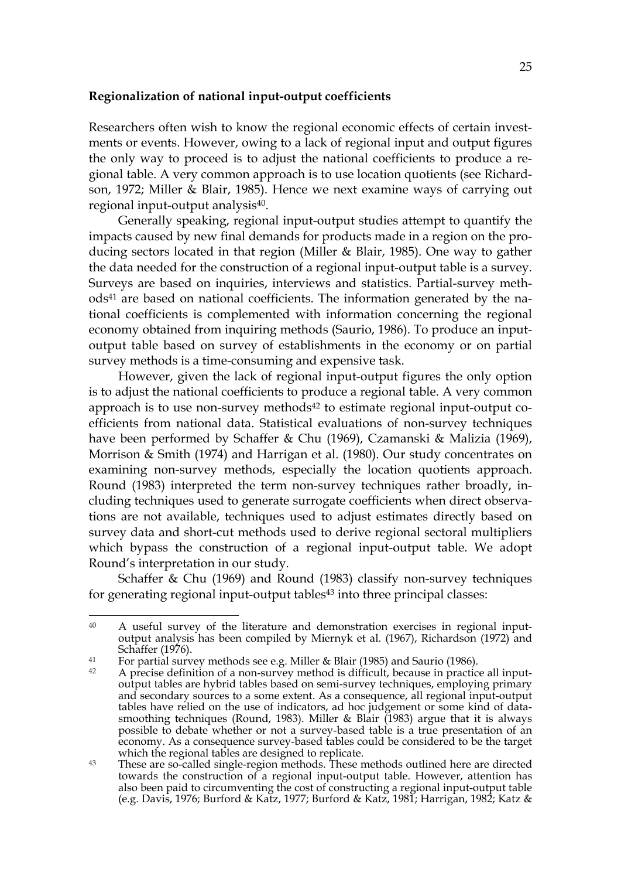**Regionalization of national input-output coefficients**

Researchers often wish to know the regional economic effects of certain investments or events. However, owing to a lack of regional input and output figures the only way to proceed is to adjust the national coefficients to produce a regional table. A very common approach is to use location quotients (see Richardson, 1972; Miller & Blair, 1985). Hence we next examine ways of carrying out regional input-output analysis[40].

Generally speaking, regional input-output studies attempt to quantify the impacts caused by new final demands for products made in a region on the producing sectors located in that region (Miller & Blair, 1985). One way to gather the data needed for the construction of a regional input-output table is a survey. Surveys are based on inquiries, interviews and statistics. Partial-survey methods[41] are based on national coefficients. The information generated by the national coefficients is complemented with information concerning the regional economy obtained from inquiring methods (Saurio, 1986). To produce an input-output table based on survey of establishments in the economy or on partial survey methods is a time-consuming and expensive task.

However, given the lack of regional input-output figures the only option is to adjust the national coefficients to produce a regional table. A very common approach is to use non-survey methods[42] to estimate regional input-output coefficients from national data. Statistical evaluations of non-survey techniques have been performed by Schaffer & Chu (1969), Czamanski & Malizia (1969), Morrison & Smith (1974) and Harrigan et al. (1980). Our study concentrates on examining non-survey methods, especially the location quotients approach. Round (1983) interpreted the term non-survey techniques rather broadly, including techniques used to generate surrogate coefficients when direct observations are not available, techniques used to adjust estimates directly based on survey data and short-cut methods used to derive regional sectoral multipliers which bypass the construction of a regional input-output table. We adopt Round's interpretation in our study.

Schaffer & Chu (1969) and Round (1983) classify non-survey techniques for generating regional input-output tables[43] into three principal classes:

---

[40] A useful survey of the literature and demonstration exercises in regional input-output analysis has been compiled by Miernyk et al. (1967), Richardson (1972) and Schaffer (1976).

[41] For partial survey methods see e.g. Miller & Blair (1985) and Saurio (1986).

[42] A precise definition of a non-survey method is difficult, because in practice all input-output tables are hybrid tables based on semi-survey techniques, employing primary and secondary sources to a some extent. As a consequence, all regional input-output tables have relied on the use of indicators, ad hoc judgement or some kind of data-smoothing techniques (Round, 1983). Miller & Blair (1983) argue that it is always possible to debate whether or not a survey-based table is a true presentation of an economy. As a consequence survey-based tables could be considered to be the target which the regional tables are designed to replicate.

[43] These are so-called single-region methods. These methods outlined here are directed towards the construction of a regional input-output table. However, attention has also been paid to circumventing the cost of constructing a regional input-output table (e.g. Davis, 1976; Burford & Katz, 1977; Burford & Katz, 1981; Harrigan, 1982; Katz &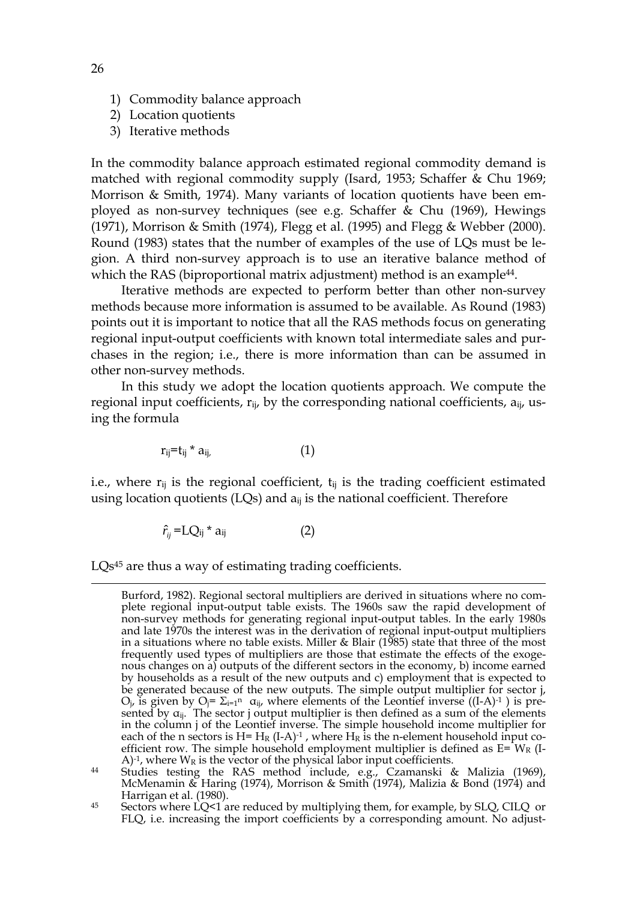1) Commodity balance approach
2) Location quotients
3) Iterative methods

In the commodity balance approach estimated regional commodity demand is matched with regional commodity supply (Isard, 1953; Schaffer & Chu 1969; Morrison & Smith, 1974). Many variants of location quotients have been employed as non-survey techniques (see e.g. Schaffer & Chu (1969), Hewings (1971), Morrison & Smith (1974), Flegg et al. (1995) and Flegg & Webber (2000). Round (1983) states that the number of examples of the use of LQs must be legion. A third non-survey approach is to use an iterative balance method of which the RAS (biproportional matrix adjustment) method is an example[44].

Iterative methods are expected to perform better than other non-survey methods because more information is assumed to be available. As Round (1983) points out it is important to notice that all the RAS methods focus on generating regional input-output coefficients with known total intermediate sales and purchases in the region; i.e., there is more information than can be assumed in other non-survey methods.

In this study we adopt the location quotients approach. We compute the regional input coefficients, $r_{ij}$, by the corresponding national coefficients, $a_{ij}$, using the formula

$$r_{ij}=t_{ij} * a_{ij,} \qquad (1)$$

i.e., where $r_{ij}$ is the regional coefficient, $t_{ij}$ is the trading coefficient estimated using location quotients (LQs) and $a_{ij}$ is the national coefficient. Therefore

$$\hat{r}_{ij} = LQ_{ij} * a_{ij} \qquad (2)$$

LQs[45] are thus a way of estimating trading coefficients.

---

Burford, 1982). Regional sectoral multipliers are derived in situations where no complete regional input-output table exists. The 1960s saw the rapid development of non-survey methods for generating regional input-output tables. In the early 1980s and late 1970s the interest was in the derivation of regional input-output multipliers in a situations where no table exists. Miller & Blair (1985) state that three of the most frequently used types of multipliers are those that estimate the effects of the exogenous changes on a) outputs of the different sectors in the economy, b) income earned by households as a result of the new outputs and c) employment that is expected to be generated because of the new outputs. The simple output multiplier for sector j, $O_j$, is given by $O_j= \Sigma_{i=1}^{n} \alpha_{ij}$, where elements of the Leontief inverse ($(I-A)^{-1}$ ) is presented by $\alpha_{ij}$. The sector j output multiplier is then defined as a sum of the elements in the column j of the Leontief inverse. The simple household income multiplier for each of the n sectors is $H= H_R (I-A)^{-1}$ , where $H_R$ is the n-element household input coefficient row. The simple household employment multiplier is defined as $E= W_R (I-A)^{-1}$, where $W_R$ is the vector of the physical labor input coefficients.

[44] Studies testing the RAS method include, e.g., Czamanski & Malizia (1969), McMenamin & Haring (1974), Morrison & Smith (1974), Malizia & Bond (1974) and Harrigan et al. (1980).

[45] Sectors where LQ<1 are reduced by multiplying them, for example, by SLQ, CILQ or FLQ, i.e. increasing the import coefficients by a corresponding amount. No adjust-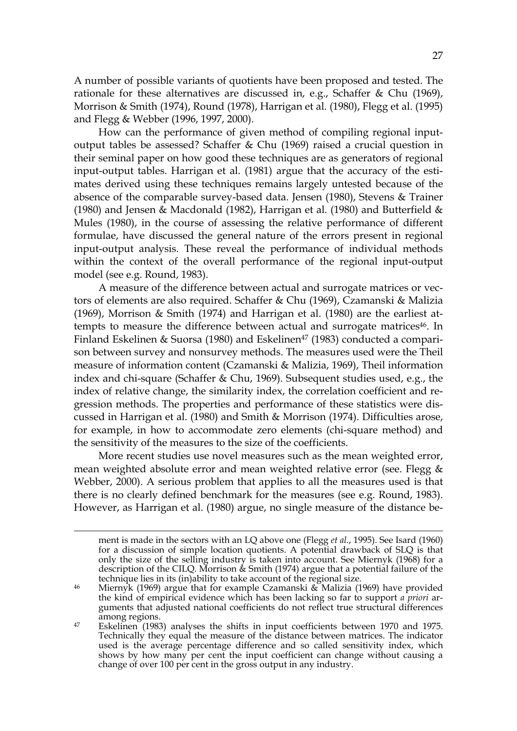A number of possible variants of quotients have been proposed and tested. The rationale for these alternatives are discussed in, e.g., Schaffer & Chu (1969), Morrison & Smith (1974), Round (1978), Harrigan et al. (1980), Flegg et al. (1995) and Flegg & Webber (1996, 1997, 2000).

How can the performance of given method of compiling regional input-output tables be assessed? Schaffer & Chu (1969) raised a crucial question in their seminal paper on how good these techniques are as generators of regional input-output tables. Harrigan et al. (1981) argue that the accuracy of the estimates derived using these techniques remains largely untested because of the absence of the comparable survey-based data. Jensen (1980), Stevens & Trainer (1980) and Jensen & Macdonald (1982), Harrigan et al. (1980) and Butterfield & Mules (1980), in the course of assessing the relative performance of different formulae, have discussed the general nature of the errors present in regional input-output analysis. These reveal the performance of individual methods within the context of the overall performance of the regional input-output model (see e.g. Round, 1983).

A measure of the difference between actual and surrogate matrices or vectors of elements are also required. Schaffer & Chu (1969), Czamanski & Malizia (1969), Morrison & Smith (1974) and Harrigan et al. (1980) are the earliest attempts to measure the difference between actual and surrogate matrices[46]. In Finland Eskelinen & Suorsa (1980) and Eskelinen[47] (1983) conducted a comparison between survey and nonsurvey methods. The measures used were the Theil measure of information content (Czamanski & Malizia, 1969), Theil information index and chi-square (Schaffer & Chu, 1969). Subsequent studies used, e.g., the index of relative change, the similarity index, the correlation coefficient and regression methods. The properties and performance of these statistics were discussed in Harrigan et al. (1980) and Smith & Morrison (1974). Difficulties arose, for example, in how to accommodate zero elements (chi-square method) and the sensitivity of the measures to the size of the coefficients.

More recent studies use novel measures such as the mean weighted error, mean weighted absolute error and mean weighted relative error (see. Flegg & Webber, 2000). A serious problem that applies to all the measures used is that there is no clearly defined benchmark for the measures (see e.g. Round, 1983). However, as Harrigan et al. (1980) argue, no single measure of the distance be-

ment is made in the sectors with an LQ above one (Flegg *et al.*, 1995). See Isard (1960) for a discussion of simple location quotients. A potential drawback of SLQ is that only the size of the selling industry is taken into account. See Miernyk (1968) for a description of the CILQ. Morrison & Smith (1974) argue that a potential failure of the technique lies in its (in)ability to take account of the regional size.

[46] Miernyk (1969) argue that for example Czamanski & Malizia (1969) have provided the kind of empirical evidence which has been lacking so far to support *a priori* arguments that adjusted national coefficients do not reflect true structural differences among regions.

[47] Eskelinen (1983) analyses the shifts in input coefficients between 1970 and 1975. Technically they equal the measure of the distance between matrices. The indicator used is the average percentage difference and so called sensitivity index, which shows by how many per cent the input coefficient can change without causing a change of over 100 per cent in the gross output in any industry.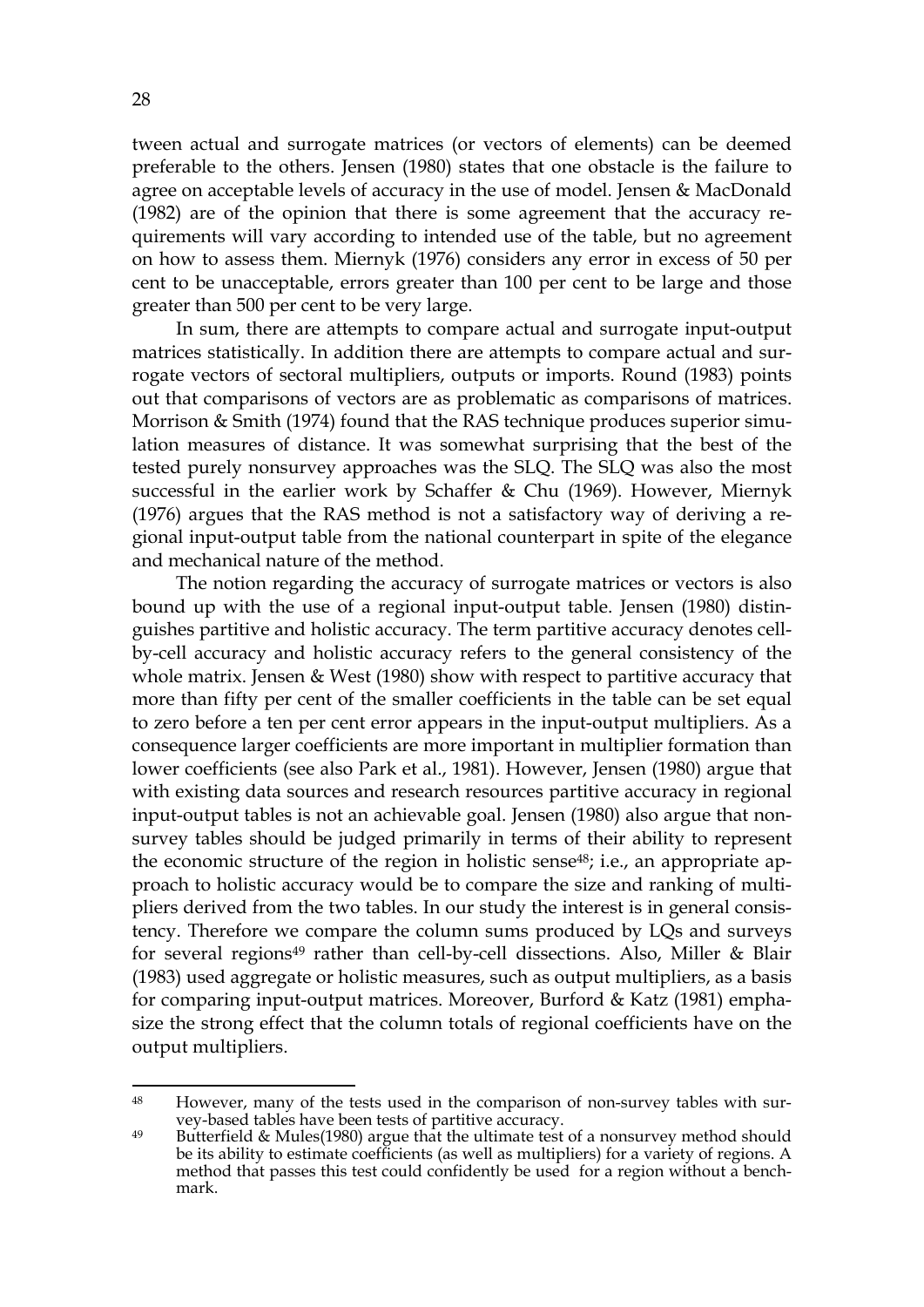tween actual and surrogate matrices (or vectors of elements) can be deemed preferable to the others. Jensen (1980) states that one obstacle is the failure to agree on acceptable levels of accuracy in the use of model. Jensen & MacDonald (1982) are of the opinion that there is some agreement that the accuracy requirements will vary according to intended use of the table, but no agreement on how to assess them. Miernyk (1976) considers any error in excess of 50 per cent to be unacceptable, errors greater than 100 per cent to be large and those greater than 500 per cent to be very large.

In sum, there are attempts to compare actual and surrogate input-output matrices statistically. In addition there are attempts to compare actual and surrogate vectors of sectoral multipliers, outputs or imports. Round (1983) points out that comparisons of vectors are as problematic as comparisons of matrices. Morrison & Smith (1974) found that the RAS technique produces superior simulation measures of distance. It was somewhat surprising that the best of the tested purely nonsurvey approaches was the SLQ. The SLQ was also the most successful in the earlier work by Schaffer & Chu (1969). However, Miernyk (1976) argues that the RAS method is not a satisfactory way of deriving a regional input-output table from the national counterpart in spite of the elegance and mechanical nature of the method.

The notion regarding the accuracy of surrogate matrices or vectors is also bound up with the use of a regional input-output table. Jensen (1980) distinguishes partitive and holistic accuracy. The term partitive accuracy denotes cell-by-cell accuracy and holistic accuracy refers to the general consistency of the whole matrix. Jensen & West (1980) show with respect to partitive accuracy that more than fifty per cent of the smaller coefficients in the table can be set equal to zero before a ten per cent error appears in the input-output multipliers. As a consequence larger coefficients are more important in multiplier formation than lower coefficients (see also Park et al., 1981). However, Jensen (1980) argue that with existing data sources and research resources partitive accuracy in regional input-output tables is not an achievable goal. Jensen (1980) also argue that nonsurvey tables should be judged primarily in terms of their ability to represent the economic structure of the region in holistic sense[48]; i.e., an appropriate approach to holistic accuracy would be to compare the size and ranking of multipliers derived from the two tables. In our study the interest is in general consistency. Therefore we compare the column sums produced by LQs and surveys for several regions[49] rather than cell-by-cell dissections. Also, Miller & Blair (1983) used aggregate or holistic measures, such as output multipliers, as a basis for comparing input-output matrices. Moreover, Burford & Katz (1981) emphasize the strong effect that the column totals of regional coefficients have on the output multipliers.

---

[48] However, many of the tests used in the comparison of non-survey tables with survey-based tables have been tests of partitive accuracy.

[49] Butterfield & Mules(1980) argue that the ultimate test of a nonsurvey method should be its ability to estimate coefficients (as well as multipliers) for a variety of regions. A method that passes this test could confidently be used for a region without a benchmark.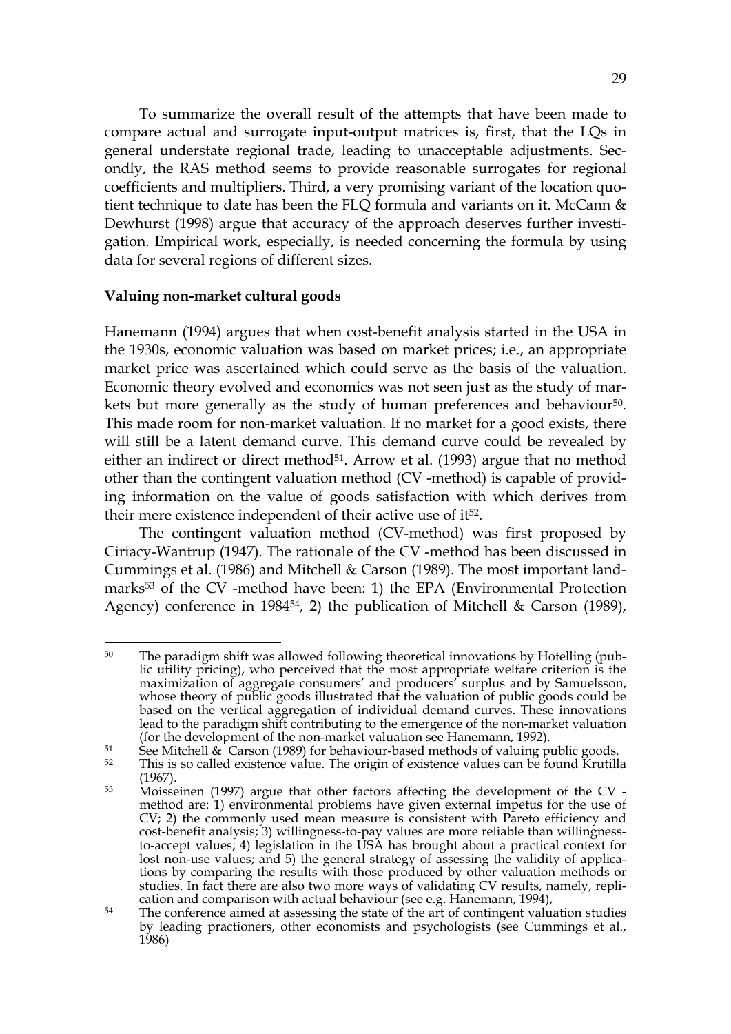To summarize the overall result of the attempts that have been made to compare actual and surrogate input-output matrices is, first, that the LQs in general understate regional trade, leading to unacceptable adjustments. Secondly, the RAS method seems to provide reasonable surrogates for regional coefficients and multipliers. Third, a very promising variant of the location quotient technique to date has been the FLQ formula and variants on it. McCann & Dewhurst (1998) argue that accuracy of the approach deserves further investigation. Empirical work, especially, is needed concerning the formula by using data for several regions of different sizes.

**Valuing non-market cultural goods**

Hanemann (1994) argues that when cost-benefit analysis started in the USA in the 1930s, economic valuation was based on market prices; i.e., an appropriate market price was ascertained which could serve as the basis of the valuation. Economic theory evolved and economics was not seen just as the study of markets but more generally as the study of human preferences and behaviour[50]. This made room for non-market valuation. If no market for a good exists, there will still be a latent demand curve. This demand curve could be revealed by either an indirect or direct method[51]. Arrow et al. (1993) argue that no method other than the contingent valuation method (CV -method) is capable of providing information on the value of goods satisfaction with which derives from their mere existence independent of their active use of it[52].

The contingent valuation method (CV-method) was first proposed by Ciriacy-Wantrup (1947). The rationale of the CV -method has been discussed in Cummings et al. (1986) and Mitchell & Carson (1989). The most important landmarks[53] of the CV -method have been: 1) the EPA (Environmental Protection Agency) conference in 1984[54], 2) the publication of Mitchell & Carson (1989),

---

[50] The paradigm shift was allowed following theoretical innovations by Hotelling (public utility pricing), who perceived that the most appropriate welfare criterion is the maximization of aggregate consumers' and producers' surplus and by Samuelsson, whose theory of public goods illustrated that the valuation of public goods could be based on the vertical aggregation of individual demand curves. These innovations lead to the paradigm shift contributing to the emergence of the non-market valuation (for the development of the non-market valuation see Hanemann, 1992).

[51] See Mitchell & Carson (1989) for behaviour-based methods of valuing public goods.

[52] This is so called existence value. The origin of existence values can be found Krutilla (1967).

[53] Moisseinen (1997) argue that other factors affecting the development of the CV - method are: 1) environmental problems have given external impetus for the use of CV; 2) the commonly used mean measure is consistent with Pareto efficiency and cost-benefit analysis; 3) willingness-to-pay values are more reliable than willingness-to-accept values; 4) legislation in the USA has brought about a practical context for lost non-use values; and 5) the general strategy of assessing the validity of applications by comparing the results with those produced by other valuation methods or studies. In fact there are also two more ways of validating CV results, namely, replication and comparison with actual behaviour (see e.g. Hanemann, 1994),

[54] The conference aimed at assessing the state of the art of contingent valuation studies by leading practioners, other economists and psychologists (see Cummings et al., 1986)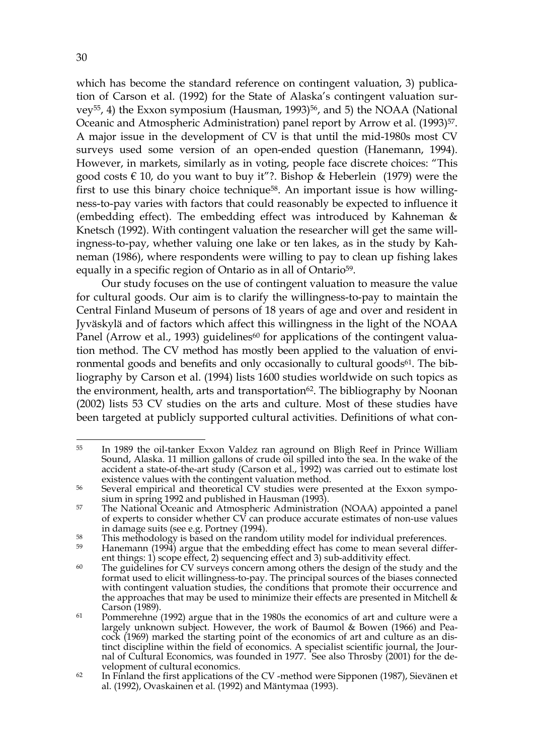which has become the standard reference on contingent valuation, 3) publication of Carson et al. (1992) for the State of Alaska's contingent valuation survey[55], 4) the Exxon symposium (Hausman, 1993)[56], and 5) the NOAA (National Oceanic and Atmospheric Administration) panel report by Arrow et al. (1993)[57]. A major issue in the development of CV is that until the mid-1980s most CV surveys used some version of an open-ended question (Hanemann, 1994). However, in markets, similarly as in voting, people face discrete choices: "This good costs € 10, do you want to buy it"?. Bishop & Heberlein (1979) were the first to use this binary choice technique[58]. An important issue is how willingness-to-pay varies with factors that could reasonably be expected to influence it (embedding effect). The embedding effect was introduced by Kahneman & Knetsch (1992). With contingent valuation the researcher will get the same willingness-to-pay, whether valuing one lake or ten lakes, as in the study by Kahneman (1986), where respondents were willing to pay to clean up fishing lakes equally in a specific region of Ontario as in all of Ontario[59].

Our study focuses on the use of contingent valuation to measure the value for cultural goods. Our aim is to clarify the willingness-to-pay to maintain the Central Finland Museum of persons of 18 years of age and over and resident in Jyväskylä and of factors which affect this willingness in the light of the NOAA Panel (Arrow et al., 1993) guidelines[60] for applications of the contingent valuation method. The CV method has mostly been applied to the valuation of environmental goods and benefits and only occasionally to cultural goods[61]. The bibliography by Carson et al. (1994) lists 1600 studies worldwide on such topics as the environment, health, arts and transportation[62]. The bibliography by Noonan (2002) lists 53 CV studies on the arts and culture. Most of these studies have been targeted at publicly supported cultural activities. Definitions of what con-

---

[55] In 1989 the oil-tanker Exxon Valdez ran aground on Bligh Reef in Prince William Sound, Alaska. 11 million gallons of crude oil spilled into the sea. In the wake of the accident a state-of-the-art study (Carson et al., 1992) was carried out to estimate lost existence values with the contingent valuation method.

[56] Several empirical and theoretical CV studies were presented at the Exxon symposium in spring 1992 and published in Hausman (1993).

[57] The National Oceanic and Atmospheric Administration (NOAA) appointed a panel of experts to consider whether CV can produce accurate estimates of non-use values in damage suits (see e.g. Portney (1994).

[58] This methodology is based on the random utility model for individual preferences.

[59] Hanemann (1994) argue that the embedding effect has come to mean several different things: 1) scope effect, 2) sequencing effect and 3) sub-additivity effect.

[60] The guidelines for CV surveys concern among others the design of the study and the format used to elicit willingness-to-pay. The principal sources of the biases connected with contingent valuation studies, the conditions that promote their occurrence and the approaches that may be used to minimize their effects are presented in Mitchell & Carson (1989).

[61] Pommerehne (1992) argue that in the 1980s the economics of art and culture were a largely unknown subject. However, the work of Baumol & Bowen (1966) and Peacock (1969) marked the starting point of the economics of art and culture as an distinct discipline within the field of economics. A specialist scientific journal, the Journal of Cultural Economics, was founded in 1977. See also Throsby (2001) for the development of cultural economics.

[62] In Finland the first applications of the CV -method were Sipponen (1987), Sievänen et al. (1992), Ovaskainen et al. (1992) and Mäntymaa (1993).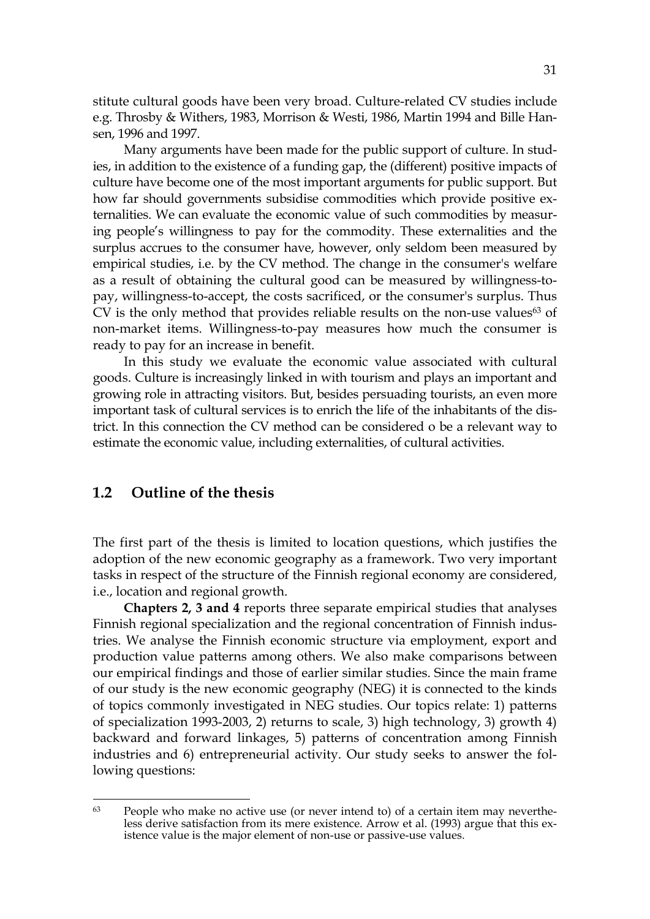stitute cultural goods have been very broad. Culture-related CV studies include e.g. Throsby & Withers, 1983, Morrison & Westi, 1986, Martin 1994 and Bille Hansen, 1996 and 1997.

Many arguments have been made for the public support of culture. In studies, in addition to the existence of a funding gap, the (different) positive impacts of culture have become one of the most important arguments for public support. But how far should governments subsidise commodities which provide positive externalities. We can evaluate the economic value of such commodities by measuring people's willingness to pay for the commodity. These externalities and the surplus accrues to the consumer have, however, only seldom been measured by empirical studies, i.e. by the CV method. The change in the consumer's welfare as a result of obtaining the cultural good can be measured by willingness-to-pay, willingness-to-accept, the costs sacrificed, or the consumer's surplus. Thus CV is the only method that provides reliable results on the non-use values[63] of non-market items. Willingness-to-pay measures how much the consumer is ready to pay for an increase in benefit.

In this study we evaluate the economic value associated with cultural goods. Culture is increasingly linked in with tourism and plays an important and growing role in attracting visitors. But, besides persuading tourists, an even more important task of cultural services is to enrich the life of the inhabitants of the district. In this connection the CV method can be considered o be a relevant way to estimate the economic value, including externalities, of cultural activities.

## 1.2 Outline of the thesis

The first part of the thesis is limited to location questions, which justifies the adoption of the new economic geography as a framework. Two very important tasks in respect of the structure of the Finnish regional economy are considered, i.e., location and regional growth.

**Chapters 2, 3 and 4** reports three separate empirical studies that analyses Finnish regional specialization and the regional concentration of Finnish industries. We analyse the Finnish economic structure via employment, export and production value patterns among others. We also make comparisons between our empirical findings and those of earlier similar studies. Since the main frame of our study is the new economic geography (NEG) it is connected to the kinds of topics commonly investigated in NEG studies. Our topics relate: 1) patterns of specialization 1993-2003, 2) returns to scale, 3) high technology, 3) growth 4) backward and forward linkages, 5) patterns of concentration among Finnish industries and 6) entrepreneurial activity. Our study seeks to answer the following questions:

---

[63] People who make no active use (or never intend to) of a certain item may nevertheless derive satisfaction from its mere existence. Arrow et al. (1993) argue that this existence value is the major element of non-use or passive-use values.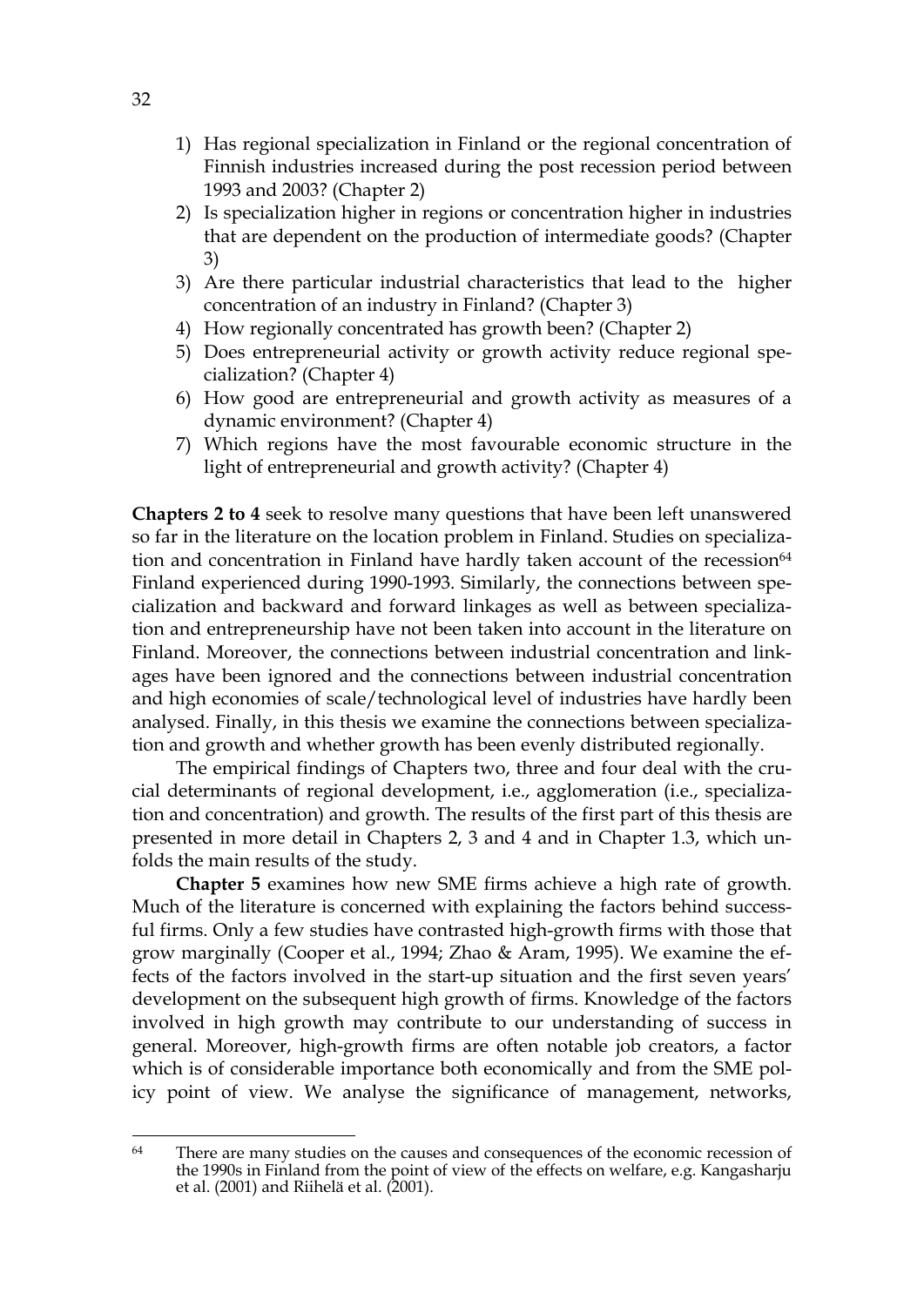1) Has regional specialization in Finland or the regional concentration of Finnish industries increased during the post recession period between 1993 and 2003? (Chapter 2)
2) Is specialization higher in regions or concentration higher in industries that are dependent on the production of intermediate goods? (Chapter 3)
3) Are there particular industrial characteristics that lead to the higher concentration of an industry in Finland? (Chapter 3)
4) How regionally concentrated has growth been? (Chapter 2)
5) Does entrepreneurial activity or growth activity reduce regional specialization? (Chapter 4)
6) How good are entrepreneurial and growth activity as measures of a dynamic environment? (Chapter 4)
7) Which regions have the most favourable economic structure in the light of entrepreneurial and growth activity? (Chapter 4)

**Chapters 2 to 4** seek to resolve many questions that have been left unanswered so far in the literature on the location problem in Finland. Studies on specialization and concentration in Finland have hardly taken account of the recession[64] Finland experienced during 1990-1993. Similarly, the connections between specialization and backward and forward linkages as well as between specialization and entrepreneurship have not been taken into account in the literature on Finland. Moreover, the connections between industrial concentration and linkages have been ignored and the connections between industrial concentration and high economies of scale/technological level of industries have hardly been analysed. Finally, in this thesis we examine the connections between specialization and growth and whether growth has been evenly distributed regionally.

The empirical findings of Chapters two, three and four deal with the crucial determinants of regional development, i.e., agglomeration (i.e., specialization and concentration) and growth. The results of the first part of this thesis are presented in more detail in Chapters 2, 3 and 4 and in Chapter 1.3, which unfolds the main results of the study.

**Chapter 5** examines how new SME firms achieve a high rate of growth. Much of the literature is concerned with explaining the factors behind successful firms. Only a few studies have contrasted high-growth firms with those that grow marginally (Cooper et al., 1994; Zhao & Aram, 1995). We examine the effects of the factors involved in the start-up situation and the first seven years' development on the subsequent high growth of firms. Knowledge of the factors involved in high growth may contribute to our understanding of success in general. Moreover, high-growth firms are often notable job creators, a factor which is of considerable importance both economically and from the SME policy point of view. We analyse the significance of management, networks,

[64] There are many studies on the causes and consequences of the economic recession of the 1990s in Finland from the point of view of the effects on welfare, e.g. Kangasharju et al. (2001) and Riihelä et al. (2001).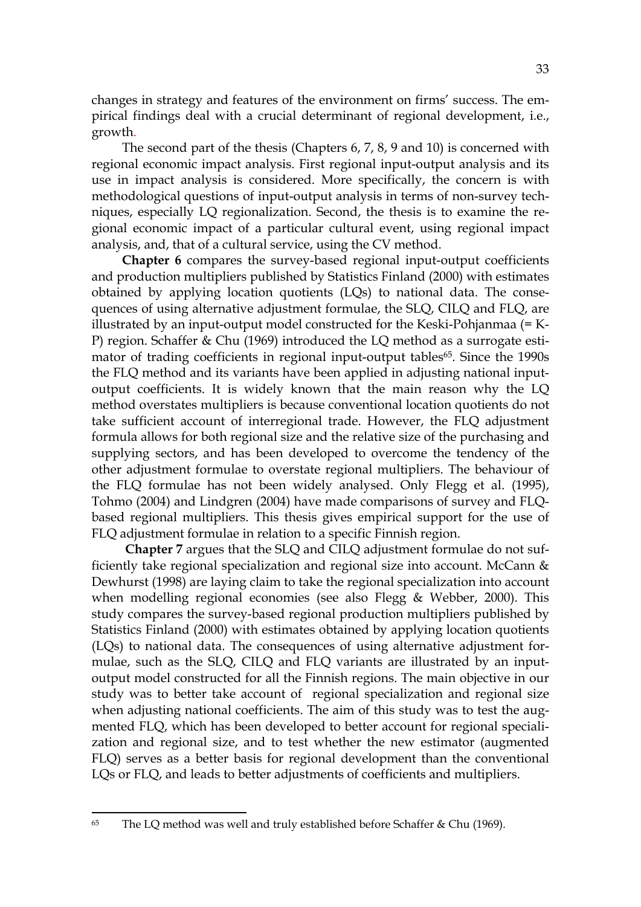changes in strategy and features of the environment on firms' success. The empirical findings deal with a crucial determinant of regional development, i.e., growth.

The second part of the thesis (Chapters 6, 7, 8, 9 and 10) is concerned with regional economic impact analysis. First regional input-output analysis and its use in impact analysis is considered. More specifically, the concern is with methodological questions of input-output analysis in terms of non-survey techniques, especially LQ regionalization. Second, the thesis is to examine the regional economic impact of a particular cultural event, using regional impact analysis, and, that of a cultural service, using the CV method.

**Chapter 6** compares the survey-based regional input-output coefficients and production multipliers published by Statistics Finland (2000) with estimates obtained by applying location quotients (LQs) to national data. The consequences of using alternative adjustment formulae, the SLQ, CILQ and FLQ, are illustrated by an input-output model constructed for the Keski-Pohjanmaa (= K-P) region. Schaffer & Chu (1969) introduced the LQ method as a surrogate estimator of trading coefficients in regional input-output tables[65]. Since the 1990s the FLQ method and its variants have been applied in adjusting national input-output coefficients. It is widely known that the main reason why the LQ method overstates multipliers is because conventional location quotients do not take sufficient account of interregional trade. However, the FLQ adjustment formula allows for both regional size and the relative size of the purchasing and supplying sectors, and has been developed to overcome the tendency of the other adjustment formulae to overstate regional multipliers. The behaviour of the FLQ formulae has not been widely analysed. Only Flegg et al. (1995), Tohmo (2004) and Lindgren (2004) have made comparisons of survey and FLQ-based regional multipliers. This thesis gives empirical support for the use of FLQ adjustment formulae in relation to a specific Finnish region.

**Chapter 7** argues that the SLQ and CILQ adjustment formulae do not sufficiently take regional specialization and regional size into account. McCann & Dewhurst (1998) are laying claim to take the regional specialization into account when modelling regional economies (see also Flegg & Webber, 2000). This study compares the survey-based regional production multipliers published by Statistics Finland (2000) with estimates obtained by applying location quotients (LQs) to national data. The consequences of using alternative adjustment formulae, such as the SLQ, CILQ and FLQ variants are illustrated by an input-output model constructed for all the Finnish regions. The main objective in our study was to better take account of regional specialization and regional size when adjusting national coefficients. The aim of this study was to test the augmented FLQ, which has been developed to better account for regional specialization and regional size, and to test whether the new estimator (augmented FLQ) serves as a better basis for regional development than the conventional LQs or FLQ, and leads to better adjustments of coefficients and multipliers.

---

[65] The LQ method was well and truly established before Schaffer & Chu (1969).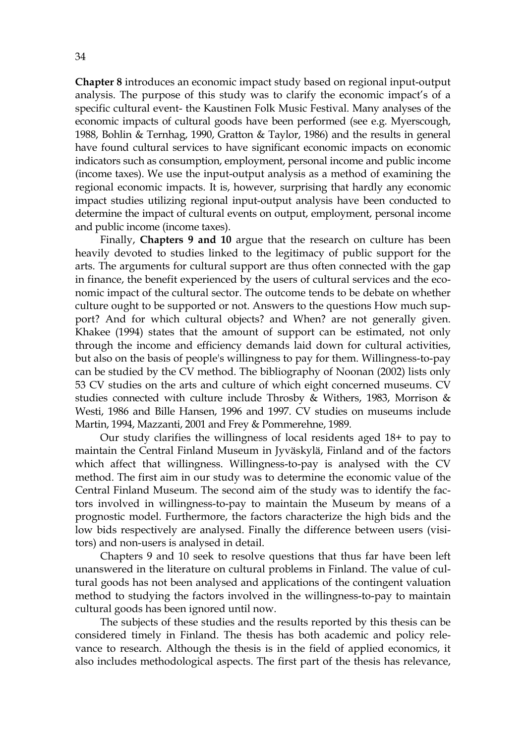**Chapter 8** introduces an economic impact study based on regional input-output analysis. The purpose of this study was to clarify the economic impact's of a specific cultural event- the Kaustinen Folk Music Festival. Many analyses of the economic impacts of cultural goods have been performed (see e.g. Myerscough, 1988, Bohlin & Ternhag, 1990, Gratton & Taylor, 1986) and the results in general have found cultural services to have significant economic impacts on economic indicators such as consumption, employment, personal income and public income (income taxes). We use the input-output analysis as a method of examining the regional economic impacts. It is, however, surprising that hardly any economic impact studies utilizing regional input-output analysis have been conducted to determine the impact of cultural events on output, employment, personal income and public income (income taxes).

Finally, **Chapters 9 and 10** argue that the research on culture has been heavily devoted to studies linked to the legitimacy of public support for the arts. The arguments for cultural support are thus often connected with the gap in finance, the benefit experienced by the users of cultural services and the economic impact of the cultural sector. The outcome tends to be debate on whether culture ought to be supported or not. Answers to the questions How much support? And for which cultural objects? and When? are not generally given. Khakee (1994) states that the amount of support can be estimated, not only through the income and efficiency demands laid down for cultural activities, but also on the basis of people's willingness to pay for them. Willingness-to-pay can be studied by the CV method. The bibliography of Noonan (2002) lists only 53 CV studies on the arts and culture of which eight concerned museums. CV studies connected with culture include Throsby & Withers, 1983, Morrison & Westi, 1986 and Bille Hansen, 1996 and 1997. CV studies on museums include Martin, 1994, Mazzanti, 2001 and Frey & Pommerehne, 1989.

Our study clarifies the willingness of local residents aged 18+ to pay to maintain the Central Finland Museum in Jyväskylä, Finland and of the factors which affect that willingness. Willingness-to-pay is analysed with the CV method. The first aim in our study was to determine the economic value of the Central Finland Museum. The second aim of the study was to identify the factors involved in willingness-to-pay to maintain the Museum by means of a prognostic model. Furthermore, the factors characterize the high bids and the low bids respectively are analysed. Finally the difference between users (visitors) and non-users is analysed in detail.

Chapters 9 and 10 seek to resolve questions that thus far have been left unanswered in the literature on cultural problems in Finland. The value of cultural goods has not been analysed and applications of the contingent valuation method to studying the factors involved in the willingness-to-pay to maintain cultural goods has been ignored until now.

The subjects of these studies and the results reported by this thesis can be considered timely in Finland. The thesis has both academic and policy relevance to research. Although the thesis is in the field of applied economics, it also includes methodological aspects. The first part of the thesis has relevance,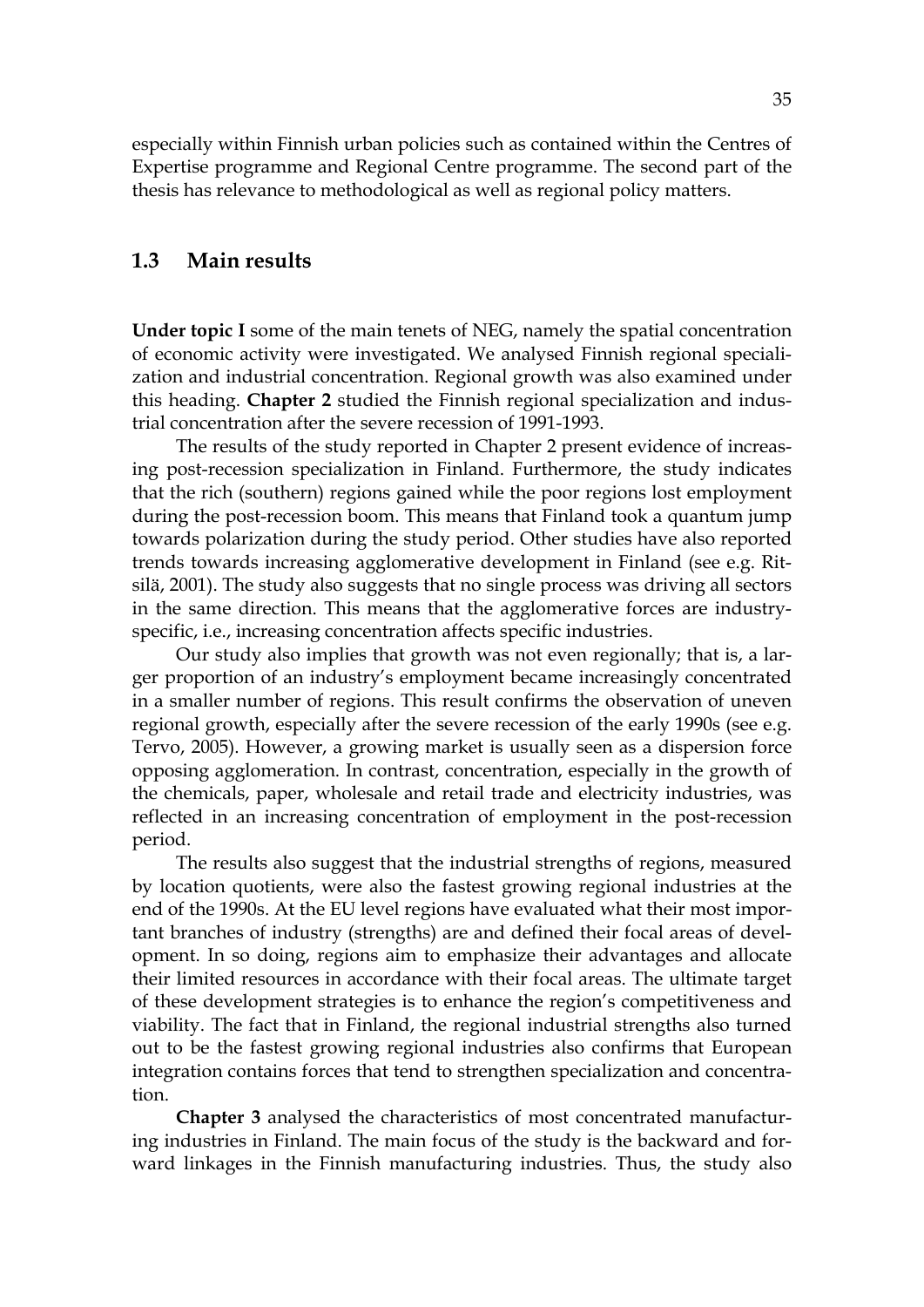especially within Finnish urban policies such as contained within the Centres of Expertise programme and Regional Centre programme. The second part of the thesis has relevance to methodological as well as regional policy matters.

## 1.3 Main results

**Under topic I** some of the main tenets of NEG, namely the spatial concentration of economic activity were investigated. We analysed Finnish regional specialization and industrial concentration. Regional growth was also examined under this heading. **Chapter 2** studied the Finnish regional specialization and industrial concentration after the severe recession of 1991-1993.

The results of the study reported in Chapter 2 present evidence of increasing post-recession specialization in Finland. Furthermore, the study indicates that the rich (southern) regions gained while the poor regions lost employment during the post-recession boom. This means that Finland took a quantum jump towards polarization during the study period. Other studies have also reported trends towards increasing agglomerative development in Finland (see e.g. Ritsilä, 2001). The study also suggests that no single process was driving all sectors in the same direction. This means that the agglomerative forces are industry-specific, i.e., increasing concentration affects specific industries.

Our study also implies that growth was not even regionally; that is, a larger proportion of an industry's employment became increasingly concentrated in a smaller number of regions. This result confirms the observation of uneven regional growth, especially after the severe recession of the early 1990s (see e.g. Tervo, 2005). However, a growing market is usually seen as a dispersion force opposing agglomeration. In contrast, concentration, especially in the growth of the chemicals, paper, wholesale and retail trade and electricity industries, was reflected in an increasing concentration of employment in the post-recession period.

The results also suggest that the industrial strengths of regions, measured by location quotients, were also the fastest growing regional industries at the end of the 1990s. At the EU level regions have evaluated what their most important branches of industry (strengths) are and defined their focal areas of development. In so doing, regions aim to emphasize their advantages and allocate their limited resources in accordance with their focal areas. The ultimate target of these development strategies is to enhance the region's competitiveness and viability. The fact that in Finland, the regional industrial strengths also turned out to be the fastest growing regional industries also confirms that European integration contains forces that tend to strengthen specialization and concentration.

**Chapter 3** analysed the characteristics of most concentrated manufacturing industries in Finland. The main focus of the study is the backward and forward linkages in the Finnish manufacturing industries. Thus, the study also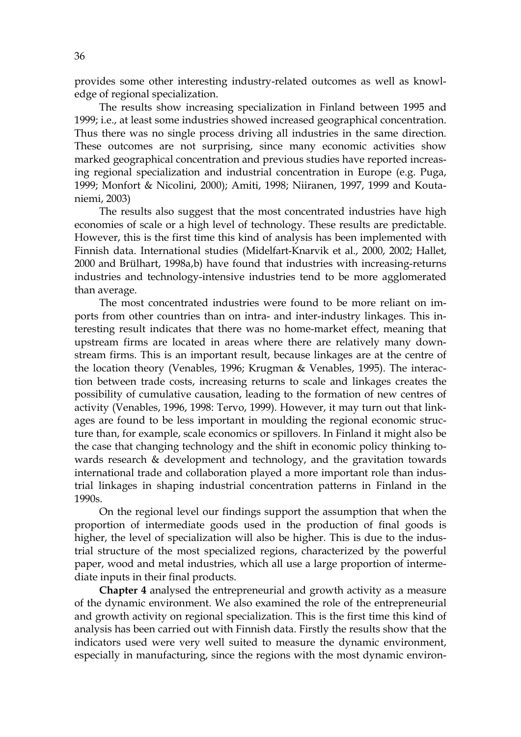provides some other interesting industry-related outcomes as well as knowledge of regional specialization.

The results show increasing specialization in Finland between 1995 and 1999; i.e., at least some industries showed increased geographical concentration. Thus there was no single process driving all industries in the same direction. These outcomes are not surprising, since many economic activities show marked geographical concentration and previous studies have reported increasing regional specialization and industrial concentration in Europe (e.g. Puga, 1999; Monfort & Nicolini, 2000); Amiti, 1998; Niiranen, 1997, 1999 and Koutaniemi, 2003)

The results also suggest that the most concentrated industries have high economies of scale or a high level of technology. These results are predictable. However, this is the first time this kind of analysis has been implemented with Finnish data. International studies (Midelfart-Knarvik et al., 2000, 2002; Hallet, 2000 and Brülhart, 1998a,b) have found that industries with increasing-returns industries and technology-intensive industries tend to be more agglomerated than average.

The most concentrated industries were found to be more reliant on imports from other countries than on intra- and inter-industry linkages. This interesting result indicates that there was no home-market effect, meaning that upstream firms are located in areas where there are relatively many downstream firms. This is an important result, because linkages are at the centre of the location theory (Venables, 1996; Krugman & Venables, 1995). The interaction between trade costs, increasing returns to scale and linkages creates the possibility of cumulative causation, leading to the formation of new centres of activity (Venables, 1996, 1998: Tervo, 1999). However, it may turn out that linkages are found to be less important in moulding the regional economic structure than, for example, scale economics or spillovers. In Finland it might also be the case that changing technology and the shift in economic policy thinking towards research & development and technology, and the gravitation towards international trade and collaboration played a more important role than industrial linkages in shaping industrial concentration patterns in Finland in the 1990s.

On the regional level our findings support the assumption that when the proportion of intermediate goods used in the production of final goods is higher, the level of specialization will also be higher. This is due to the industrial structure of the most specialized regions, characterized by the powerful paper, wood and metal industries, which all use a large proportion of intermediate inputs in their final products.

**Chapter 4** analysed the entrepreneurial and growth activity as a measure of the dynamic environment. We also examined the role of the entrepreneurial and growth activity on regional specialization. This is the first time this kind of analysis has been carried out with Finnish data. Firstly the results show that the indicators used were very well suited to measure the dynamic environment, especially in manufacturing, since the regions with the most dynamic environ-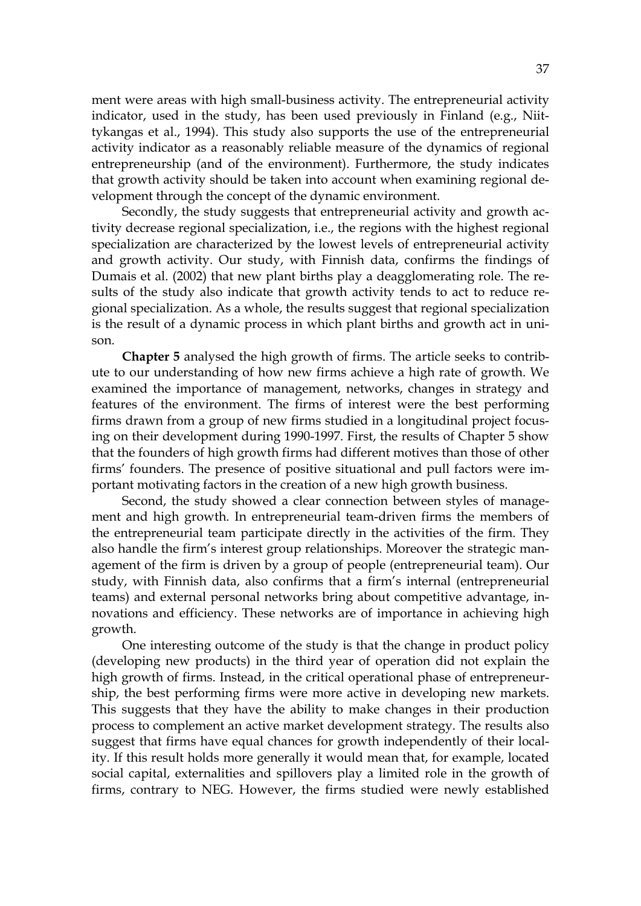ment were areas with high small-business activity. The entrepreneurial activity indicator, used in the study, has been used previously in Finland (e.g., Niittykangas et al., 1994). This study also supports the use of the entrepreneurial activity indicator as a reasonably reliable measure of the dynamics of regional entrepreneurship (and of the environment). Furthermore, the study indicates that growth activity should be taken into account when examining regional development through the concept of the dynamic environment.

Secondly, the study suggests that entrepreneurial activity and growth activity decrease regional specialization, i.e., the regions with the highest regional specialization are characterized by the lowest levels of entrepreneurial activity and growth activity. Our study, with Finnish data, confirms the findings of Dumais et al. (2002) that new plant births play a deagglomerating role. The results of the study also indicate that growth activity tends to act to reduce regional specialization. As a whole, the results suggest that regional specialization is the result of a dynamic process in which plant births and growth act in unison.

**Chapter 5** analysed the high growth of firms. The article seeks to contribute to our understanding of how new firms achieve a high rate of growth. We examined the importance of management, networks, changes in strategy and features of the environment. The firms of interest were the best performing firms drawn from a group of new firms studied in a longitudinal project focusing on their development during 1990-1997. First, the results of Chapter 5 show that the founders of high growth firms had different motives than those of other firms' founders. The presence of positive situational and pull factors were important motivating factors in the creation of a new high growth business.

Second, the study showed a clear connection between styles of management and high growth. In entrepreneurial team-driven firms the members of the entrepreneurial team participate directly in the activities of the firm. They also handle the firm's interest group relationships. Moreover the strategic management of the firm is driven by a group of people (entrepreneurial team). Our study, with Finnish data, also confirms that a firm's internal (entrepreneurial teams) and external personal networks bring about competitive advantage, innovations and efficiency. These networks are of importance in achieving high growth.

One interesting outcome of the study is that the change in product policy (developing new products) in the third year of operation did not explain the high growth of firms. Instead, in the critical operational phase of entrepreneurship, the best performing firms were more active in developing new markets. This suggests that they have the ability to make changes in their production process to complement an active market development strategy. The results also suggest that firms have equal chances for growth independently of their locality. If this result holds more generally it would mean that, for example, located social capital, externalities and spillovers play a limited role in the growth of firms, contrary to NEG. However, the firms studied were newly established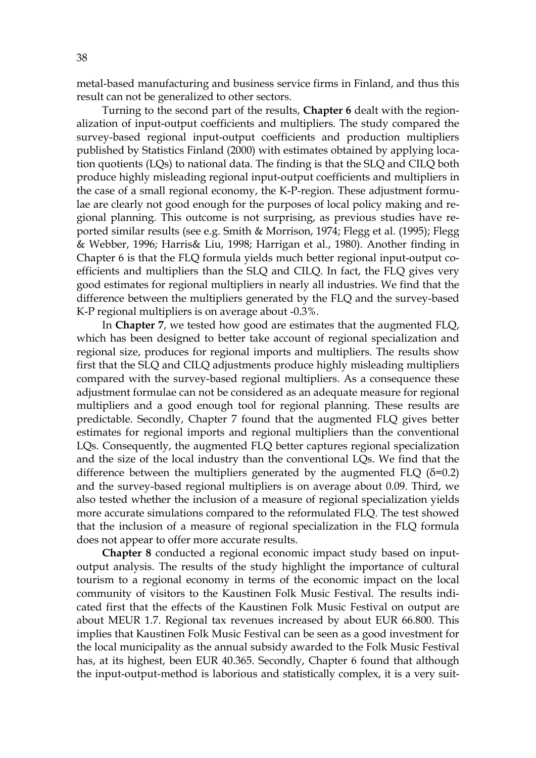metal-based manufacturing and business service firms in Finland, and thus this result can not be generalized to other sectors.

Turning to the second part of the results, **Chapter 6** dealt with the regionalization of input-output coefficients and multipliers. The study compared the survey-based regional input-output coefficients and production multipliers published by Statistics Finland (2000) with estimates obtained by applying location quotients (LQs) to national data. The finding is that the SLQ and CILQ both produce highly misleading regional input-output coefficients and multipliers in the case of a small regional economy, the K-P-region. These adjustment formulae are clearly not good enough for the purposes of local policy making and regional planning. This outcome is not surprising, as previous studies have reported similar results (see e.g. Smith & Morrison, 1974; Flegg et al. (1995); Flegg & Webber, 1996; Harris& Liu, 1998; Harrigan et al., 1980). Another finding in Chapter 6 is that the FLQ formula yields much better regional input-output coefficients and multipliers than the SLQ and CILQ. In fact, the FLQ gives very good estimates for regional multipliers in nearly all industries. We find that the difference between the multipliers generated by the FLQ and the survey-based K-P regional multipliers is on average about -0.3%.

In **Chapter 7**, we tested how good are estimates that the augmented FLQ, which has been designed to better take account of regional specialization and regional size, produces for regional imports and multipliers. The results show first that the SLQ and CILQ adjustments produce highly misleading multipliers compared with the survey-based regional multipliers. As a consequence these adjustment formulae can not be considered as an adequate measure for regional multipliers and a good enough tool for regional planning. These results are predictable. Secondly, Chapter 7 found that the augmented FLQ gives better estimates for regional imports and regional multipliers than the conventional LQs. Consequently, the augmented FLQ better captures regional specialization and the size of the local industry than the conventional LQs. We find that the difference between the multipliers generated by the augmented FLQ ($\delta$=0.2) and the survey-based regional multipliers is on average about 0.09. Third, we also tested whether the inclusion of a measure of regional specialization yields more accurate simulations compared to the reformulated FLQ. The test showed that the inclusion of a measure of regional specialization in the FLQ formula does not appear to offer more accurate results.

**Chapter 8** conducted a regional economic impact study based on input-output analysis. The results of the study highlight the importance of cultural tourism to a regional economy in terms of the economic impact on the local community of visitors to the Kaustinen Folk Music Festival. The results indicated first that the effects of the Kaustinen Folk Music Festival on output are about MEUR 1.7. Regional tax revenues increased by about EUR 66.800. This implies that Kaustinen Folk Music Festival can be seen as a good investment for the local municipality as the annual subsidy awarded to the Folk Music Festival has, at its highest, been EUR 40.365. Secondly, Chapter 6 found that although the input-output-method is laborious and statistically complex, it is a very suit-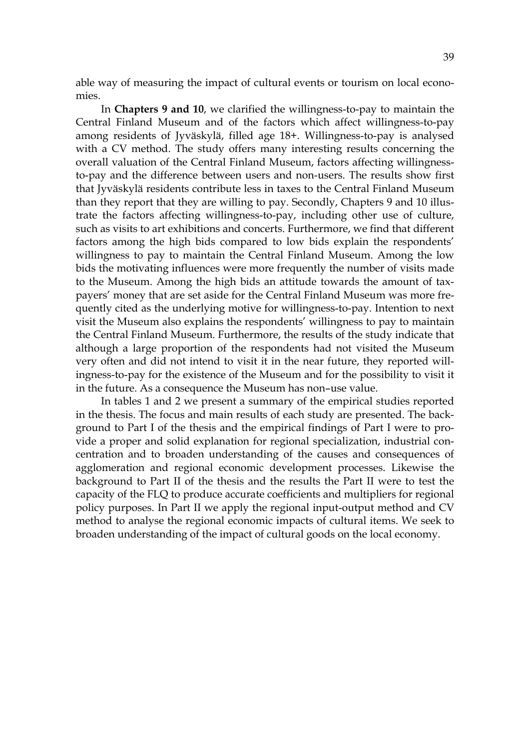able way of measuring the impact of cultural events or tourism on local economies.

In **Chapters 9 and 10**, we clarified the willingness-to-pay to maintain the Central Finland Museum and of the factors which affect willingness-to-pay among residents of Jyväskylä, filled age 18+. Willingness-to-pay is analysed with a CV method. The study offers many interesting results concerning the overall valuation of the Central Finland Museum, factors affecting willingness-to-pay and the difference between users and non-users. The results show first that Jyväskylä residents contribute less in taxes to the Central Finland Museum than they report that they are willing to pay. Secondly, Chapters 9 and 10 illustrate the factors affecting willingness-to-pay, including other use of culture, such as visits to art exhibitions and concerts. Furthermore, we find that different factors among the high bids compared to low bids explain the respondents' willingness to pay to maintain the Central Finland Museum. Among the low bids the motivating influences were more frequently the number of visits made to the Museum. Among the high bids an attitude towards the amount of taxpayers' money that are set aside for the Central Finland Museum was more frequently cited as the underlying motive for willingness-to-pay. Intention to next visit the Museum also explains the respondents' willingness to pay to maintain the Central Finland Museum. Furthermore, the results of the study indicate that although a large proportion of the respondents had not visited the Museum very often and did not intend to visit it in the near future, they reported willingness-to-pay for the existence of the Museum and for the possibility to visit it in the future. As a consequence the Museum has non–use value.

In tables 1 and 2 we present a summary of the empirical studies reported in the thesis. The focus and main results of each study are presented. The background to Part I of the thesis and the empirical findings of Part I were to provide a proper and solid explanation for regional specialization, industrial concentration and to broaden understanding of the causes and consequences of agglomeration and regional economic development processes. Likewise the background to Part II of the thesis and the results the Part II were to test the capacity of the FLQ to produce accurate coefficients and multipliers for regional policy purposes. In Part II we apply the regional input-output method and CV method to analyse the regional economic impacts of cultural items. We seek to broaden understanding of the impact of cultural goods on the local economy.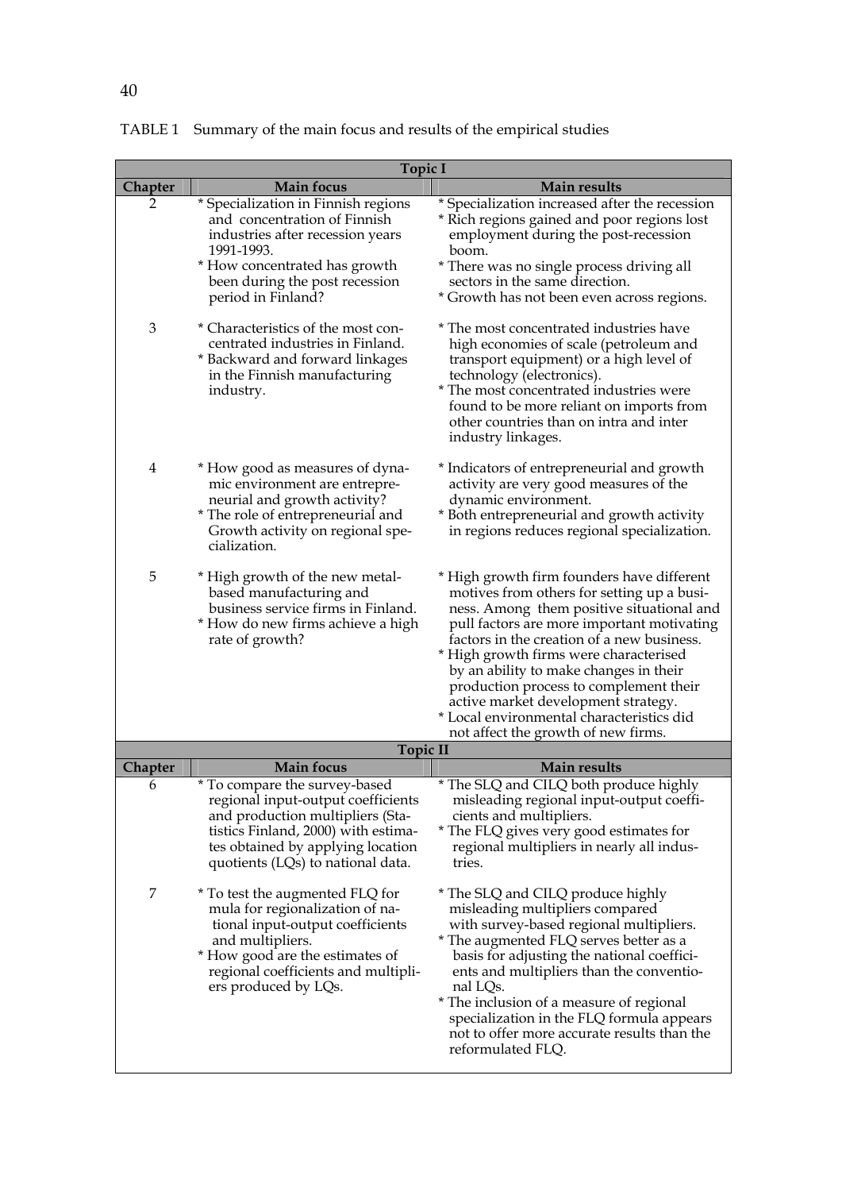TABLE 1 Summary of the main focus and results of the empirical studies

| Chapter | Main focus | Main results |
|---|---|---|
| **Topic I** | | |
| 2 | * Specialization in Finnish regions and concentration of Finnish industries after recession years 1991-1993.<br>* How concentrated has growth been during the post recession period in Finland? | * Specialization increased after the recession<br>* Rich regions gained and poor regions lost employment during the post-recession boom.<br>* There was no single process driving all sectors in the same direction.<br>* Growth has not been even across regions. |
| 3 | * Characteristics of the most concentrated industries in Finland.<br>* Backward and forward linkages in the Finnish manufacturing industry. | * The most concentrated industries have high economies of scale (petroleum and transport equipment) or a high level of technology (electronics).<br>* The most concentrated industries were found to be more reliant on imports from other countries than on intra and inter industry linkages. |
| 4 | * How good as measures of dynamic environment are entrepreneurial and growth activity?<br>* The role of entrepreneurial and Growth activity on regional specialization. | * Indicators of entrepreneurial and growth activity are very good measures of the dynamic environment.<br>* Both entrepreneurial and growth activity in regions reduces regional specialization. |
| 5 | * High growth of the new metal-based manufacturing and business service firms in Finland.<br>* How do new firms achieve a high rate of growth? | * High growth firm founders have different motives from others for setting up a business. Among them positive situational and pull factors are more important motivating factors in the creation of a new business.<br>* High growth firms were characterised by an ability to make changes in their production process to complement their active market development strategy.<br>* Local environmental characteristics did not affect the growth of new firms. |
| **Topic II** | | |
| 6 | * To compare the survey-based regional input-output coefficients and production multipliers (Statistics Finland, 2000) with estimates obtained by applying location quotients (LQs) to national data. | * The SLQ and CILQ both produce highly misleading regional input-output coefficients and multipliers.<br>* The FLQ gives very good estimates for regional multipliers in nearly all industries. |
| 7 | * To test the augmented FLQ formula for regionalization of national input-output coefficients and multipliers.<br>* How good are the estimates of regional coefficients and multipliers produced by LQs. | * The SLQ and CILQ produce highly misleading multipliers compared with survey-based regional multipliers.<br>* The augmented FLQ serves better as a basis for adjusting the national coefficients and multipliers than the conventional LQs.<br>* The inclusion of a measure of regional specialization in the FLQ formula appears not to offer more accurate results than the reformulated FLQ. |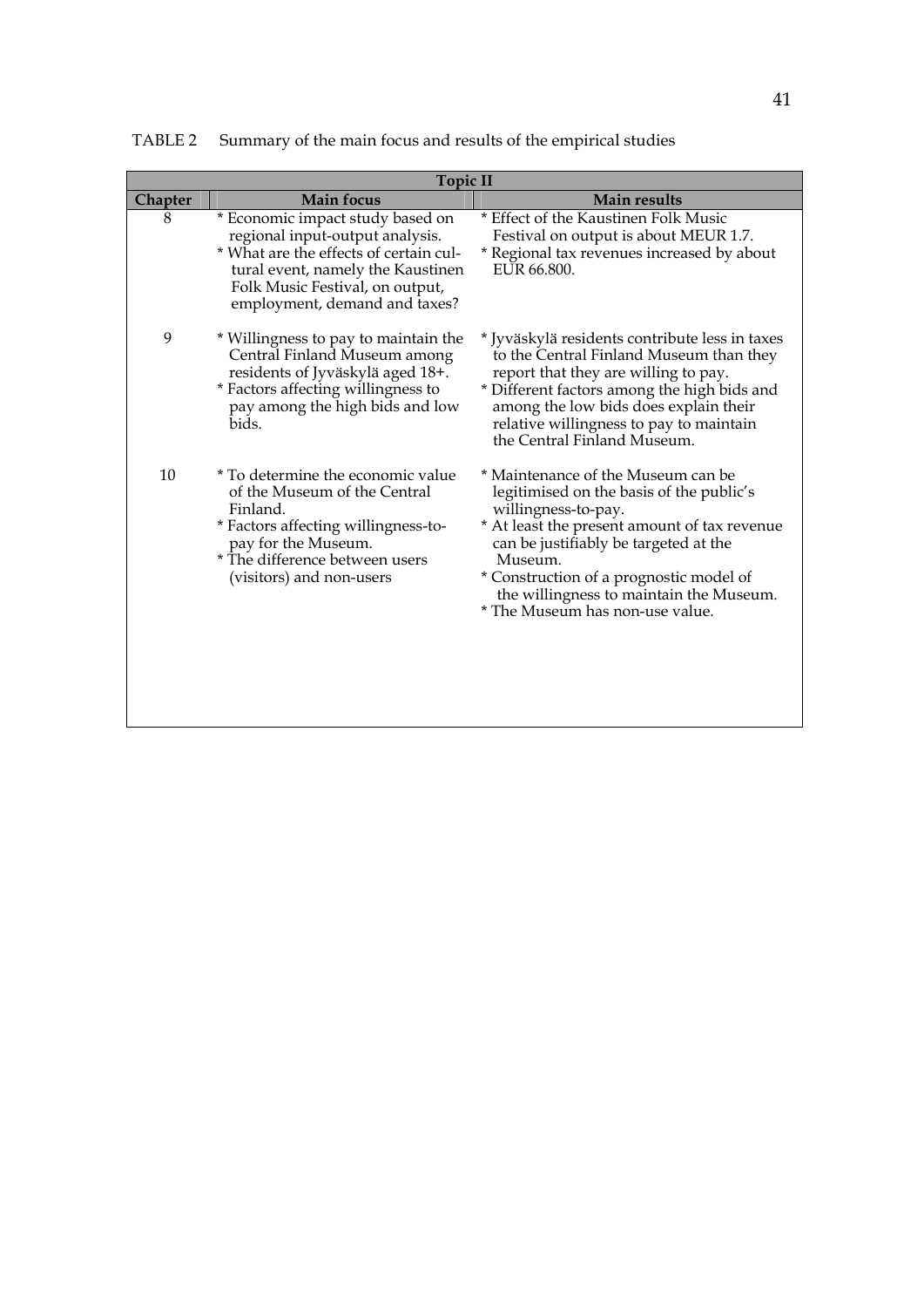TABLE 2 Summary of the main focus and results of the empirical studies

| Topic II | | |
|---|---|---|
| **Chapter** | **Main focus** | **Main results** |
| 8 | * Economic impact study based on regional input-output analysis.<br>* What are the effects of certain cultural event, namely the Kaustinen Folk Music Festival, on output, employment, demand and taxes? | * Effect of the Kaustinen Folk Music Festival on output is about MEUR 1.7.<br>* Regional tax revenues increased by about EUR 66.800. |
| 9 | * Willingness to pay to maintain the Central Finland Museum among residents of Jyväskylä aged 18+.<br>* Factors affecting willingness to pay among the high bids and low bids. | * Jyväskylä residents contribute less in taxes to the Central Finland Museum than they report that they are willing to pay.<br>* Different factors among the high bids and among the low bids does explain their relative willingness to pay to maintain the Central Finland Museum. |
| 10 | * To determine the economic value of the Museum of the Central Finland.<br>* Factors affecting willingness-to-pay for the Museum.<br>* The difference between users (visitors) and non-users | * Maintenance of the Museum can be legitimised on the basis of the public's willingness-to-pay.<br>* At least the present amount of tax revenue can be justifiably be targeted at the Museum.<br>* Construction of a prognostic model of the willingness to maintain the Museum.<br>* The Museum has non-use value. |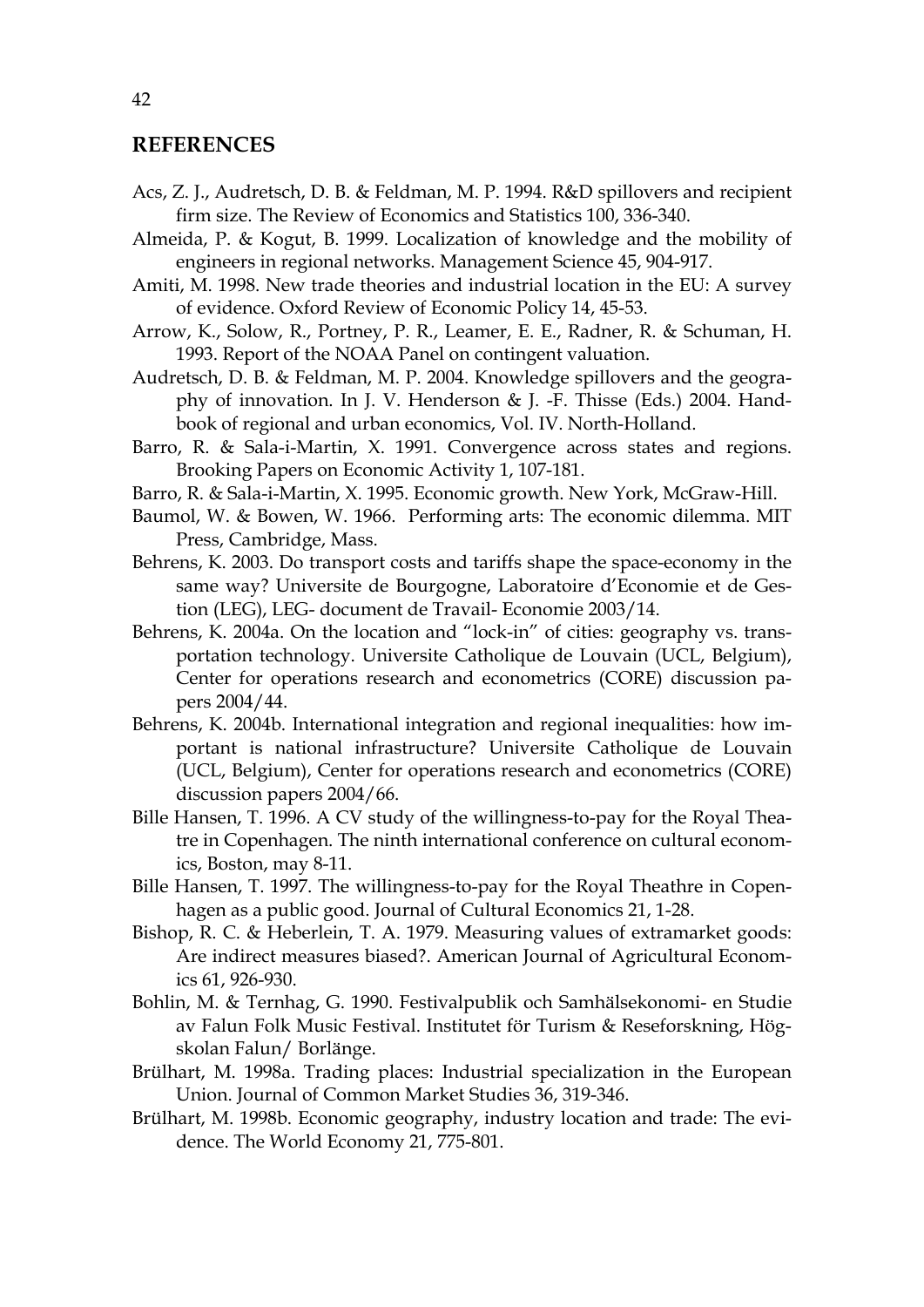## REFERENCES

Acs, Z. J., Audretsch, D. B. & Feldman, M. P. 1994. R&D spillovers and recipient firm size. The Review of Economics and Statistics 100, 336-340.

Almeida, P. & Kogut, B. 1999. Localization of knowledge and the mobility of engineers in regional networks. Management Science 45, 904-917.

Amiti, M. 1998. New trade theories and industrial location in the EU: A survey of evidence. Oxford Review of Economic Policy 14, 45-53.

Arrow, K., Solow, R., Portney, P. R., Leamer, E. E., Radner, R. & Schuman, H. 1993. Report of the NOAA Panel on contingent valuation.

Audretsch, D. B. & Feldman, M. P. 2004. Knowledge spillovers and the geography of innovation. In J. V. Henderson & J. -F. Thisse (Eds.) 2004. Handbook of regional and urban economics, Vol. IV. North-Holland.

Barro, R. & Sala-i-Martin, X. 1991. Convergence across states and regions. Brooking Papers on Economic Activity 1, 107-181.

Barro, R. & Sala-i-Martin, X. 1995. Economic growth. New York, McGraw-Hill.

Baumol, W. & Bowen, W. 1966. Performing arts: The economic dilemma. MIT Press, Cambridge, Mass.

Behrens, K. 2003. Do transport costs and tariffs shape the space-economy in the same way? Universite de Bourgogne, Laboratoire d'Economie et de Gestion (LEG), LEG- document de Travail- Economie 2003/14.

Behrens, K. 2004a. On the location and "lock-in" of cities: geography vs. transportation technology. Universite Catholique de Louvain (UCL, Belgium), Center for operations research and econometrics (CORE) discussion papers 2004/44.

Behrens, K. 2004b. International integration and regional inequalities: how important is national infrastructure? Universite Catholique de Louvain (UCL, Belgium), Center for operations research and econometrics (CORE) discussion papers 2004/66.

Bille Hansen, T. 1996. A CV study of the willingness-to-pay for the Royal Theatre in Copenhagen. The ninth international conference on cultural economics, Boston, may 8-11.

Bille Hansen, T. 1997. The willingness-to-pay for the Royal Theathre in Copenhagen as a public good. Journal of Cultural Economics 21, 1-28.

Bishop, R. C. & Heberlein, T. A. 1979. Measuring values of extramarket goods: Are indirect measures biased?. American Journal of Agricultural Economics 61, 926-930.

Bohlin, M. & Ternhag, G. 1990. Festivalpublik och Samhälsekonomi- en Studie av Falun Folk Music Festival. Institutet för Turism & Reseforskning, Högskolan Falun/ Borlänge.

Brülhart, M. 1998a. Trading places: Industrial specialization in the European Union. Journal of Common Market Studies 36, 319-346.

Brülhart, M. 1998b. Economic geography, industry location and trade: The evidence. The World Economy 21, 775-801.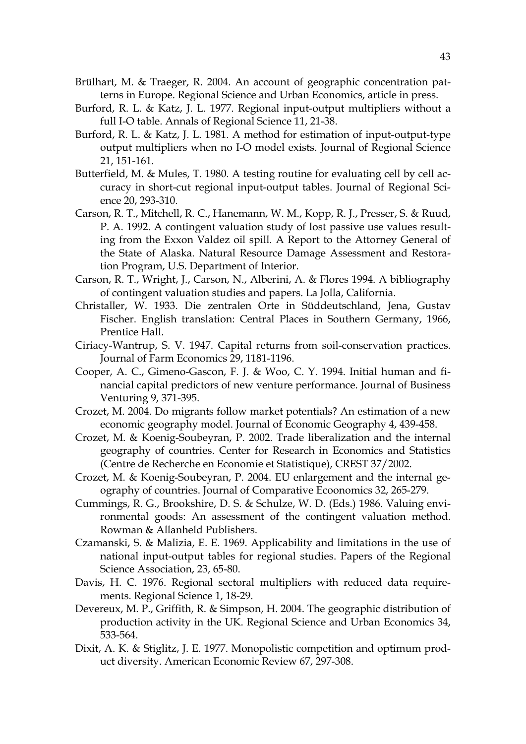Brülhart, M. & Traeger, R. 2004. An account of geographic concentration patterns in Europe. Regional Science and Urban Economics, article in press.

Burford, R. L. & Katz, J. L. 1977. Regional input-output multipliers without a full I-O table. Annals of Regional Science 11, 21-38.

Burford, R. L. & Katz, J. L. 1981. A method for estimation of input-output-type output multipliers when no I-O model exists. Journal of Regional Science 21, 151-161.

Butterfield, M. & Mules, T. 1980. A testing routine for evaluating cell by cell accuracy in short-cut regional input-output tables. Journal of Regional Science 20, 293-310.

Carson, R. T., Mitchell, R. C., Hanemann, W. M., Kopp, R. J., Presser, S. & Ruud, P. A. 1992. A contingent valuation study of lost passive use values resulting from the Exxon Valdez oil spill. A Report to the Attorney General of the State of Alaska. Natural Resource Damage Assessment and Restoration Program, U.S. Department of Interior.

Carson, R. T., Wright, J., Carson, N., Alberini, A. & Flores 1994. A bibliography of contingent valuation studies and papers. La Jolla, California.

Christaller, W. 1933. Die zentralen Orte in Süddeutschland, Jena, Gustav Fischer. English translation: Central Places in Southern Germany, 1966, Prentice Hall.

Ciriacy-Wantrup, S. V. 1947. Capital returns from soil-conservation practices. Journal of Farm Economics 29, 1181-1196.

Cooper, A. C., Gimeno-Gascon, F. J. & Woo, C. Y. 1994. Initial human and financial capital predictors of new venture performance. Journal of Business Venturing 9, 371-395.

Crozet, M. 2004. Do migrants follow market potentials? An estimation of a new economic geography model. Journal of Economic Geography 4, 439-458.

Crozet, M. & Koenig-Soubeyran, P. 2002. Trade liberalization and the internal geography of countries. Center for Research in Economics and Statistics (Centre de Recherche en Economie et Statistique), CREST 37/2002.

Crozet, M. & Koenig-Soubeyran, P. 2004. EU enlargement and the internal geography of countries. Journal of Comparative Ecoonomics 32, 265-279.

Cummings, R. G., Brookshire, D. S. & Schulze, W. D. (Eds.) 1986. Valuing environmental goods: An assessment of the contingent valuation method. Rowman & Allanheld Publishers.

Czamanski, S. & Malizia, E. E. 1969. Applicability and limitations in the use of national input-output tables for regional studies. Papers of the Regional Science Association, 23, 65-80.

Davis, H. C. 1976. Regional sectoral multipliers with reduced data requirements. Regional Science 1, 18-29.

Devereux, M. P., Griffith, R. & Simpson, H. 2004. The geographic distribution of production activity in the UK. Regional Science and Urban Economics 34, 533-564.

Dixit, A. K. & Stiglitz, J. E. 1977. Monopolistic competition and optimum product diversity. American Economic Review 67, 297-308.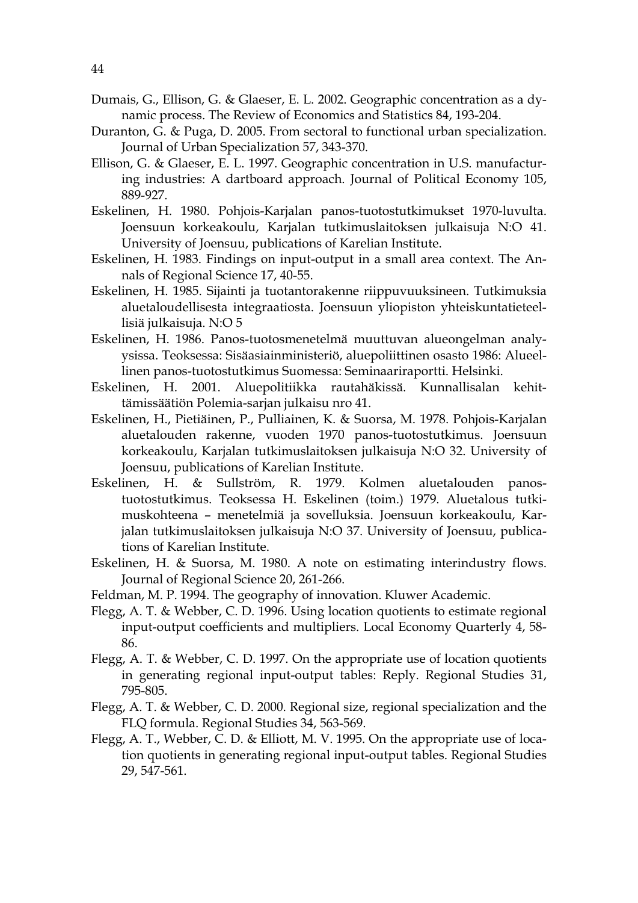Dumais, G., Ellison, G. & Glaeser, E. L. 2002. Geographic concentration as a dynamic process. The Review of Economics and Statistics 84, 193-204.

Duranton, G. & Puga, D. 2005. From sectoral to functional urban specialization. Journal of Urban Specialization 57, 343-370.

Ellison, G. & Glaeser, E. L. 1997. Geographic concentration in U.S. manufacturing industries: A dartboard approach. Journal of Political Economy 105, 889-927.

Eskelinen, H. 1980. Pohjois-Karjalan panos-tuotostutkimukset 1970-luvulta. Joensuun korkeakoulu, Karjalan tutkimuslaitoksen julkaisuja N:O 41. University of Joensuu, publications of Karelian Institute.

Eskelinen, H. 1983. Findings on input-output in a small area context. The Annals of Regional Science 17, 40-55.

Eskelinen, H. 1985. Sijainti ja tuotantorakenne riippuvuuksineen. Tutkimuksia aluetaloudellisesta integraatiosta. Joensuun yliopiston yhteiskuntatieteellisiä julkaisuja. N:O 5

Eskelinen, H. 1986. Panos-tuotosmenetelmä muuttuvan alueongelman analyysissa. Teoksessa: Sisäasiainministeriö, aluepoliittinen osasto 1986: Alueellinen panos-tuotostutkimus Suomessa: Seminaariraportti. Helsinki.

Eskelinen, H. 2001. Aluepolitiikka rautahäkissä. Kunnallisalan kehittämissäätiön Polemia-sarjan julkaisu nro 41.

Eskelinen, H., Pietiäinen, P., Pulliainen, K. & Suorsa, M. 1978. Pohjois-Karjalan aluetalouden rakenne, vuoden 1970 panos-tuotostutkimus. Joensuun korkeakoulu, Karjalan tutkimuslaitoksen julkaisuja N:O 32. University of Joensuu, publications of Karelian Institute.

Eskelinen, H. & Sullström, R. 1979. Kolmen aluetalouden panos-tuotostutkimus. Teoksessa H. Eskelinen (toim.) 1979. Aluetalous tutkimuskohteena – menetelmiä ja sovelluksia. Joensuun korkeakoulu, Karjalan tutkimuslaitoksen julkaisuja N:O 37. University of Joensuu, publications of Karelian Institute.

Eskelinen, H. & Suorsa, M. 1980. A note on estimating interindustry flows. Journal of Regional Science 20, 261-266.

Feldman, M. P. 1994. The geography of innovation. Kluwer Academic.

Flegg, A. T. & Webber, C. D. 1996. Using location quotients to estimate regional input-output coefficients and multipliers. Local Economy Quarterly 4, 58-86.

Flegg, A. T. & Webber, C. D. 1997. On the appropriate use of location quotients in generating regional input-output tables: Reply. Regional Studies 31, 795-805.

Flegg, A. T. & Webber, C. D. 2000. Regional size, regional specialization and the FLQ formula. Regional Studies 34, 563-569.

Flegg, A. T., Webber, C. D. & Elliott, M. V. 1995. On the appropriate use of location quotients in generating regional input-output tables. Regional Studies 29, 547-561.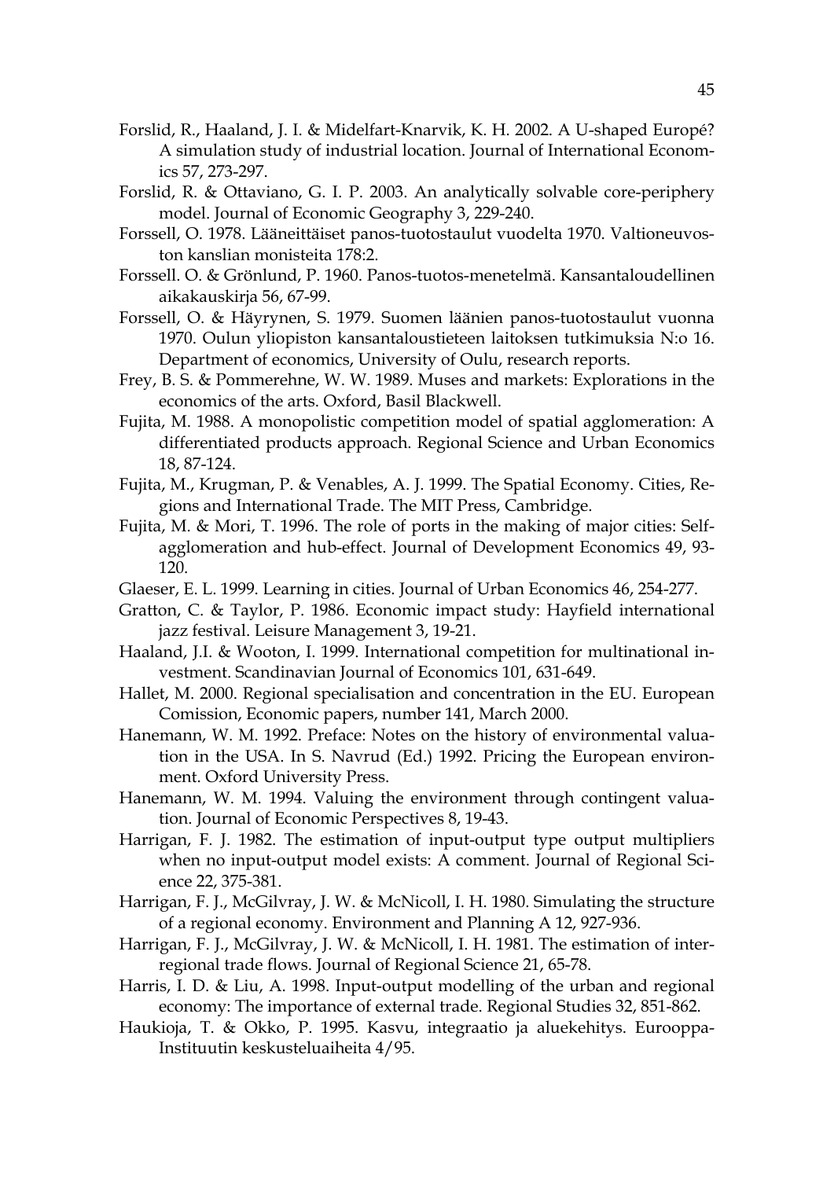Forslid, R., Haaland, J. I. & Midelfart-Knarvik, K. H. 2002. A U-shaped Europé? A simulation study of industrial location. Journal of International Economics 57, 273-297.

Forslid, R. & Ottaviano, G. I. P. 2003. An analytically solvable core-periphery model. Journal of Economic Geography 3, 229-240.

Forssell, O. 1978. Lääneittäiset panos-tuotostaulut vuodelta 1970. Valtioneuvoston kanslian monisteita 178:2.

Forssell. O. & Grönlund, P. 1960. Panos-tuotos-menetelmä. Kansantaloudellinen aikakauskirja 56, 67-99.

Forssell, O. & Häyrynen, S. 1979. Suomen läänien panos-tuotostaulut vuonna 1970. Oulun yliopiston kansantaloustieteen laitoksen tutkimuksia N:o 16. Department of economics, University of Oulu, research reports.

Frey, B. S. & Pommerehne, W. W. 1989. Muses and markets: Explorations in the economics of the arts. Oxford, Basil Blackwell.

Fujita, M. 1988. A monopolistic competition model of spatial agglomeration: A differentiated products approach. Regional Science and Urban Economics 18, 87-124.

Fujita, M., Krugman, P. & Venables, A. J. 1999. The Spatial Economy. Cities, Regions and International Trade. The MIT Press, Cambridge.

Fujita, M. & Mori, T. 1996. The role of ports in the making of major cities: Self-agglomeration and hub-effect. Journal of Development Economics 49, 93-120.

Glaeser, E. L. 1999. Learning in cities. Journal of Urban Economics 46, 254-277.

Gratton, C. & Taylor, P. 1986. Economic impact study: Hayfield international jazz festival. Leisure Management 3, 19-21.

Haaland, J.I. & Wooton, I. 1999. International competition for multinational investment. Scandinavian Journal of Economics 101, 631-649.

Hallet, M. 2000. Regional specialisation and concentration in the EU. European Comission, Economic papers, number 141, March 2000.

Hanemann, W. M. 1992. Preface: Notes on the history of environmental valuation in the USA. In S. Navrud (Ed.) 1992. Pricing the European environment. Oxford University Press.

Hanemann, W. M. 1994. Valuing the environment through contingent valuation. Journal of Economic Perspectives 8, 19-43.

Harrigan, F. J. 1982. The estimation of input-output type output multipliers when no input-output model exists: A comment. Journal of Regional Science 22, 375-381.

Harrigan, F. J., McGilvray, J. W. & McNicoll, I. H. 1980. Simulating the structure of a regional economy. Environment and Planning A 12, 927-936.

Harrigan, F. J., McGilvray, J. W. & McNicoll, I. H. 1981. The estimation of interregional trade flows. Journal of Regional Science 21, 65-78.

Harris, I. D. & Liu, A. 1998. Input-output modelling of the urban and regional economy: The importance of external trade. Regional Studies 32, 851-862.

Haukioja, T. & Okko, P. 1995. Kasvu, integraatio ja aluekehitys. Eurooppa-Instituutin keskusteluaiheita 4/95.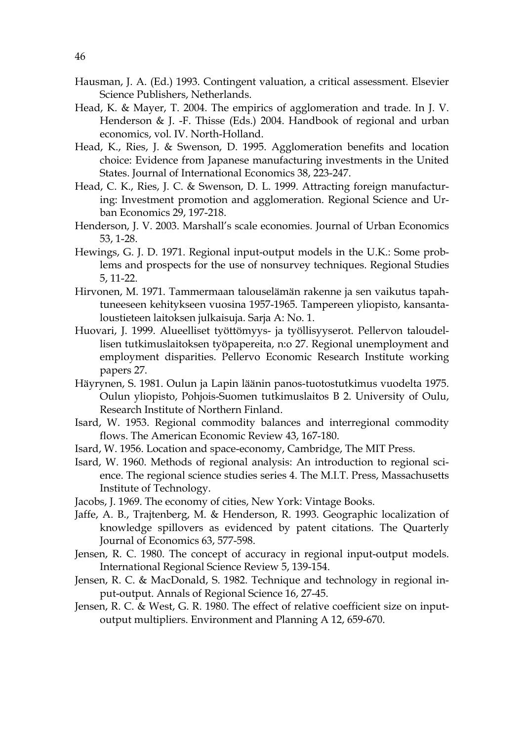Hausman, J. A. (Ed.) 1993. Contingent valuation, a critical assessment. Elsevier Science Publishers, Netherlands.

Head, K. & Mayer, T. 2004. The empirics of agglomeration and trade. In J. V. Henderson & J. -F. Thisse (Eds.) 2004. Handbook of regional and urban economics, vol. IV. North-Holland.

Head, K., Ries, J. & Swenson, D. 1995. Agglomeration benefits and location choice: Evidence from Japanese manufacturing investments in the United States. Journal of International Economics 38, 223-247.

Head, C. K., Ries, J. C. & Swenson, D. L. 1999. Attracting foreign manufacturing: Investment promotion and agglomeration. Regional Science and Urban Economics 29, 197-218.

Henderson, J. V. 2003. Marshall's scale economies. Journal of Urban Economics 53, 1-28.

Hewings, G. J. D. 1971. Regional input-output models in the U.K.: Some problems and prospects for the use of nonsurvey techniques. Regional Studies 5, 11-22.

Hirvonen, M. 1971. Tammermaan talouselämän rakenne ja sen vaikutus tapahtuneeseen kehitykseen vuosina 1957-1965. Tampereen yliopisto, kansantaloustieteen laitoksen julkaisuja. Sarja A: No. 1.

Huovari, J. 1999. Alueelliset työttömyys- ja työllisyyserot. Pellervon taloudellisen tutkimuslaitoksen työpapereita, n:o 27. Regional unemployment and employment disparities. Pellervo Economic Research Institute working papers 27.

Häyrynen, S. 1981. Oulun ja Lapin läänin panos-tuotostutkimus vuodelta 1975. Oulun yliopisto, Pohjois-Suomen tutkimuslaitos B 2. University of Oulu, Research Institute of Northern Finland.

Isard, W. 1953. Regional commodity balances and interregional commodity flows. The American Economic Review 43, 167-180.

Isard, W. 1956. Location and space-economy, Cambridge, The MIT Press.

Isard, W. 1960. Methods of regional analysis: An introduction to regional science. The regional science studies series 4. The M.I.T. Press, Massachusetts Institute of Technology.

Jacobs, J. 1969. The economy of cities, New York: Vintage Books.

Jaffe, A. B., Trajtenberg, M. & Henderson, R. 1993. Geographic localization of knowledge spillovers as evidenced by patent citations. The Quarterly Journal of Economics 63, 577-598.

Jensen, R. C. 1980. The concept of accuracy in regional input-output models. International Regional Science Review 5, 139-154.

Jensen, R. C. & MacDonald, S. 1982. Technique and technology in regional input-output. Annals of Regional Science 16, 27-45.

Jensen, R. C. & West, G. R. 1980. The effect of relative coefficient size on input-output multipliers. Environment and Planning A 12, 659-670.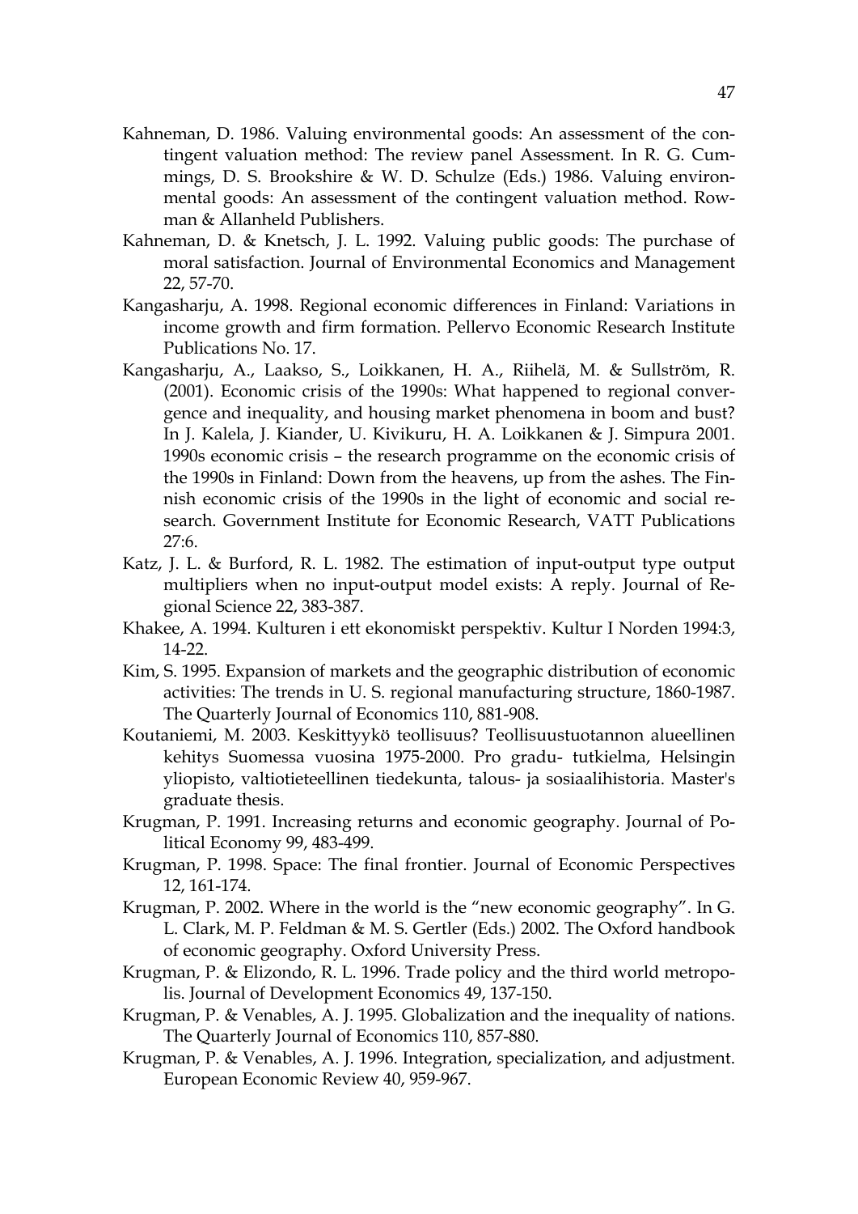Kahneman, D. 1986. Valuing environmental goods: An assessment of the contingent valuation method: The review panel Assessment. In R. G. Cummings, D. S. Brookshire & W. D. Schulze (Eds.) 1986. Valuing environmental goods: An assessment of the contingent valuation method. Rowman & Allanheld Publishers.

Kahneman, D. & Knetsch, J. L. 1992. Valuing public goods: The purchase of moral satisfaction. Journal of Environmental Economics and Management 22, 57-70.

Kangasharju, A. 1998. Regional economic differences in Finland: Variations in income growth and firm formation. Pellervo Economic Research Institute Publications No. 17.

Kangasharju, A., Laakso, S., Loikkanen, H. A., Riihelä, M. & Sullström, R. (2001). Economic crisis of the 1990s: What happened to regional convergence and inequality, and housing market phenomena in boom and bust? In J. Kalela, J. Kiander, U. Kivikuru, H. A. Loikkanen & J. Simpura 2001. 1990s economic crisis – the research programme on the economic crisis of the 1990s in Finland: Down from the heavens, up from the ashes. The Finnish economic crisis of the 1990s in the light of economic and social research. Government Institute for Economic Research, VATT Publications 27:6.

Katz, J. L. & Burford, R. L. 1982. The estimation of input-output type output multipliers when no input-output model exists: A reply. Journal of Regional Science 22, 383-387.

Khakee, A. 1994. Kulturen i ett ekonomiskt perspektiv. Kultur I Norden 1994:3, 14-22.

Kim, S. 1995. Expansion of markets and the geographic distribution of economic activities: The trends in U. S. regional manufacturing structure, 1860-1987. The Quarterly Journal of Economics 110, 881-908.

Koutaniemi, M. 2003. Keskittyykö teollisuus? Teollisuustuotannon alueellinen kehitys Suomessa vuosina 1975-2000. Pro gradu- tutkielma, Helsingin yliopisto, valtiotieteellinen tiedekunta, talous- ja sosiaalihistoria. Master's graduate thesis.

Krugman, P. 1991. Increasing returns and economic geography. Journal of Political Economy 99, 483-499.

Krugman, P. 1998. Space: The final frontier. Journal of Economic Perspectives 12, 161-174.

Krugman, P. 2002. Where in the world is the "new economic geography". In G. L. Clark, M. P. Feldman & M. S. Gertler (Eds.) 2002. The Oxford handbook of economic geography. Oxford University Press.

Krugman, P. & Elizondo, R. L. 1996. Trade policy and the third world metropolis. Journal of Development Economics 49, 137-150.

Krugman, P. & Venables, A. J. 1995. Globalization and the inequality of nations. The Quarterly Journal of Economics 110, 857-880.

Krugman, P. & Venables, A. J. 1996. Integration, specialization, and adjustment. European Economic Review 40, 959-967.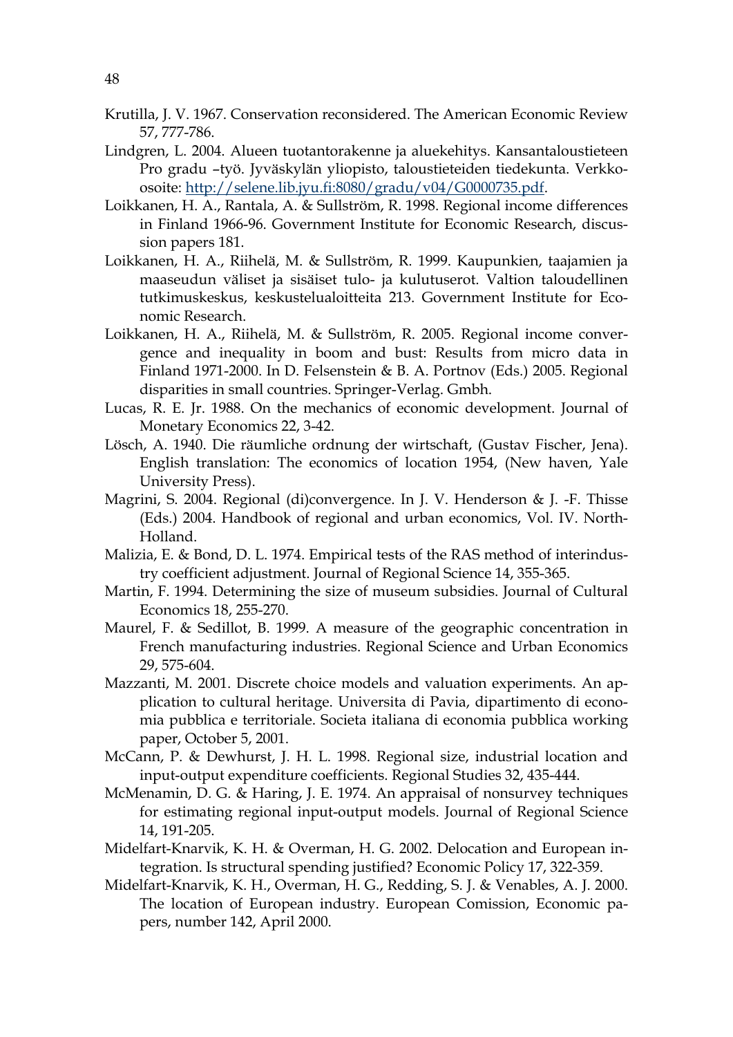Krutilla, J. V. 1967. Conservation reconsidered. The American Economic Review 57, 777-786.

Lindgren, L. 2004. Alueen tuotantorakenne ja aluekehitys. Kansantaloustieteen Pro gradu –työ. Jyväskylän yliopisto, taloustieteiden tiedekunta. Verkko-osoite: http://selene.lib.jyu.fi:8080/gradu/v04/G0000735.pdf.

Loikkanen, H. A., Rantala, A. & Sullström, R. 1998. Regional income differences in Finland 1966-96. Government Institute for Economic Research, discussion papers 181.

Loikkanen, H. A., Riihelä, M. & Sullström, R. 1999. Kaupunkien, taajamien ja maaseudun väliset ja sisäiset tulo- ja kulutuserot. Valtion taloudellinen tutkimuskeskus, keskustelualoitteita 213. Government Institute for Economic Research.

Loikkanen, H. A., Riihelä, M. & Sullström, R. 2005. Regional income convergence and inequality in boom and bust: Results from micro data in Finland 1971-2000. In D. Felsenstein & B. A. Portnov (Eds.) 2005. Regional disparities in small countries. Springer-Verlag. Gmbh.

Lucas, R. E. Jr. 1988. On the mechanics of economic development. Journal of Monetary Economics 22, 3-42.

Lösch, A. 1940. Die räumliche ordnung der wirtschaft, (Gustav Fischer, Jena). English translation: The economics of location 1954, (New haven, Yale University Press).

Magrini, S. 2004. Regional (di)convergence. In J. V. Henderson & J. -F. Thisse (Eds.) 2004. Handbook of regional and urban economics, Vol. IV. North-Holland.

Malizia, E. & Bond, D. L. 1974. Empirical tests of the RAS method of interindustry coefficient adjustment. Journal of Regional Science 14, 355-365.

Martin, F. 1994. Determining the size of museum subsidies. Journal of Cultural Economics 18, 255-270.

Maurel, F. & Sedillot, B. 1999. A measure of the geographic concentration in French manufacturing industries. Regional Science and Urban Economics 29, 575-604.

Mazzanti, M. 2001. Discrete choice models and valuation experiments. An application to cultural heritage. Universita di Pavia, dipartimento di economia pubblica e territoriale. Societa italiana di economia pubblica working paper, October 5, 2001.

McCann, P. & Dewhurst, J. H. L. 1998. Regional size, industrial location and input-output expenditure coefficients. Regional Studies 32, 435-444.

McMenamin, D. G. & Haring, J. E. 1974. An appraisal of nonsurvey techniques for estimating regional input-output models. Journal of Regional Science 14, 191-205.

Midelfart-Knarvik, K. H. & Overman, H. G. 2002. Delocation and European integration. Is structural spending justified? Economic Policy 17, 322-359.

Midelfart-Knarvik, K. H., Overman, H. G., Redding, S. J. & Venables, A. J. 2000. The location of European industry. European Comission, Economic papers, number 142, April 2000.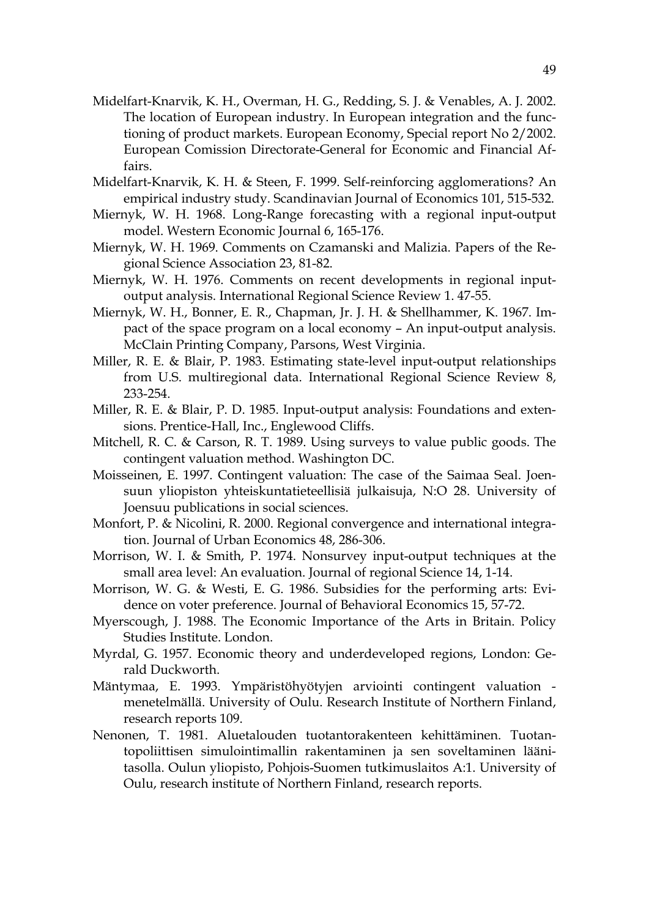Midelfart-Knarvik, K. H., Overman, H. G., Redding, S. J. & Venables, A. J. 2002. The location of European industry. In European integration and the functioning of product markets. European Economy, Special report No 2/2002. European Comission Directorate-General for Economic and Financial Affairs.

Midelfart-Knarvik, K. H. & Steen, F. 1999. Self-reinforcing agglomerations? An empirical industry study. Scandinavian Journal of Economics 101, 515-532.

Miernyk, W. H. 1968. Long-Range forecasting with a regional input-output model. Western Economic Journal 6, 165-176.

Miernyk, W. H. 1969. Comments on Czamanski and Malizia. Papers of the Regional Science Association 23, 81-82.

Miernyk, W. H. 1976. Comments on recent developments in regional input-output analysis. International Regional Science Review 1. 47-55.

Miernyk, W. H., Bonner, E. R., Chapman, Jr. J. H. & Shellhammer, K. 1967. Impact of the space program on a local economy – An input-output analysis. McClain Printing Company, Parsons, West Virginia.

Miller, R. E. & Blair, P. 1983. Estimating state-level input-output relationships from U.S. multiregional data. International Regional Science Review 8, 233-254.

Miller, R. E. & Blair, P. D. 1985. Input-output analysis: Foundations and extensions. Prentice-Hall, Inc., Englewood Cliffs.

Mitchell, R. C. & Carson, R. T. 1989. Using surveys to value public goods. The contingent valuation method. Washington DC.

Moisseinen, E. 1997. Contingent valuation: The case of the Saimaa Seal. Joensuun yliopiston yhteiskuntatieteellisiä julkaisuja, N:O 28. University of Joensuu publications in social sciences.

Monfort, P. & Nicolini, R. 2000. Regional convergence and international integration. Journal of Urban Economics 48, 286-306.

Morrison, W. I. & Smith, P. 1974. Nonsurvey input-output techniques at the small area level: An evaluation. Journal of regional Science 14, 1-14.

Morrison, W. G. & Westi, E. G. 1986. Subsidies for the performing arts: Evidence on voter preference. Journal of Behavioral Economics 15, 57-72.

Myerscough, J. 1988. The Economic Importance of the Arts in Britain. Policy Studies Institute. London.

Myrdal, G. 1957. Economic theory and underdeveloped regions, London: Gerald Duckworth.

Mäntymaa, E. 1993. Ympäristöhyötyjen arviointi contingent valuation -menetelmällä. University of Oulu. Research Institute of Northern Finland, research reports 109.

Nenonen, T. 1981. Aluetalouden tuotantorakenteen kehittäminen. Tuotantopoliittisen simulointimallin rakentaminen ja sen soveltaminen läänitasolla. Oulun yliopisto, Pohjois-Suomen tutkimuslaitos A:1. University of Oulu, research institute of Northern Finland, research reports.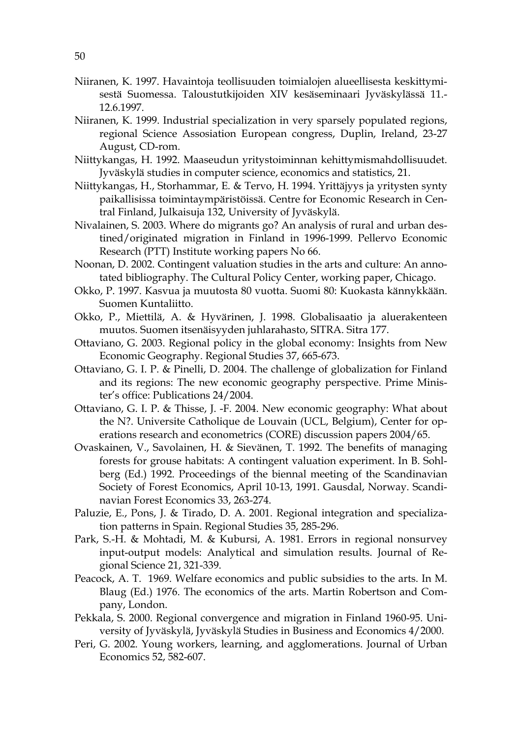Niiranen, K. 1997. Havaintoja teollisuuden toimialojen alueellisesta keskittymisestä Suomessa. Taloustutkijoiden XIV kesäseminaari Jyväskylässä 11.-12.6.1997.

Niiranen, K. 1999. Industrial specialization in very sparsely populated regions, regional Science Assosiation European congress, Duplin, Ireland, 23-27 August, CD-rom.

Niittykangas, H. 1992. Maaseudun yritystoiminnan kehittymismahdollisuudet. Jyväskylä studies in computer science, economics and statistics, 21.

Niittykangas, H., Storhammar, E. & Tervo, H. 1994. Yrittäjyys ja yritysten synty paikallisissa toimintaympäristöissä. Centre for Economic Research in Central Finland, Julkaisuja 132, University of Jyväskylä.

Nivalainen, S. 2003. Where do migrants go? An analysis of rural and urban destined/originated migration in Finland in 1996-1999. Pellervo Economic Research (PTT) Institute working papers No 66.

Noonan, D. 2002. Contingent valuation studies in the arts and culture: An annotated bibliography. The Cultural Policy Center, working paper, Chicago.

Okko, P. 1997. Kasvua ja muutosta 80 vuotta. Suomi 80: Kuokasta kännykkään. Suomen Kuntaliitto.

Okko, P., Miettilä, A. & Hyvärinen, J. 1998. Globalisaatio ja aluerakenteen muutos. Suomen itsenäisyyden juhlarahasto, SITRA. Sitra 177.

Ottaviano, G. 2003. Regional policy in the global economy: Insights from New Economic Geography. Regional Studies 37, 665-673.

Ottaviano, G. I. P. & Pinelli, D. 2004. The challenge of globalization for Finland and its regions: The new economic geography perspective. Prime Minister's office: Publications 24/2004.

Ottaviano, G. I. P. & Thisse, J. -F. 2004. New economic geography: What about the N?. Universite Catholique de Louvain (UCL, Belgium), Center for operations research and econometrics (CORE) discussion papers 2004/65.

Ovaskainen, V., Savolainen, H. & Sievänen, T. 1992. The benefits of managing forests for grouse habitats: A contingent valuation experiment. In B. Sohlberg (Ed.) 1992. Proceedings of the biennal meeting of the Scandinavian Society of Forest Economics, April 10-13, 1991. Gausdal, Norway. Scandinavian Forest Economics 33, 263-274.

Paluzie, E., Pons, J. & Tirado, D. A. 2001. Regional integration and specialization patterns in Spain. Regional Studies 35, 285-296.

Park, S.-H. & Mohtadi, M. & Kubursi, A. 1981. Errors in regional nonsurvey input-output models: Analytical and simulation results. Journal of Regional Science 21, 321-339.

Peacock, A. T. 1969. Welfare economics and public subsidies to the arts. In M. Blaug (Ed.) 1976. The economics of the arts. Martin Robertson and Company, London.

Pekkala, S. 2000. Regional convergence and migration in Finland 1960-95. University of Jyväskylä, Jyväskylä Studies in Business and Economics 4/2000.

Peri, G. 2002. Young workers, learning, and agglomerations. Journal of Urban Economics 52, 582-607.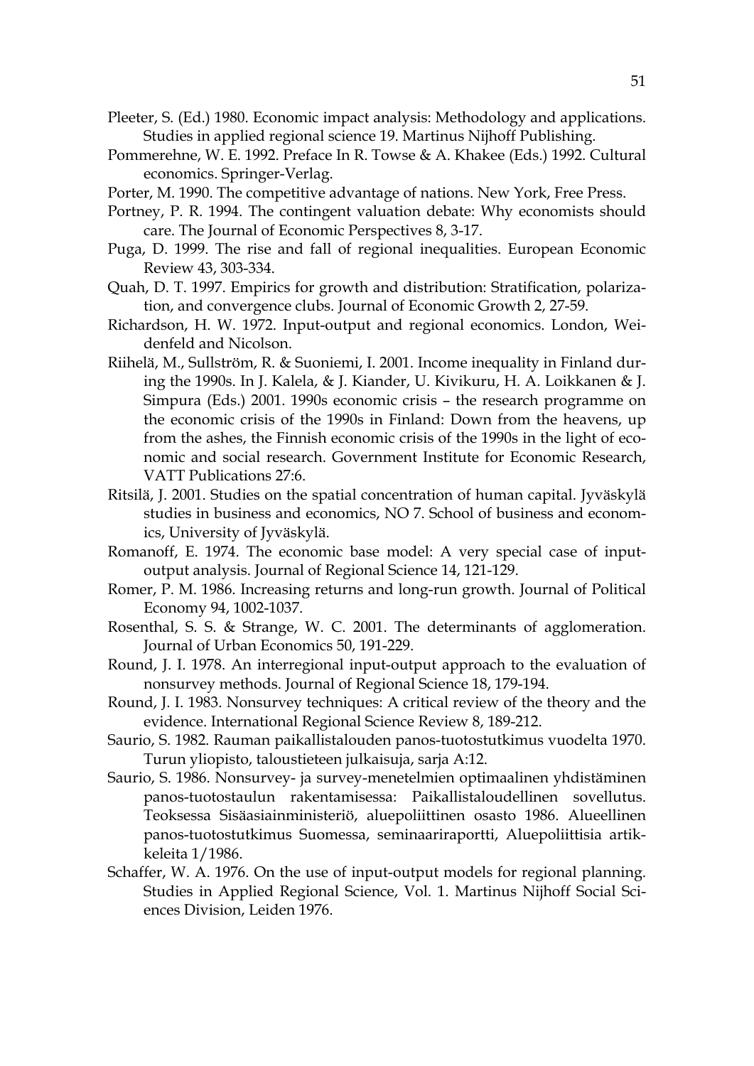Pleeter, S. (Ed.) 1980. Economic impact analysis: Methodology and applications. Studies in applied regional science 19. Martinus Nijhoff Publishing.

Pommerehne, W. E. 1992. Preface In R. Towse & A. Khakee (Eds.) 1992. Cultural economics. Springer-Verlag.

Porter, M. 1990. The competitive advantage of nations. New York, Free Press.

Portney, P. R. 1994. The contingent valuation debate: Why economists should care. The Journal of Economic Perspectives 8, 3-17.

Puga, D. 1999. The rise and fall of regional inequalities. European Economic Review 43, 303-334.

Quah, D. T. 1997. Empirics for growth and distribution: Stratification, polarization, and convergence clubs. Journal of Economic Growth 2, 27-59.

Richardson, H. W. 1972. Input-output and regional economics. London, Weidenfeld and Nicolson.

Riihelä, M., Sullström, R. & Suoniemi, I. 2001. Income inequality in Finland during the 1990s. In J. Kalela, & J. Kiander, U. Kivikuru, H. A. Loikkanen & J. Simpura (Eds.) 2001. 1990s economic crisis – the research programme on the economic crisis of the 1990s in Finland: Down from the heavens, up from the ashes, the Finnish economic crisis of the 1990s in the light of economic and social research. Government Institute for Economic Research, VATT Publications 27:6.

Ritsilä, J. 2001. Studies on the spatial concentration of human capital. Jyväskylä studies in business and economics, NO 7. School of business and economics, University of Jyväskylä.

Romanoff, E. 1974. The economic base model: A very special case of input-output analysis. Journal of Regional Science 14, 121-129.

Romer, P. M. 1986. Increasing returns and long-run growth. Journal of Political Economy 94, 1002-1037.

Rosenthal, S. S. & Strange, W. C. 2001. The determinants of agglomeration. Journal of Urban Economics 50, 191-229.

Round, J. I. 1978. An interregional input-output approach to the evaluation of nonsurvey methods. Journal of Regional Science 18, 179-194.

Round, J. I. 1983. Nonsurvey techniques: A critical review of the theory and the evidence. International Regional Science Review 8, 189-212.

Saurio, S. 1982. Rauman paikallistalouden panos-tuotostutkimus vuodelta 1970. Turun yliopisto, taloustieteen julkaisuja, sarja A:12.

Saurio, S. 1986. Nonsurvey- ja survey-menetelmien optimaalinen yhdistäminen panos-tuotostaulun rakentamisessa: Paikallistaloudellinen sovellutus. Teoksessa Sisäasiainministeriö, aluepoliittinen osasto 1986. Alueellinen panos-tuotostutkimus Suomessa, seminaariraportti, Aluepoliittisia artikkeleita 1/1986.

Schaffer, W. A. 1976. On the use of input-output models for regional planning. Studies in Applied Regional Science, Vol. 1. Martinus Nijhoff Social Sciences Division, Leiden 1976.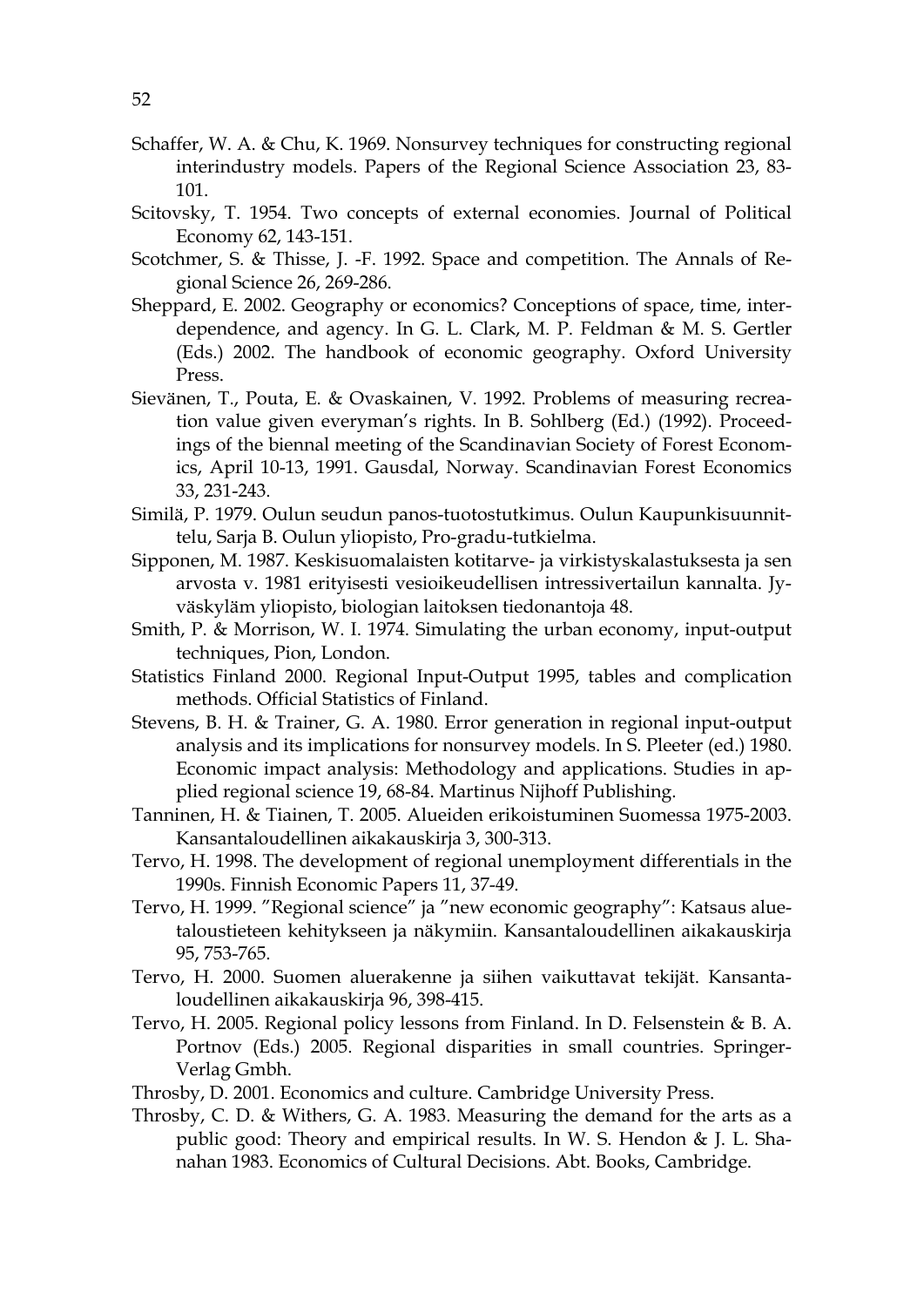Schaffer, W. A. & Chu, K. 1969. Nonsurvey techniques for constructing regional interindustry models. Papers of the Regional Science Association 23, 83-101.

Scitovsky, T. 1954. Two concepts of external economies. Journal of Political Economy 62, 143-151.

Scotchmer, S. & Thisse, J. -F. 1992. Space and competition. The Annals of Regional Science 26, 269-286.

Sheppard, E. 2002. Geography or economics? Conceptions of space, time, interdependence, and agency. In G. L. Clark, M. P. Feldman & M. S. Gertler (Eds.) 2002. The handbook of economic geography. Oxford University Press.

Sievänen, T., Pouta, E. & Ovaskainen, V. 1992. Problems of measuring recreation value given everyman's rights. In B. Sohlberg (Ed.) (1992). Proceedings of the biennal meeting of the Scandinavian Society of Forest Economics, April 10-13, 1991. Gausdal, Norway. Scandinavian Forest Economics 33, 231-243.

Similä, P. 1979. Oulun seudun panos-tuotostutkimus. Oulun Kaupunkisuunnittelu, Sarja B. Oulun yliopisto, Pro-gradu-tutkielma.

Sipponen, M. 1987. Keskisuomalaisten kotitarve- ja virkistyskalastuksesta ja sen arvosta v. 1981 erityisesti vesioikeudellisen intressivertailun kannalta. Jyväskylän yliopisto, biologian laitoksen tiedonantoja 48.

Smith, P. & Morrison, W. I. 1974. Simulating the urban economy, input-output techniques, Pion, London.

Statistics Finland 2000. Regional Input-Output 1995, tables and complication methods. Official Statistics of Finland.

Stevens, B. H. & Trainer, G. A. 1980. Error generation in regional input-output analysis and its implications for nonsurvey models. In S. Pleeter (ed.) 1980. Economic impact analysis: Methodology and applications. Studies in applied regional science 19, 68-84. Martinus Nijhoff Publishing.

Tanninen, H. & Tiainen, T. 2005. Alueiden erikoistuminen Suomessa 1975-2003. Kansantaloudellinen aikakauskirja 3, 300-313.

Tervo, H. 1998. The development of regional unemployment differentials in the 1990s. Finnish Economic Papers 11, 37-49.

Tervo, H. 1999. "Regional science" ja "new economic geography": Katsaus aluetaloustieteen kehitykseen ja näkymiin. Kansantaloudellinen aikakauskirja 95, 753-765.

Tervo, H. 2000. Suomen aluerakenne ja siihen vaikuttavat tekijät. Kansantaloudellinen aikakauskirja 96, 398-415.

Tervo, H. 2005. Regional policy lessons from Finland. In D. Felsenstein & B. A. Portnov (Eds.) 2005. Regional disparities in small countries. Springer-Verlag Gmbh.

Throsby, D. 2001. Economics and culture. Cambridge University Press.

Throsby, C. D. & Withers, G. A. 1983. Measuring the demand for the arts as a public good: Theory and empirical results. In W. S. Hendon & J. L. Shanahan 1983. Economics of Cultural Decisions. Abt. Books, Cambridge.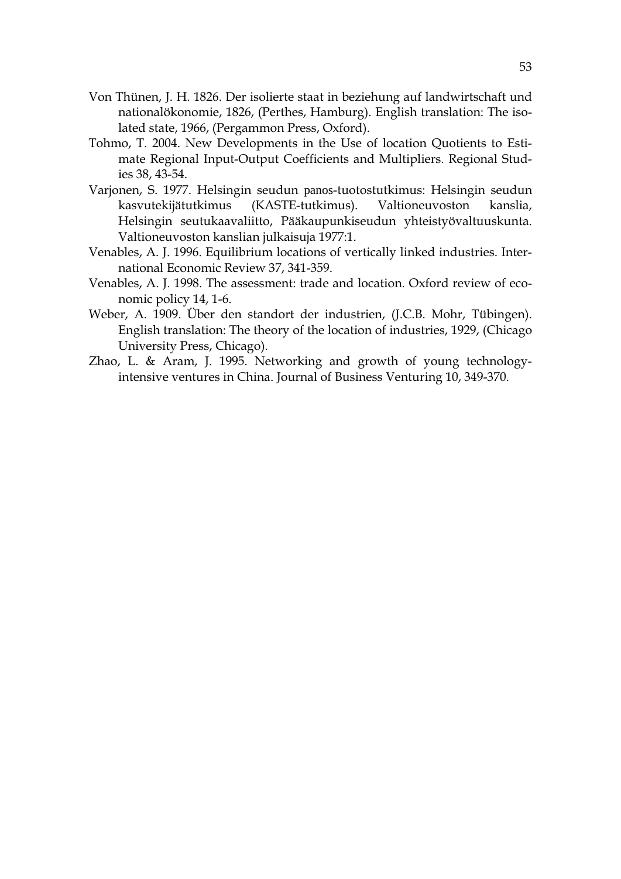Von Thünen, J. H. 1826. Der isolierte staat in beziehung auf landwirtschaft und nationalökonomie, 1826, (Perthes, Hamburg). English translation: The isolated state, 1966, (Pergammon Press, Oxford).

Tohmo, T. 2004. New Developments in the Use of location Quotients to Estimate Regional Input-Output Coefficients and Multipliers. Regional Studies 38, 43-54.

Varjonen, S. 1977. Helsingin seudun panos-tuotostutkimus: Helsingin seudun kasvutekijätutkimus (KASTE-tutkimus). Valtioneuvoston kanslia, Helsingin seutukaavaliitto, Pääkaupunkiseudun yhteistyövaltuuskunta. Valtioneuvoston kanslian julkaisuja 1977:1.

Venables, A. J. 1996. Equilibrium locations of vertically linked industries. International Economic Review 37, 341-359.

Venables, A. J. 1998. The assessment: trade and location. Oxford review of economic policy 14, 1-6.

Weber, A. 1909. Über den standort der industrien, (J.C.B. Mohr, Tübingen). English translation: The theory of the location of industries, 1929, (Chicago University Press, Chicago).

Zhao, L. & Aram, J. 1995. Networking and growth of young technology-intensive ventures in China. Journal of Business Venturing 10, 349-370.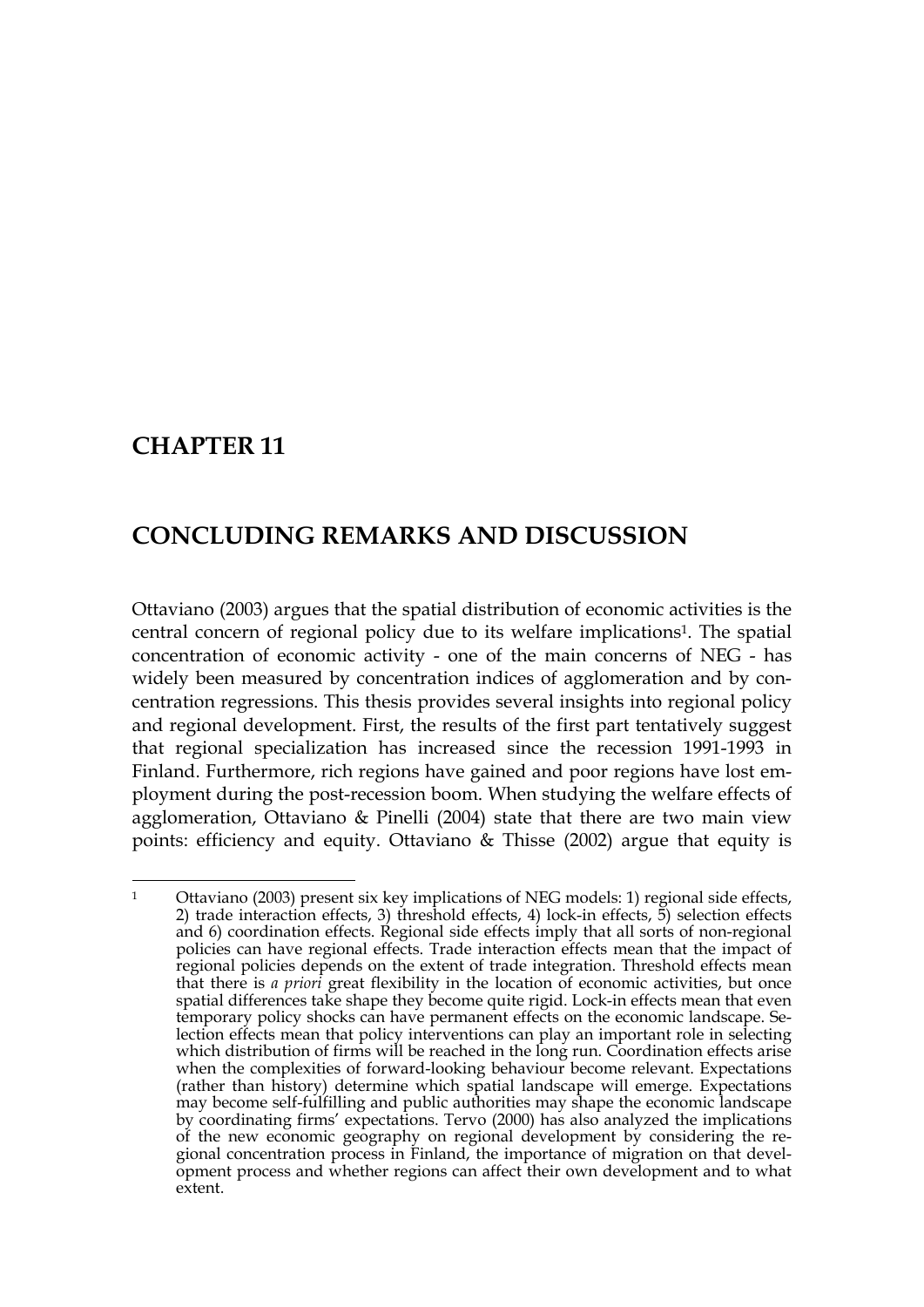# CHAPTER 11

# CONCLUDING REMARKS AND DISCUSSION

Ottaviano (2003) argues that the spatial distribution of economic activities is the central concern of regional policy due to its welfare implications[1]. The spatial concentration of economic activity - one of the main concerns of NEG - has widely been measured by concentration indices of agglomeration and by concentration regressions. This thesis provides several insights into regional policy and regional development. First, the results of the first part tentatively suggest that regional specialization has increased since the recession 1991-1993 in Finland. Furthermore, rich regions have gained and poor regions have lost employment during the post-recession boom. When studying the welfare effects of agglomeration, Ottaviano & Pinelli (2004) state that there are two main view points: efficiency and equity. Ottaviano & Thisse (2002) argue that equity is

---

[1] Ottaviano (2003) present six key implications of NEG models: 1) regional side effects, 2) trade interaction effects, 3) threshold effects, 4) lock-in effects, 5) selection effects and 6) coordination effects. Regional side effects imply that all sorts of non-regional policies can have regional effects. Trade interaction effects mean that the impact of regional policies depends on the extent of trade integration. Threshold effects mean that there is *a priori* great flexibility in the location of economic activities, but once spatial differences take shape they become quite rigid. Lock-in effects mean that even temporary policy shocks can have permanent effects on the economic landscape. Selection effects mean that policy interventions can play an important role in selecting which distribution of firms will be reached in the long run. Coordination effects arise when the complexities of forward-looking behaviour become relevant. Expectations (rather than history) determine which spatial landscape will emerge. Expectations may become self-fulfilling and public authorities may shape the economic landscape by coordinating firms' expectations. Tervo (2000) has also analyzed the implications of the new economic geography on regional development by considering the regional concentration process in Finland, the importance of migration on that development process and whether regions can affect their own development and to what extent.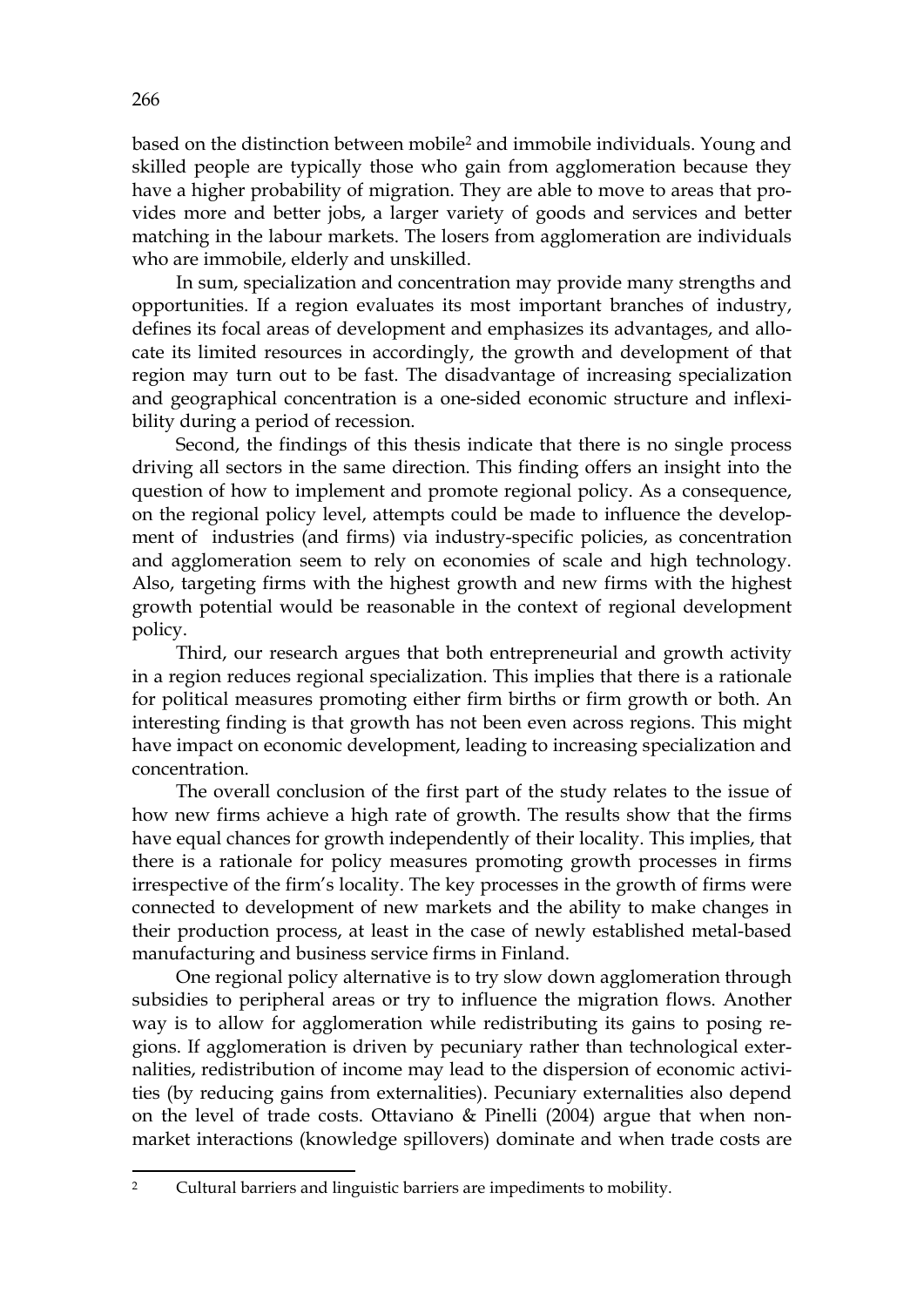based on the distinction between mobile[2] and immobile individuals. Young and skilled people are typically those who gain from agglomeration because they have a higher probability of migration. They are able to move to areas that provides more and better jobs, a larger variety of goods and services and better matching in the labour markets. The losers from agglomeration are individuals who are immobile, elderly and unskilled.

In sum, specialization and concentration may provide many strengths and opportunities. If a region evaluates its most important branches of industry, defines its focal areas of development and emphasizes its advantages, and allocate its limited resources in accordingly, the growth and development of that region may turn out to be fast. The disadvantage of increasing specialization and geographical concentration is a one-sided economic structure and inflexibility during a period of recession.

Second, the findings of this thesis indicate that there is no single process driving all sectors in the same direction. This finding offers an insight into the question of how to implement and promote regional policy. As a consequence, on the regional policy level, attempts could be made to influence the development of industries (and firms) via industry-specific policies, as concentration and agglomeration seem to rely on economies of scale and high technology. Also, targeting firms with the highest growth and new firms with the highest growth potential would be reasonable in the context of regional development policy.

Third, our research argues that both entrepreneurial and growth activity in a region reduces regional specialization. This implies that there is a rationale for political measures promoting either firm births or firm growth or both. An interesting finding is that growth has not been even across regions. This might have impact on economic development, leading to increasing specialization and concentration.

The overall conclusion of the first part of the study relates to the issue of how new firms achieve a high rate of growth. The results show that the firms have equal chances for growth independently of their locality. This implies, that there is a rationale for policy measures promoting growth processes in firms irrespective of the firm's locality. The key processes in the growth of firms were connected to development of new markets and the ability to make changes in their production process, at least in the case of newly established metal-based manufacturing and business service firms in Finland.

One regional policy alternative is to try slow down agglomeration through subsidies to peripheral areas or try to influence the migration flows. Another way is to allow for agglomeration while redistributing its gains to posing regions. If agglomeration is driven by pecuniary rather than technological externalities, redistribution of income may lead to the dispersion of economic activities (by reducing gains from externalities). Pecuniary externalities also depend on the level of trade costs. Ottaviano & Pinelli (2004) argue that when non-market interactions (knowledge spillovers) dominate and when trade costs are

[2] Cultural barriers and linguistic barriers are impediments to mobility.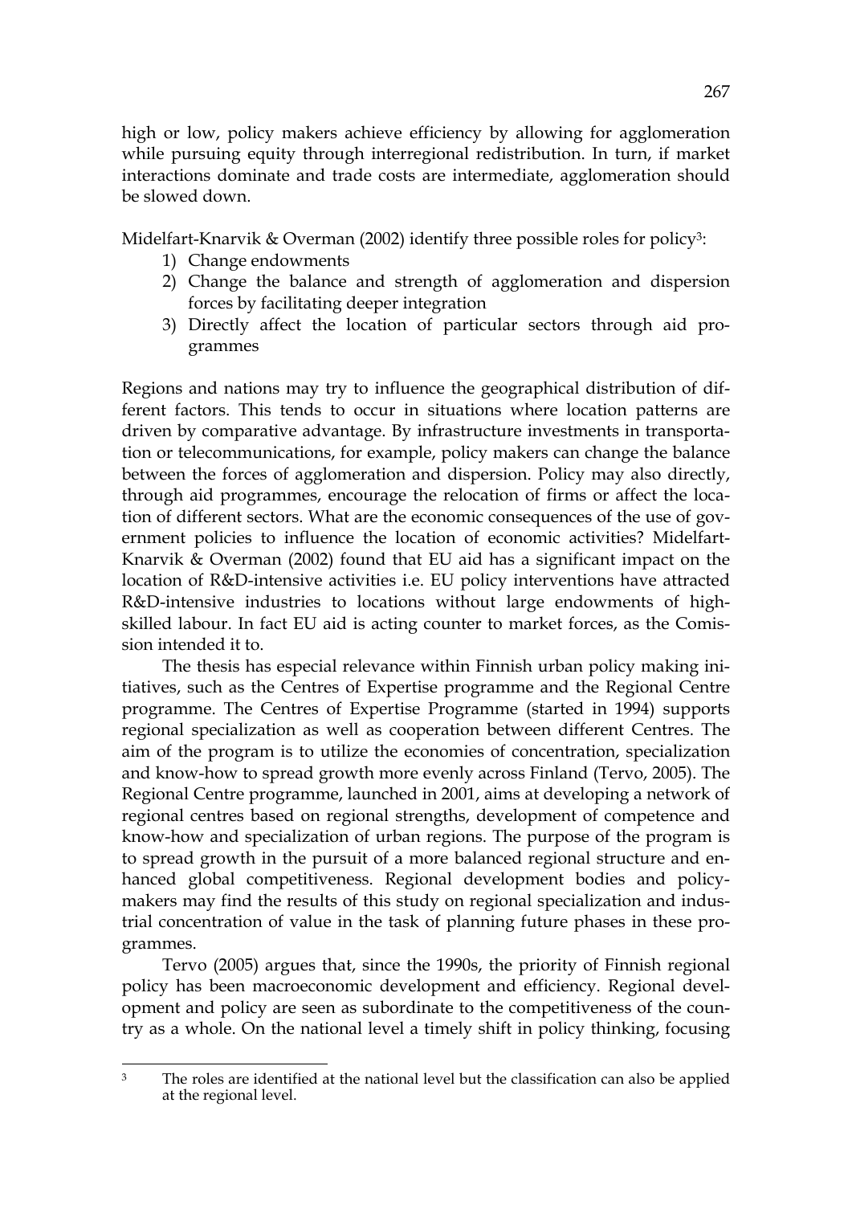high or low, policy makers achieve efficiency by allowing for agglomeration while pursuing equity through interregional redistribution. In turn, if market interactions dominate and trade costs are intermediate, agglomeration should be slowed down.

Midelfart-Knarvik & Overman (2002) identify three possible roles for policy[3]:

1) Change endowments
2) Change the balance and strength of agglomeration and dispersion forces by facilitating deeper integration
3) Directly affect the location of particular sectors through aid programmes

Regions and nations may try to influence the geographical distribution of different factors. This tends to occur in situations where location patterns are driven by comparative advantage. By infrastructure investments in transportation or telecommunications, for example, policy makers can change the balance between the forces of agglomeration and dispersion. Policy may also directly, through aid programmes, encourage the relocation of firms or affect the location of different sectors. What are the economic consequences of the use of government policies to influence the location of economic activities? Midelfart-Knarvik & Overman (2002) found that EU aid has a significant impact on the location of R&D-intensive activities i.e. EU policy interventions have attracted R&D-intensive industries to locations without large endowments of high-skilled labour. In fact EU aid is acting counter to market forces, as the Comission intended it to.

The thesis has especial relevance within Finnish urban policy making initiatives, such as the Centres of Expertise programme and the Regional Centre programme. The Centres of Expertise Programme (started in 1994) supports regional specialization as well as cooperation between different Centres. The aim of the program is to utilize the economies of concentration, specialization and know-how to spread growth more evenly across Finland (Tervo, 2005). The Regional Centre programme, launched in 2001, aims at developing a network of regional centres based on regional strengths, development of competence and know-how and specialization of urban regions. The purpose of the program is to spread growth in the pursuit of a more balanced regional structure and enhanced global competitiveness. Regional development bodies and policymakers may find the results of this study on regional specialization and industrial concentration of value in the task of planning future phases in these programmes.

Tervo (2005) argues that, since the 1990s, the priority of Finnish regional policy has been macroeconomic development and efficiency. Regional development and policy are seen as subordinate to the competitiveness of the country as a whole. On the national level a timely shift in policy thinking, focusing

---

[3] The roles are identified at the national level but the classification can also be applied at the regional level.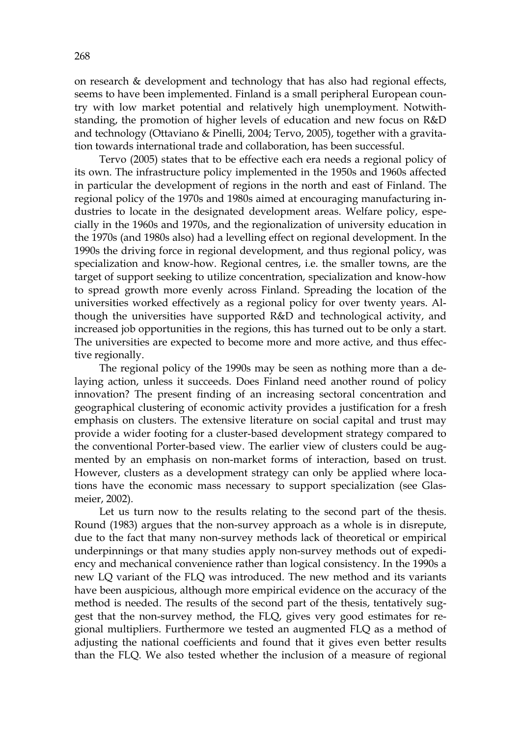on research & development and technology that has also had regional effects, seems to have been implemented. Finland is a small peripheral European country with low market potential and relatively high unemployment. Notwithstanding, the promotion of higher levels of education and new focus on R&D and technology (Ottaviano & Pinelli, 2004; Tervo, 2005), together with a gravitation towards international trade and collaboration, has been successful.

Tervo (2005) states that to be effective each era needs a regional policy of its own. The infrastructure policy implemented in the 1950s and 1960s affected in particular the development of regions in the north and east of Finland. The regional policy of the 1970s and 1980s aimed at encouraging manufacturing industries to locate in the designated development areas. Welfare policy, especially in the 1960s and 1970s, and the regionalization of university education in the 1970s (and 1980s also) had a levelling effect on regional development. In the 1990s the driving force in regional development, and thus regional policy, was specialization and know-how. Regional centres, i.e. the smaller towns, are the target of support seeking to utilize concentration, specialization and know-how to spread growth more evenly across Finland. Spreading the location of the universities worked effectively as a regional policy for over twenty years. Although the universities have supported R&D and technological activity, and increased job opportunities in the regions, this has turned out to be only a start. The universities are expected to become more and more active, and thus effective regionally.

The regional policy of the 1990s may be seen as nothing more than a delaying action, unless it succeeds. Does Finland need another round of policy innovation? The present finding of an increasing sectoral concentration and geographical clustering of economic activity provides a justification for a fresh emphasis on clusters. The extensive literature on social capital and trust may provide a wider footing for a cluster-based development strategy compared to the conventional Porter-based view. The earlier view of clusters could be augmented by an emphasis on non-market forms of interaction, based on trust. However, clusters as a development strategy can only be applied where locations have the economic mass necessary to support specialization (see Glasmeier, 2002).

Let us turn now to the results relating to the second part of the thesis. Round (1983) argues that the non-survey approach as a whole is in disrepute, due to the fact that many non-survey methods lack of theoretical or empirical underpinnings or that many studies apply non-survey methods out of expediency and mechanical convenience rather than logical consistency. In the 1990s a new LQ variant of the FLQ was introduced. The new method and its variants have been auspicious, although more empirical evidence on the accuracy of the method is needed. The results of the second part of the thesis, tentatively suggest that the non-survey method, the FLQ, gives very good estimates for regional multipliers. Furthermore we tested an augmented FLQ as a method of adjusting the national coefficients and found that it gives even better results than the FLQ. We also tested whether the inclusion of a measure of regional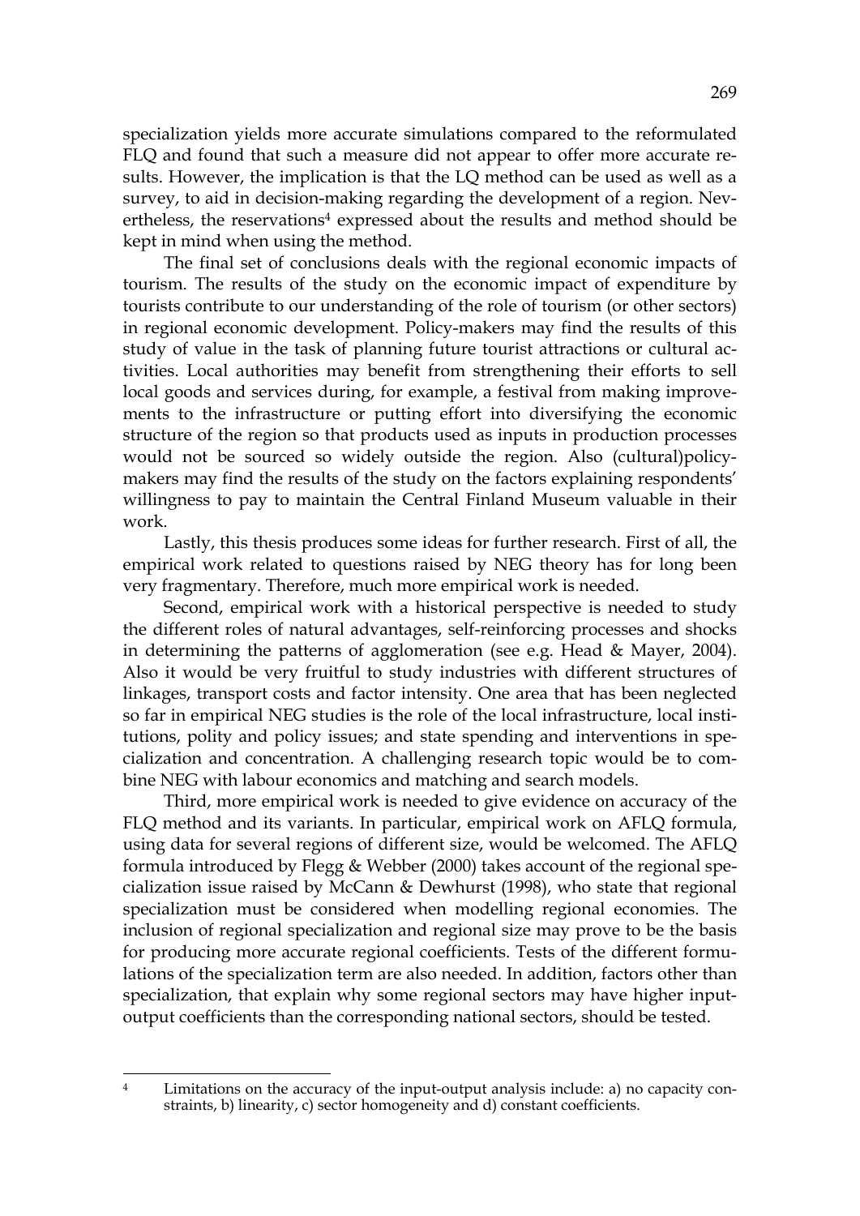specialization yields more accurate simulations compared to the reformulated FLQ and found that such a measure did not appear to offer more accurate results. However, the implication is that the LQ method can be used as well as a survey, to aid in decision-making regarding the development of a region. Nevertheless, the reservations[4] expressed about the results and method should be kept in mind when using the method.

The final set of conclusions deals with the regional economic impacts of tourism. The results of the study on the economic impact of expenditure by tourists contribute to our understanding of the role of tourism (or other sectors) in regional economic development. Policy-makers may find the results of this study of value in the task of planning future tourist attractions or cultural activities. Local authorities may benefit from strengthening their efforts to sell local goods and services during, for example, a festival from making improvements to the infrastructure or putting effort into diversifying the economic structure of the region so that products used as inputs in production processes would not be sourced so widely outside the region. Also (cultural)policy-makers may find the results of the study on the factors explaining respondents' willingness to pay to maintain the Central Finland Museum valuable in their work.

Lastly, this thesis produces some ideas for further research. First of all, the empirical work related to questions raised by NEG theory has for long been very fragmentary. Therefore, much more empirical work is needed.

Second, empirical work with a historical perspective is needed to study the different roles of natural advantages, self-reinforcing processes and shocks in determining the patterns of agglomeration (see e.g. Head & Mayer, 2004). Also it would be very fruitful to study industries with different structures of linkages, transport costs and factor intensity. One area that has been neglected so far in empirical NEG studies is the role of the local infrastructure, local institutions, polity and policy issues; and state spending and interventions in specialization and concentration. A challenging research topic would be to combine NEG with labour economics and matching and search models.

Third, more empirical work is needed to give evidence on accuracy of the FLQ method and its variants. In particular, empirical work on AFLQ formula, using data for several regions of different size, would be welcomed. The AFLQ formula introduced by Flegg & Webber (2000) takes account of the regional specialization issue raised by McCann & Dewhurst (1998), who state that regional specialization must be considered when modelling regional economies. The inclusion of regional specialization and regional size may prove to be the basis for producing more accurate regional coefficients. Tests of the different formulations of the specialization term are also needed. In addition, factors other than specialization, that explain why some regional sectors may have higher input-output coefficients than the corresponding national sectors, should be tested.

---

[4] Limitations on the accuracy of the input-output analysis include: a) no capacity constraints, b) linearity, c) sector homogeneity and d) constant coefficients.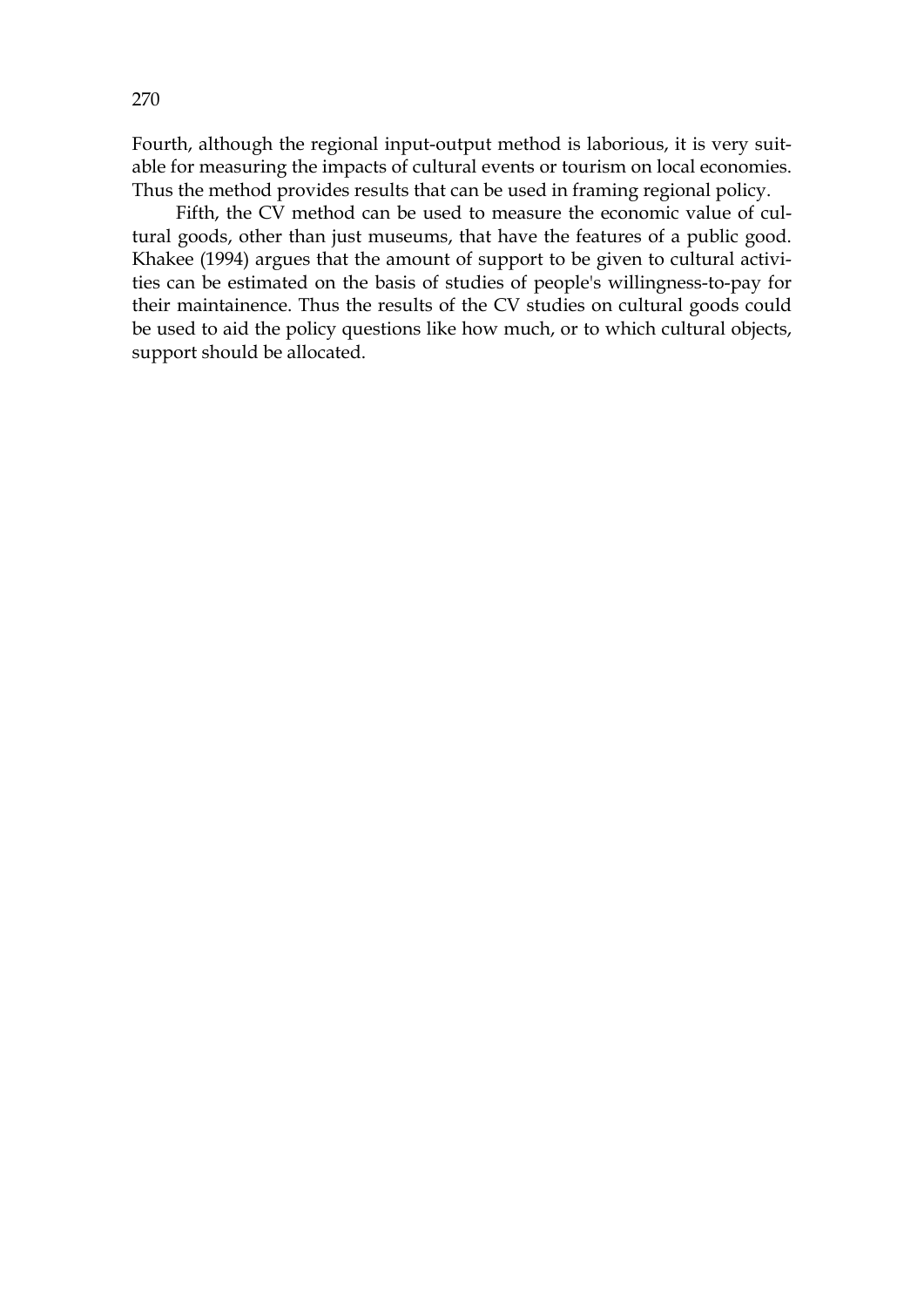Fourth, although the regional input-output method is laborious, it is very suitable for measuring the impacts of cultural events or tourism on local economies. Thus the method provides results that can be used in framing regional policy.

Fifth, the CV method can be used to measure the economic value of cultural goods, other than just museums, that have the features of a public good. Khakee (1994) argues that the amount of support to be given to cultural activities can be estimated on the basis of studies of people's willingness-to-pay for their maintainence. Thus the results of the CV studies on cultural goods could be used to aid the policy questions like how much, or to which cultural objects, support should be allocated.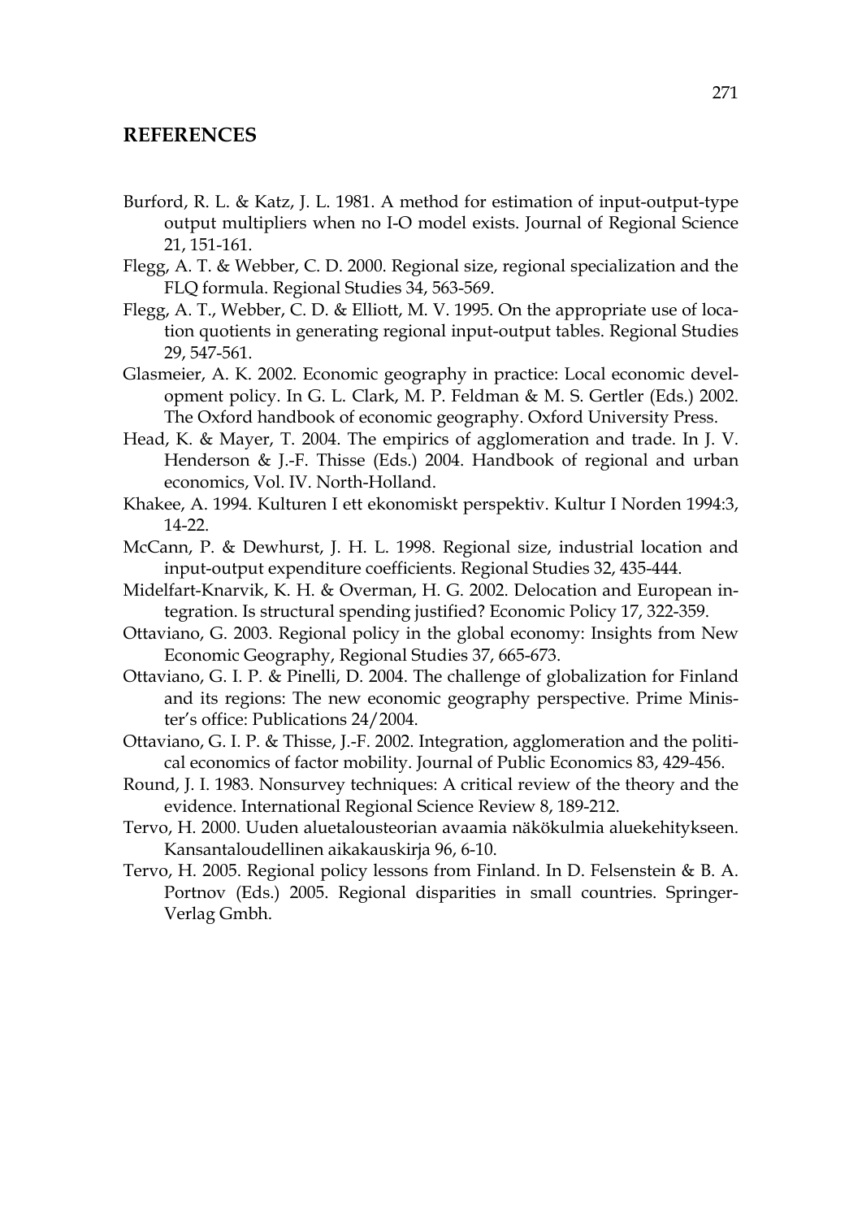## REFERENCES

Burford, R. L. & Katz, J. L. 1981. A method for estimation of input-output-type output multipliers when no I-O model exists. Journal of Regional Science 21, 151-161.

Flegg, A. T. & Webber, C. D. 2000. Regional size, regional specialization and the FLQ formula. Regional Studies 34, 563-569.

Flegg, A. T., Webber, C. D. & Elliott, M. V. 1995. On the appropriate use of location quotients in generating regional input-output tables. Regional Studies 29, 547-561.

Glasmeier, A. K. 2002. Economic geography in practice: Local economic development policy. In G. L. Clark, M. P. Feldman & M. S. Gertler (Eds.) 2002. The Oxford handbook of economic geography. Oxford University Press.

Head, K. & Mayer, T. 2004. The empirics of agglomeration and trade. In J. V. Henderson & J.-F. Thisse (Eds.) 2004. Handbook of regional and urban economics, Vol. IV. North-Holland.

Khakee, A. 1994. Kulturen I ett ekonomiskt perspektiv. Kultur I Norden 1994:3, 14-22.

McCann, P. & Dewhurst, J. H. L. 1998. Regional size, industrial location and input-output expenditure coefficients. Regional Studies 32, 435-444.

Midelfart-Knarvik, K. H. & Overman, H. G. 2002. Delocation and European integration. Is structural spending justified? Economic Policy 17, 322-359.

Ottaviano, G. 2003. Regional policy in the global economy: Insights from New Economic Geography, Regional Studies 37, 665-673.

Ottaviano, G. I. P. & Pinelli, D. 2004. The challenge of globalization for Finland and its regions: The new economic geography perspective. Prime Minister's office: Publications 24/2004.

Ottaviano, G. I. P. & Thisse, J.-F. 2002. Integration, agglomeration and the political economics of factor mobility. Journal of Public Economics 83, 429-456.

Round, J. I. 1983. Nonsurvey techniques: A critical review of the theory and the evidence. International Regional Science Review 8, 189-212.

Tervo, H. 2000. Uuden aluetalousteorian avaamia näkökulmia aluekehitykseen. Kansantaloudellinen aikakauskirja 96, 6-10.

Tervo, H. 2005. Regional policy lessons from Finland. In D. Felsenstein & B. A. Portnov (Eds.) 2005. Regional disparities in small countries. Springer-Verlag Gmbh.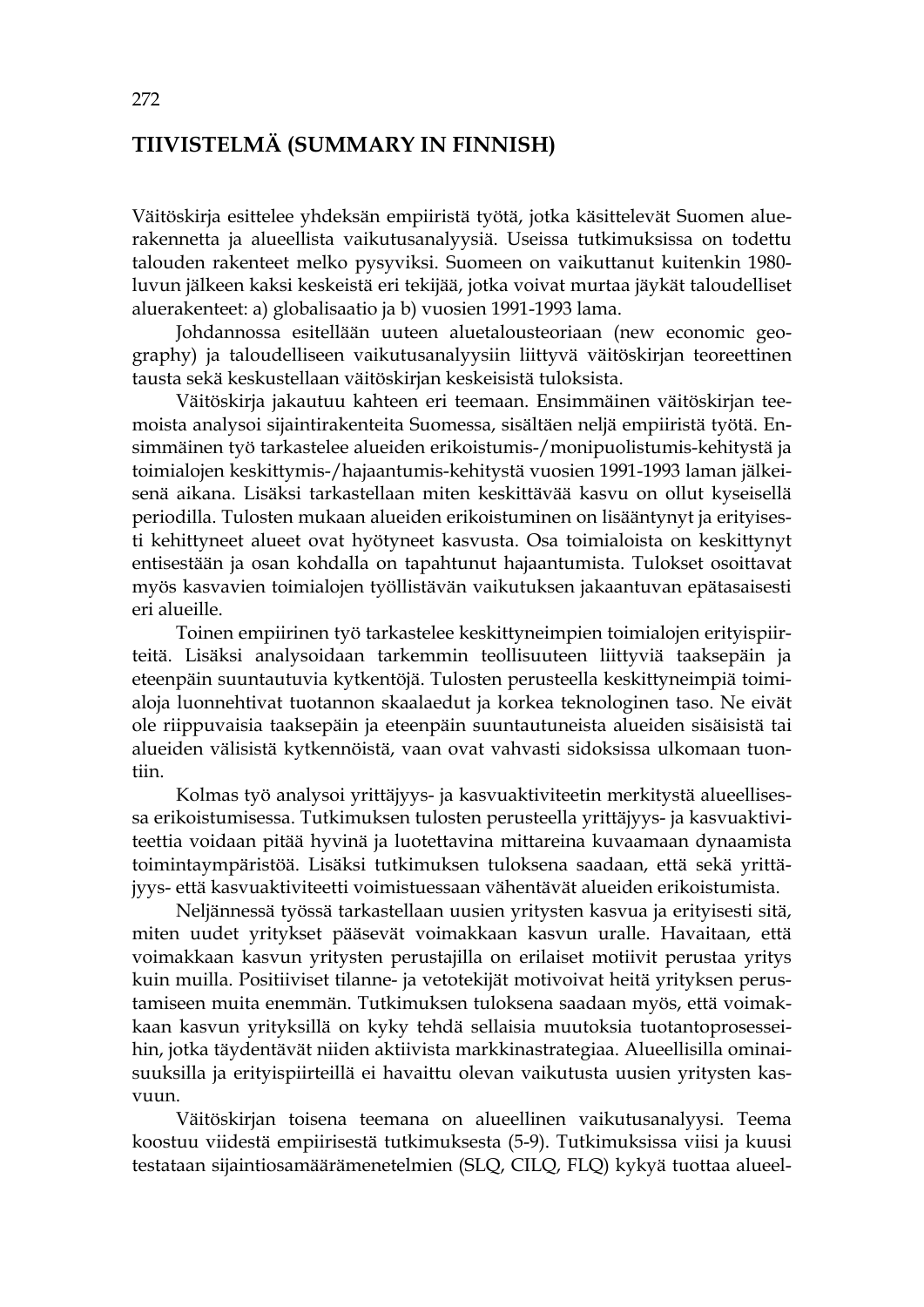# TIIVISTELMÄ (SUMMARY IN FINNISH)

Väitöskirja esittelee yhdeksän empiiristä työtä, jotka käsittelevät Suomen aluerakennetta ja alueellista vaikutusanalyysiä. Useissa tutkimuksissa on todettu talouden rakenteet melko pysyviksi. Suomeen on vaikuttanut kuitenkin 1980-luvun jälkeen kaksi keskeistä eri tekijää, jotka voivat murtaa jäykät taloudelliset aluerakenteet: a) globalisaatio ja b) vuosien 1991-1993 lama.

Johdannossa esitellään uuteen aluetalousteoriaan (new economic geography) ja taloudelliseen vaikutusanalyysiin liittyvä väitöskirjan teoreettinen tausta sekä keskustellaan väitöskirjan keskeisistä tuloksista.

Väitöskirja jakautuu kahteen eri teemaan. Ensimmäinen väitöskirjan teemoista analysoi sijaintirakenteita Suomessa, sisältäen neljä empiiristä työtä. Ensimmäinen työ tarkastelee alueiden erikoistumis-/monipuolistumis-kehitystä ja toimialojen keskittymis-/hajaantumis-kehitystä vuosien 1991-1993 laman jälkeisenä aikana. Lisäksi tarkastellaan miten keskittävää kasvu on ollut kyseisellä periodilla. Tulosten mukaan alueiden erikoistuminen on lisääntynyt ja erityisesti kehittyneet alueet ovat hyötyneet kasvusta. Osa toimialoista on keskittynyt entisestään ja osan kohdalla on tapahtunut hajaantumista. Tulokset osoittavat myös kasvavien toimialojen työllistävän vaikutuksen jakaantuvan epätasaisesti eri alueille.

Toinen empiirinen työ tarkastelee keskittyneimpien toimialojen erityispiirteitä. Lisäksi analysoidaan tarkemmin teollisuuteen liittyviä taaksepäin ja eteenpäin suuntautuvia kytkentöjä. Tulosten perusteella keskittyneimpiä toimialoja luonnehtivat tuotannon skaalaedut ja korkea teknologinen taso. Ne eivät ole riippuvaisia taaksepäin ja eteenpäin suuntautuneista alueiden sisäisistä tai alueiden välisistä kytkennöistä, vaan ovat vahvasti sidoksissa ulkomaan tuontiin.

Kolmas työ analysoi yrittäjyys- ja kasvuaktiviteetin merkitystä alueellisessa erikoistumisessa. Tutkimuksen tulosten perusteella yrittäjyys- ja kasvuaktiviteettia voidaan pitää hyvinä ja luotettavina mittareina kuvaamaan dynaamista toimintaympäristöä. Lisäksi tutkimuksen tuloksena saadaan, että sekä yrittäjyys- että kasvuaktiviteetti voimistuessaan vähentävät alueiden erikoistumista.

Neljännessä työssä tarkastellaan uusien yritysten kasvua ja erityisesti sitä, miten uudet yritykset pääsevät voimakkaan kasvun uralle. Havaitaan, että voimakkaan kasvun yritysten perustajilla on erilaiset motiivit perustaa yritys kuin muilla. Positiiviset tilanne- ja vetotekijät motivoivat heitä yrityksen perustamiseen muita enemmän. Tutkimuksen tuloksena saadaan myös, että voimakkaan kasvun yrityksillä on kyky tehdä sellaisia muutoksia tuotantoprosesseihin, jotka täydentävät niiden aktiivista markkinastrategiaa. Alueellisilla ominaisuuksilla ja erityispiirteillä ei havaittu olevan vaikutusta uusien yritysten kasvuun.

Väitöskirjan toisena teemana on alueellinen vaikutusanalyysi. Teema koostuu viidestä empiirisestä tutkimuksesta (5-9). Tutkimuksissa viisi ja kuusi testataan sijaintiosamäärämenetelmien (SLQ, CILQ, FLQ) kykyä tuottaa alueel-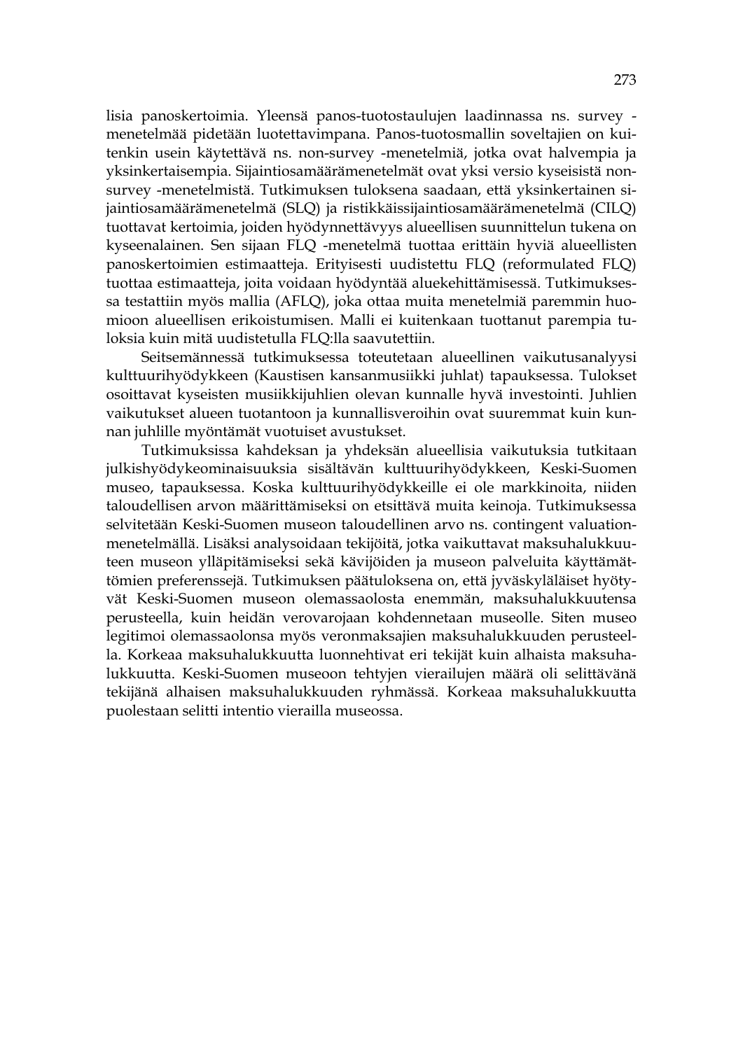lisia panoskertoimia. Yleensä panos-tuotostaulujen laadinnassa ns. survey -menetelmää pidetään luotettavimpana. Panos-tuotosmallin soveltajien on kuitenkin usein käytettävä ns. non-survey -menetelmiä, jotka ovat halvempia ja yksinkertaisempia. Sijaintiosamäärämenetelmät ovat yksi versio kyseisistä non-survey -menetelmistä. Tutkimuksen tuloksena saadaan, että yksinkertainen sijaintiosamäärämenetelmä (SLQ) ja ristikkäissijaintiosamäärämenetelmä (CILQ) tuottavat kertoimia, joiden hyödynnettävyys alueellisen suunnittelun tukena on kyseenalainen. Sen sijaan FLQ -menetelmä tuottaa erittäin hyviä alueellisten panoskertoimien estimaatteja. Erityisesti uudistettu FLQ (reformulated FLQ) tuottaa estimaatteja, joita voidaan hyödyntää aluekehittämisessä. Tutkimuksessa testattiin myös mallia (AFLQ), joka ottaa muita menetelmiä paremmin huomioon alueellisen erikoistumisen. Malli ei kuitenkaan tuottanut parempia tuloksia kuin mitä uudistetulla FLQ:lla saavutettiin.

Seitsemännessä tutkimuksessa toteutetaan alueellinen vaikutusanalyysi kulttuurihyödykkeen (Kaustisen kansanmusiikki juhlat) tapauksessa. Tulokset osoittavat kyseisten musiikkijuhlien olevan kunnalle hyvä investointi. Juhlien vaikutukset alueen tuotantoon ja kunnallisveroihin ovat suuremmat kuin kunnan juhlille myöntämät vuotuiset avustukset.

Tutkimuksissa kahdeksan ja yhdeksän alueellisia vaikutuksia tutkitaan julkishyödykeominaisuuksia sisältävän kulttuurihyödykkeen, Keski-Suomen museo, tapauksessa. Koska kulttuurihyödykkeille ei ole markkinoita, niiden taloudellisen arvon määrittämiseksi on etsittävä muita keinoja. Tutkimuksessa selvitetään Keski-Suomen museon taloudellinen arvo ns. contingent valuation-menetelmällä. Lisäksi analysoidaan tekijöitä, jotka vaikuttavat maksuhalukkuuteen museon ylläpitämiseksi sekä kävijöiden ja museon palveluita käyttämättömien preferenssejä. Tutkimuksen päätuloksena on, että jyväskyläläiset hyötyvät Keski-Suomen museon olemassaolosta enemmän, maksuhalukkuutensa perusteella, kuin heidän verovarojaan kohdennetaan museolle. Siten museo legitimoi olemassaolonsa myös veronmaksajien maksuhalukkuuden perusteella. Korkeaa maksuhalukkuutta luonnehtivat eri tekijät kuin alhaista maksuhalukkuutta. Keski-Suomen museoon tehtyjen vierailujen määrä oli selittävänä tekijänä alhaisen maksuhalukkuuden ryhmässä. Korkeaa maksuhalukkuutta puolestaan selitti intentio vierailla museossa.